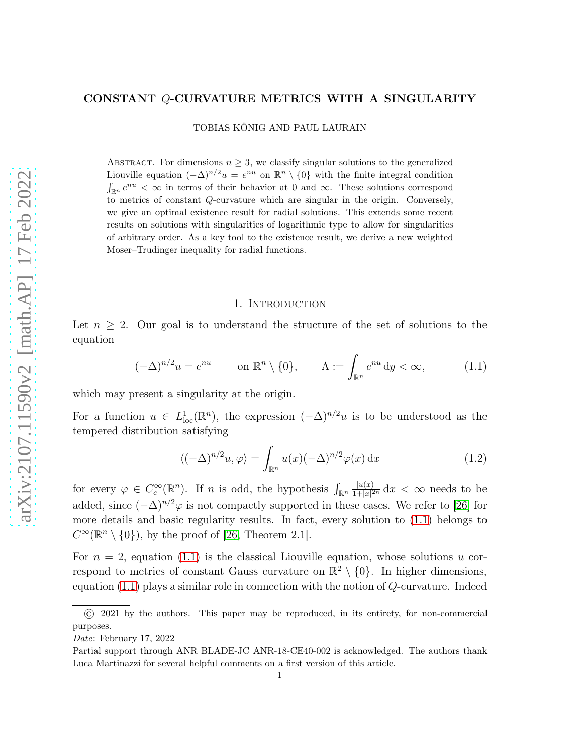# CONSTANT $Q$-CURVATURE METRICS WITH A SINGULARITY

TOBIAS KÖNIG AND PAUL LAURAIN

ABSTRACT. For dimensions $n \geq 3$, we classify singular solutions to the generalized Liouville equation $(-\Delta)^{n/2} u = e^{nu}$ on $\mathbb{R}^n \setminus \{0\}$ with the finite integral condition $\int_{\mathbb{R}^n} e^{nu} < \infty$ in terms of their behavior at 0 and $\infty$. These solutions correspond to metrics of constant $Q$-curvature which are singular in the origin. Conversely, we give an optimal existence result for radial solutions. This extends some recent results on solutions with singularities of logarithmic type to allow for singularities of arbitrary order. As a key tool to the existence result, we derive a new weighted Moser–Trudinger inequality for radial functions.

## 1. INTRODUCTION

Let $n \geq 2$. Our goal is to understand the structure of the set of solutions to the equation

$$(-\Delta)^{n/2} u = e^{nu} \qquad \text{on } \mathbb{R}^n \setminus \{0\}, \qquad \Lambda := \int_{\mathbb{R}^n} e^{nu} \,\mathrm{d}y < \infty, \tag{1.1}$$

which may present a singularity at the origin.

For a function $u \in L^1_{\mathrm{loc}}(\mathbb{R}^n)$, the expression $(-\Delta)^{n/2} u$ is to be understood as the tempered distribution satisfying

$$\langle (-\Delta)^{n/2} u, \varphi \rangle = \int_{\mathbb{R}^n} u(x) (-\Delta)^{n/2} \varphi(x) \,\mathrm{d}x \tag{1.2}$$

for every $\varphi \in C_c^\infty(\mathbb{R}^n)$. If $n$ is odd, the hypothesis $\int_{\mathbb{R}^n} \frac{|u(x)|}{1+|x|^{2n}} \,\mathrm{d}x < \infty$ needs to be added, since $(-\Delta)^{n/2} \varphi$ is not compactly supported in these cases. We refer to [26] for more details and basic regularity results. In fact, every solution to (1.1) belongs to $C^\infty(\mathbb{R}^n \setminus \{0\})$, by the proof of [26, Theorem 2.1].

For $n = 2$, equation (1.1) is the classical Liouville equation, whose solutions $u$ correspond to metrics of constant Gauss curvature on $\mathbb{R}^2 \setminus \{0\}$. In higher dimensions, equation (1.1) plays a similar role in connection with the notion of $Q$-curvature. Indeed

---

© 2021 by the authors. This paper may be reproduced, in its entirety, for non-commercial purposes.

*Date*: February 17, 2022

Partial support through ANR BLADE-JC ANR-18-CE40-002 is acknowledged. The authors thank Luca Martinazzi for several helpful comments on a first version of this article.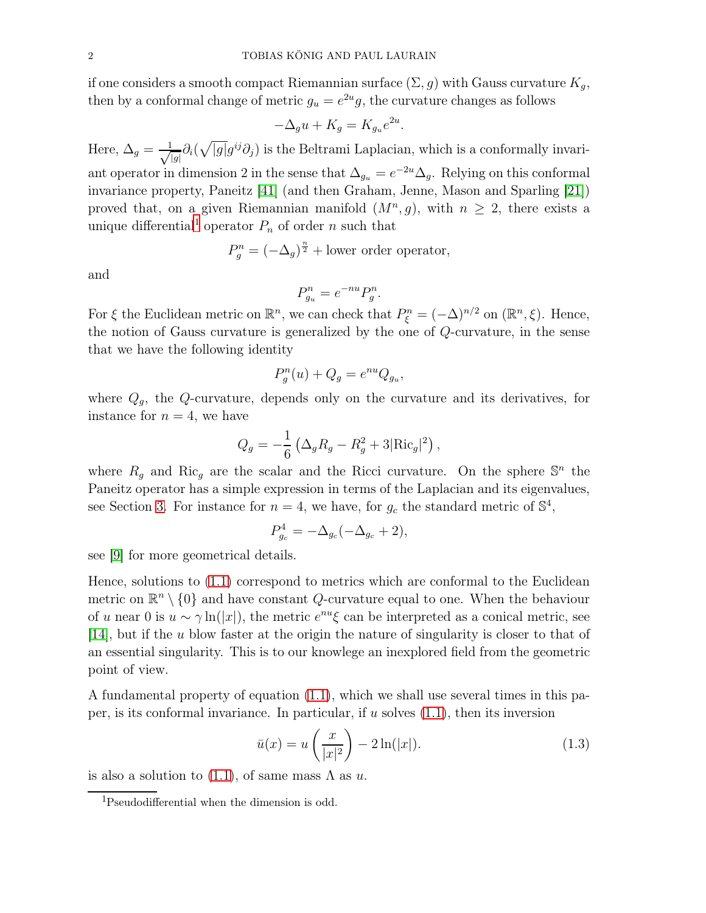if one considers a smooth compact Riemannian surface $(\Sigma, g)$ with Gauss curvature $K_g$, then by a conformal change of metric $g_u = e^{2u}g$, the curvature changes as follows

$$-\Delta_g u + K_g = K_{g_u} e^{2u}.$$

Here, $\Delta_g = \frac{1}{\sqrt{|g|}}\partial_i(\sqrt{|g|}g^{ij}\partial_j)$ is the Beltrami Laplacian, which is a conformally invariant operator in dimension 2 in the sense that $\Delta_{g_u} = e^{-2u}\Delta_g$. Relying on this conformal invariance property, Paneitz [41] (and then Graham, Jenne, Mason and Sparling [21]) proved that, on a given Riemannian manifold $(M^n, g)$, with $n \geq 2$, there exists a unique differential[1] operator $P_n$ of order $n$ such that

$$P_g^n = (-\Delta_g)^{\frac{n}{2}} + \text{lower order operator},$$

and

$$P_{g_u}^n = e^{-nu} P_g^n.$$

For $\xi$ the Euclidean metric on $\mathbb{R}^n$, we can check that $P_\xi^n = (-\Delta)^{n/2}$ on $(\mathbb{R}^n, \xi)$. Hence, the notion of Gauss curvature is generalized by the one of $Q$-curvature, in the sense that we have the following identity

$$P_g^n(u) + Q_g = e^{nu} Q_{g_u},$$

where $Q_g$, the $Q$-curvature, depends only on the curvature and its derivatives, for instance for $n = 4$, we have

$$Q_g = -\frac{1}{6}\left(\Delta_g R_g - R_g^2 + 3|\text{Ric}_g|^2\right),$$

where $R_g$ and $\text{Ric}_g$ are the scalar and the Ricci curvature. On the sphere $\mathbb{S}^n$ the Paneitz operator has a simple expression in terms of the Laplacian and its eigenvalues, see Section 3. For instance for $n = 4$, we have, for $g_c$ the standard metric of $\mathbb{S}^4$,

$$P_{g_c}^4 = -\Delta_{g_c}(-\Delta_{g_c} + 2),$$

see [9] for more geometrical details.

Hence, solutions to (1.1) correspond to metrics which are conformal to the Euclidean metric on $\mathbb{R}^n \setminus \{0\}$ and have constant $Q$-curvature equal to one. When the behaviour of $u$ near 0 is $u \sim \gamma \ln(|x|)$, the metric $e^{nu}\xi$ can be interpreted as a conical metric, see [14], but if the $u$ blow faster at the origin the nature of singularity is closer to that of an essential singularity. This is to our knowlege an inexplored field from the geometric point of view.

A fundamental property of equation (1.1), which we shall use several times in this paper, is its conformal invariance. In particular, if $u$ solves (1.1), then its inversion

$$\bar{u}(x) = u\left(\frac{x}{|x|^2}\right) - 2\ln(|x|). \tag{1.3}$$

is also a solution to (1.1), of same mass $\Lambda$ as $u$.

[1] Pseudodifferential when the dimension is odd.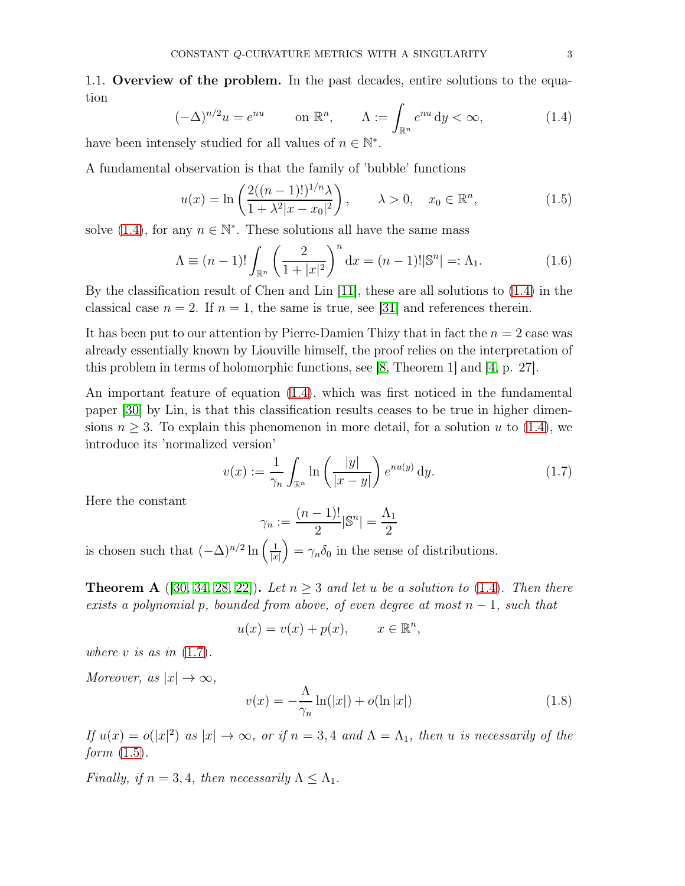### 1.1. Overview of the problem.

In the past decades, entire solutions to the equation

$$(-\Delta)^{n/2} u = e^{nu} \qquad \text{on } \mathbb{R}^n, \qquad \Lambda := \int_{\mathbb{R}^n} e^{nu} \, \mathrm{d}y < \infty, \tag{1.4}$$

have been intensely studied for all values of $n \in \mathbb{N}^*$.

A fundamental observation is that the family of 'bubble' functions

$$u(x) = \ln \left( \frac{2((n-1)!)^{1/n} \lambda}{1 + \lambda^2 |x - x_0|^2} \right), \qquad \lambda > 0, \quad x_0 \in \mathbb{R}^n, \tag{1.5}$$

solve (1.4), for any $n \in \mathbb{N}^*$. These solutions all have the same mass

$$\Lambda \equiv (n-1)! \int_{\mathbb{R}^n} \left( \frac{2}{1 + |x|^2} \right)^n \mathrm{d}x = (n-1)! |\mathbb{S}^n| =: \Lambda_1. \tag{1.6}$$

By the classification result of Chen and Lin [11], these are all solutions to (1.4) in the classical case $n = 2$. If $n = 1$, the same is true, see [31] and references therein.

It has been put to our attention by Pierre-Damien Thizy that in fact the $n = 2$ case was already essentially known by Liouville himself, the proof relies on the interpretation of this problem in terms of holomorphic functions, see [8, Theorem 1] and [4, p. 27].

An important feature of equation (1.4), which was first noticed in the fundamental paper [30] by Lin, is that this classification results ceases to be true in higher dimensions $n \geq 3$. To explain this phenomenon in more detail, for a solution $u$ to (1.4), we introduce its 'normalized version'

$$v(x) := \frac{1}{\gamma_n} \int_{\mathbb{R}^n} \ln \left( \frac{|y|}{|x - y|} \right) e^{nu(y)} \, \mathrm{d}y. \tag{1.7}$$

Here the constant

$$\gamma_n := \frac{(n-1)!}{2} |\mathbb{S}^n| = \frac{\Lambda_1}{2}$$

is chosen such that $(-\Delta)^{n/2} \ln \left( \frac{1}{|x|} \right) = \gamma_n \delta_0$ in the sense of distributions.

**Theorem A** ([30, 34, 28, 22]). *Let $n \geq 3$ and let $u$ be a solution to (1.4). Then there exists a polynomial $p$, bounded from above, of even degree at most $n - 1$, such that*

$$u(x) = v(x) + p(x), \qquad x \in \mathbb{R}^n,$$

*where $v$ is as in (1.7).*

*Moreover, as $|x| \to \infty$,*

$$v(x) = -\frac{\Lambda}{\gamma_n} \ln(|x|) + o(\ln |x|) \tag{1.8}$$

*If $u(x) = o(|x|^2)$ as $|x| \to \infty$, or if $n = 3, 4$ and $\Lambda = \Lambda_1$, then $u$ is necessarily of the form (1.5).*

*Finally, if $n = 3, 4$, then necessarily $\Lambda \leq \Lambda_1$.*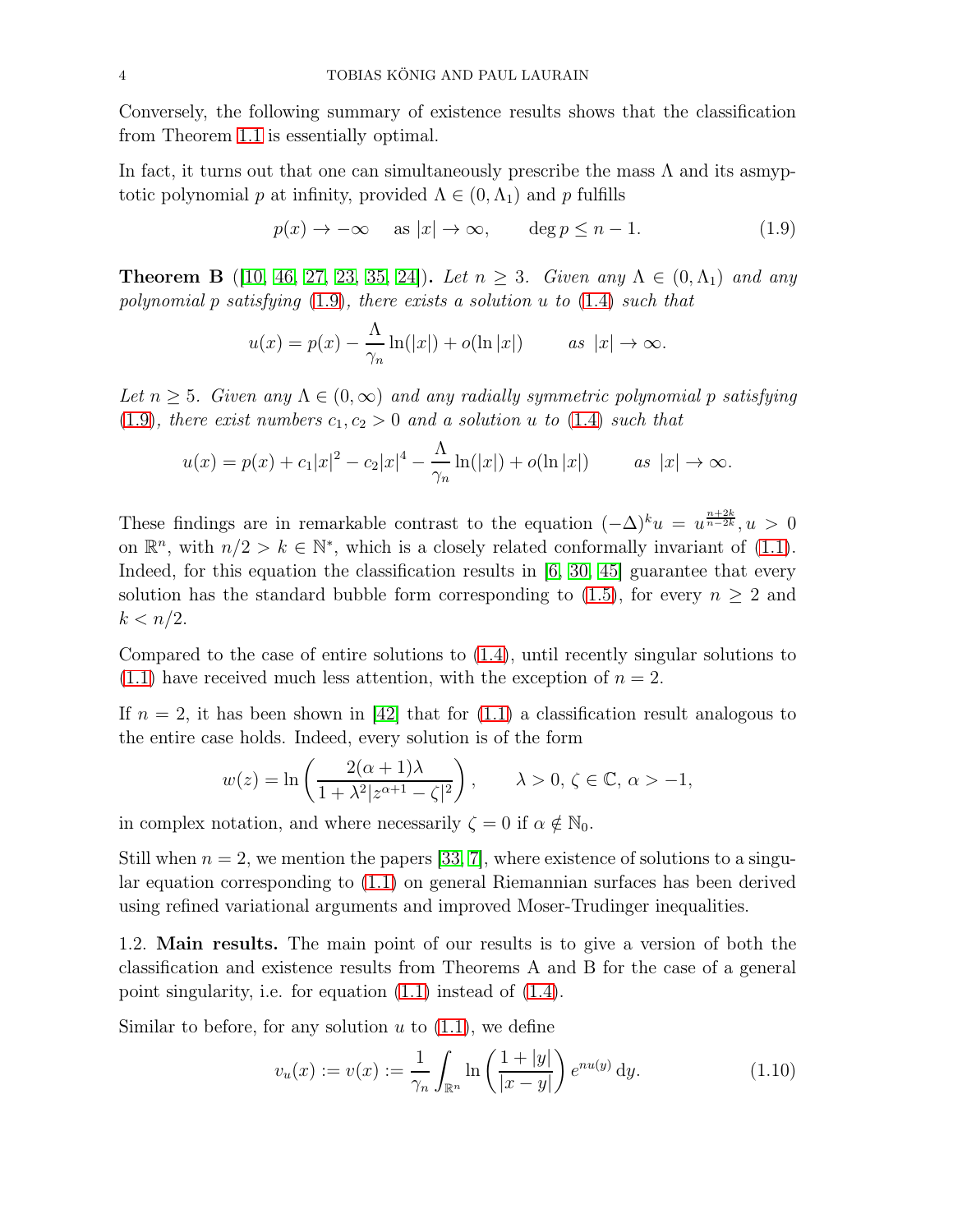Conversely, the following summary of existence results shows that the classification from Theorem 1.1 is essentially optimal.

In fact, it turns out that one can simultaneously prescribe the mass $\Lambda$ and its asmyptotic polynomial $p$ at infinity, provided $\Lambda \in (0, \Lambda_1)$ and $p$ fulfills

$$p(x) \to -\infty \quad \text{ as } |x| \to \infty, \qquad \deg p \leq n-1. \tag{1.9}$$

**Theorem B** ([10, 46, 27, 23, 35, 24])**.** *Let $n \geq 3$. Given any $\Lambda \in (0, \Lambda_1)$ and any polynomial $p$ satisfying (1.9), there exists a solution $u$ to (1.4) such that*

$$u(x) = p(x) - \frac{\Lambda}{\gamma_n} \ln(|x|) + o(\ln |x|) \qquad \text{as } |x| \to \infty.$$

*Let $n \geq 5$. Given any $\Lambda \in (0, \infty)$ and any radially symmetric polynomial $p$ satisfying (1.9), there exist numbers $c_1, c_2 > 0$ and a solution $u$ to (1.4) such that*

$$u(x) = p(x) + c_1|x|^2 - c_2|x|^4 - \frac{\Lambda}{\gamma_n} \ln(|x|) + o(\ln |x|) \qquad \text{as } |x| \to \infty.$$

These findings are in remarkable contrast to the equation $(-\Delta)^k u = u^{\frac{n+2k}{n-2k}}, u > 0$ on $\mathbb{R}^n$, with $n/2 > k \in \mathbb{N}^*$, which is a closely related conformally invariant of (1.1). Indeed, for this equation the classification results in [6, 30, 45] guarantee that every solution has the standard bubble form corresponding to (1.5), for every $n \geq 2$ and $k < n/2$.

Compared to the case of entire solutions to (1.4), until recently singular solutions to (1.1) have received much less attention, with the exception of $n = 2$.

If $n = 2$, it has been shown in [42] that for (1.1) a classification result analogous to the entire case holds. Indeed, every solution is of the form

$$w(z) = \ln \left( \frac{2(\alpha+1)\lambda}{1 + \lambda^2 |z^{\alpha+1} - \zeta|^2} \right), \qquad \lambda > 0, \, \zeta \in \mathbb{C}, \, \alpha > -1,$$

in complex notation, and where necessarily $\zeta = 0$ if $\alpha \notin \mathbb{N}_0$.

Still when $n = 2$, we mention the papers [33, 7], where existence of solutions to a singular equation corresponding to (1.1) on general Riemannian surfaces has been derived using refined variational arguments and improved Moser-Trudinger inequalities.

1.2. **Main results.** The main point of our results is to give a version of both the classification and existence results from Theorems A and B for the case of a general point singularity, i.e. for equation (1.1) instead of (1.4).

Similar to before, for any solution $u$ to (1.1), we define

$$v_u(x) := v(x) := \frac{1}{\gamma_n} \int_{\mathbb{R}^n} \ln \left( \frac{1 + |y|}{|x - y|} \right) e^{nu(y)} \, \mathrm{d}y. \tag{1.10}$$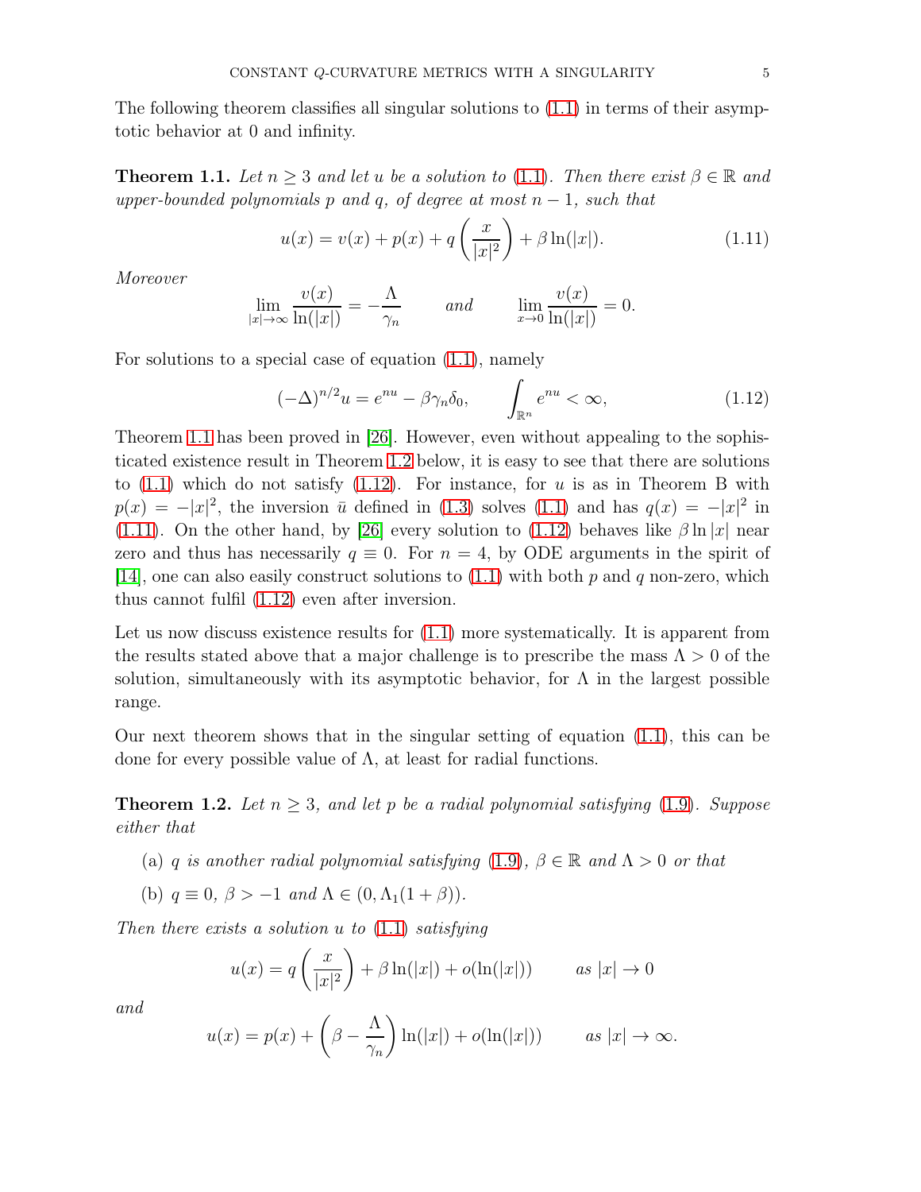The following theorem classifies all singular solutions to (1.1) in terms of their asymptotic behavior at 0 and infinity.

**Theorem 1.1.** *Let $n \geq 3$ and let $u$ be a solution to* (1.1)*. Then there exist $\beta \in \mathbb{R}$ and upper-bounded polynomials $p$ and $q$, of degree at most $n-1$, such that*

$$u(x) = v(x) + p(x) + q\left(\frac{x}{|x|^2}\right) + \beta \ln(|x|). \tag{1.11}$$

*Moreover*

$$\lim_{|x|\to\infty} \frac{v(x)}{\ln(|x|)} = -\frac{\Lambda}{\gamma_n} \qquad \text{and} \qquad \lim_{x\to 0} \frac{v(x)}{\ln(|x|)} = 0.$$

For solutions to a special case of equation (1.1), namely

$$(-\Delta)^{n/2} u = e^{nu} - \beta\gamma_n \delta_0, \qquad \int_{\mathbb{R}^n} e^{nu} < \infty, \tag{1.12}$$

Theorem 1.1 has been proved in [26]. However, even without appealing to the sophisticated existence result in Theorem 1.2 below, it is easy to see that there are solutions to (1.1) which do not satisfy (1.12). For instance, for $u$ is as in Theorem B with $p(x) = -|x|^2$, the inversion $\bar{u}$ defined in (1.3) solves (1.1) and has $q(x) = -|x|^2$ in (1.11). On the other hand, by [26] every solution to (1.12) behaves like $\beta \ln |x|$ near zero and thus has necessarily $q \equiv 0$. For $n = 4$, by ODE arguments in the spirit of [14], one can also easily construct solutions to (1.1) with both $p$ and $q$ non-zero, which thus cannot fulfil (1.12) even after inversion.

Let us now discuss existence results for (1.1) more systematically. It is apparent from the results stated above that a major challenge is to prescribe the mass $\Lambda > 0$ of the solution, simultaneously with its asymptotic behavior, for $\Lambda$ in the largest possible range.

Our next theorem shows that in the singular setting of equation (1.1), this can be done for every possible value of $\Lambda$, at least for radial functions.

**Theorem 1.2.** *Let $n \geq 3$, and let $p$ be a radial polynomial satisfying* (1.9)*. Suppose either that*

(a) *$q$ is another radial polynomial satisfying* (1.9)*, $\beta \in \mathbb{R}$ and $\Lambda > 0$ or that*

(b) *$q \equiv 0$, $\beta > -1$ and $\Lambda \in (0, \Lambda_1(1+\beta))$.*

*Then there exists a solution $u$ to* (1.1) *satisfying*

$$u(x) = q\left(\frac{x}{|x|^2}\right) + \beta \ln(|x|) + o(\ln(|x|)) \qquad \text{as } |x| \to 0$$

*and*

$$u(x) = p(x) + \left(\beta - \frac{\Lambda}{\gamma_n}\right) \ln(|x|) + o(\ln(|x|)) \qquad \text{as } |x| \to \infty.$$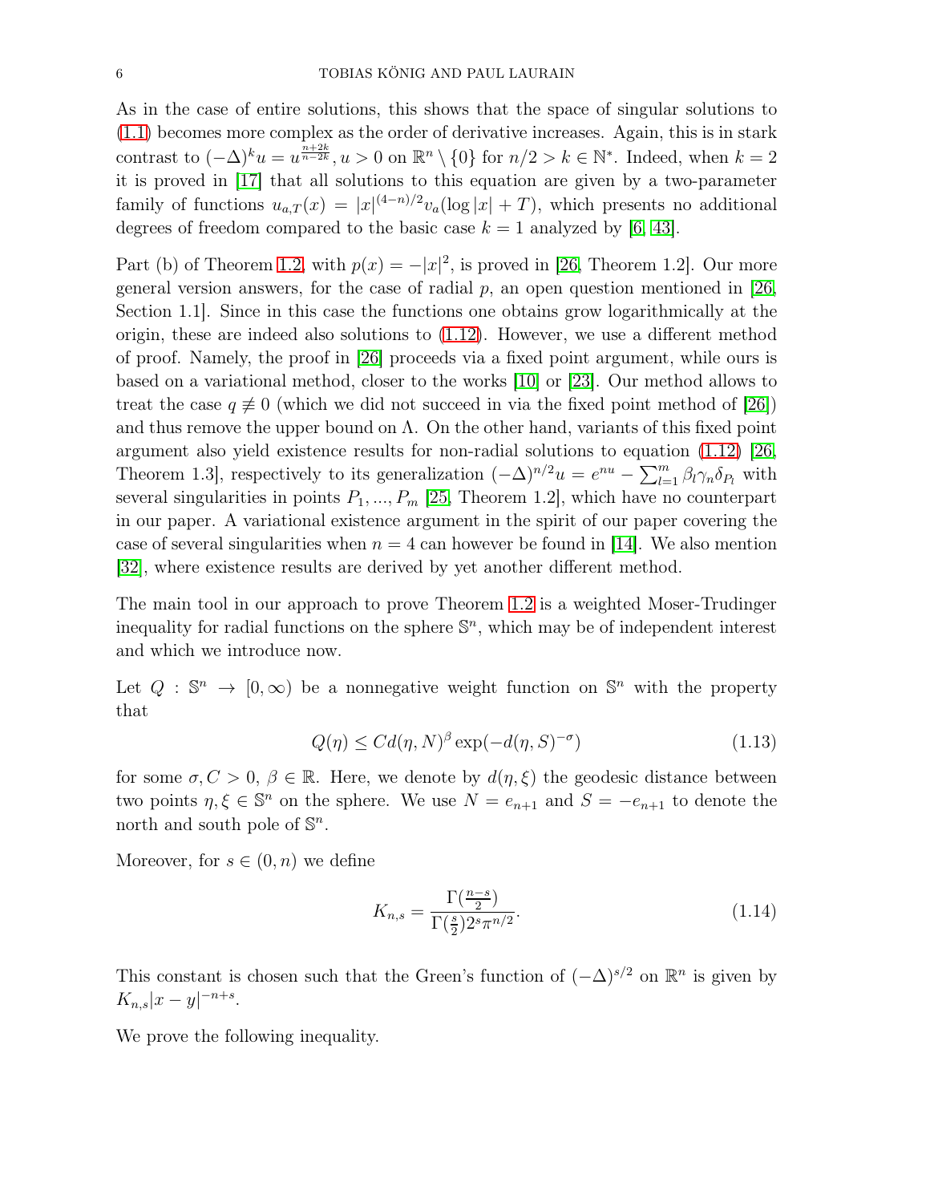As in the case of entire solutions, this shows that the space of singular solutions to (1.1) becomes more complex as the order of derivative increases. Again, this is in stark contrast to $(-\Delta)^k u = u^{\frac{n+2k}{n-2k}}, u > 0$ on $\mathbb{R}^n \setminus \{0\}$ for $n/2 > k \in \mathbb{N}^*$. Indeed, when $k = 2$ it is proved in [17] that all solutions to this equation are given by a two-parameter family of functions $u_{a,T}(x) = |x|^{(4-n)/2} v_a(\log |x| + T)$, which presents no additional degrees of freedom compared to the basic case $k = 1$ analyzed by [6, 43].

Part (b) of Theorem 1.2, with $p(x) = -|x|^2$, is proved in [26, Theorem 1.2]. Our more general version answers, for the case of radial $p$, an open question mentioned in [26, Section 1.1]. Since in this case the functions one obtains grow logarithmically at the origin, these are indeed also solutions to (1.12). However, we use a different method of proof. Namely, the proof in [26] proceeds via a fixed point argument, while ours is based on a variational method, closer to the works [10] or [23]. Our method allows to treat the case $q \not\equiv 0$ (which we did not succeed in via the fixed point method of [26]) and thus remove the upper bound on $\Lambda$. On the other hand, variants of this fixed point argument also yield existence results for non-radial solutions to equation (1.12) [26, Theorem 1.3], respectively to its generalization $(-\Delta)^{n/2} u = e^{nu} - \sum_{l=1}^m \beta_l \gamma_n \delta_{P_l}$ with several singularities in points $P_1, ..., P_m$ [25, Theorem 1.2], which have no counterpart in our paper. A variational existence argument in the spirit of our paper covering the case of several singularities when $n = 4$ can however be found in [14]. We also mention [32], where existence results are derived by yet another different method.

The main tool in our approach to prove Theorem 1.2 is a weighted Moser-Trudinger inequality for radial functions on the sphere $\mathbb{S}^n$, which may be of independent interest and which we introduce now.

Let $Q : \mathbb{S}^n \to [0, \infty)$ be a nonnegative weight function on $\mathbb{S}^n$ with the property that

$$Q(\eta) \leq C d(\eta, N)^\beta \exp(-d(\eta, S)^{-\sigma}) \tag{1.13}$$

for some $\sigma, C > 0$, $\beta \in \mathbb{R}$. Here, we denote by $d(\eta, \xi)$ the geodesic distance between two points $\eta, \xi \in \mathbb{S}^n$ on the sphere. We use $N = e_{n+1}$ and $S = -e_{n+1}$ to denote the north and south pole of $\mathbb{S}^n$.

Moreover, for $s \in (0, n)$ we define

$$K_{n,s} = \frac{\Gamma(\frac{n-s}{2})}{\Gamma(\frac{s}{2}) 2^s \pi^{n/2}}. \tag{1.14}$$

This constant is chosen such that the Green's function of $(-\Delta)^{s/2}$ on $\mathbb{R}^n$ is given by $K_{n,s}|x - y|^{-n+s}$.

We prove the following inequality.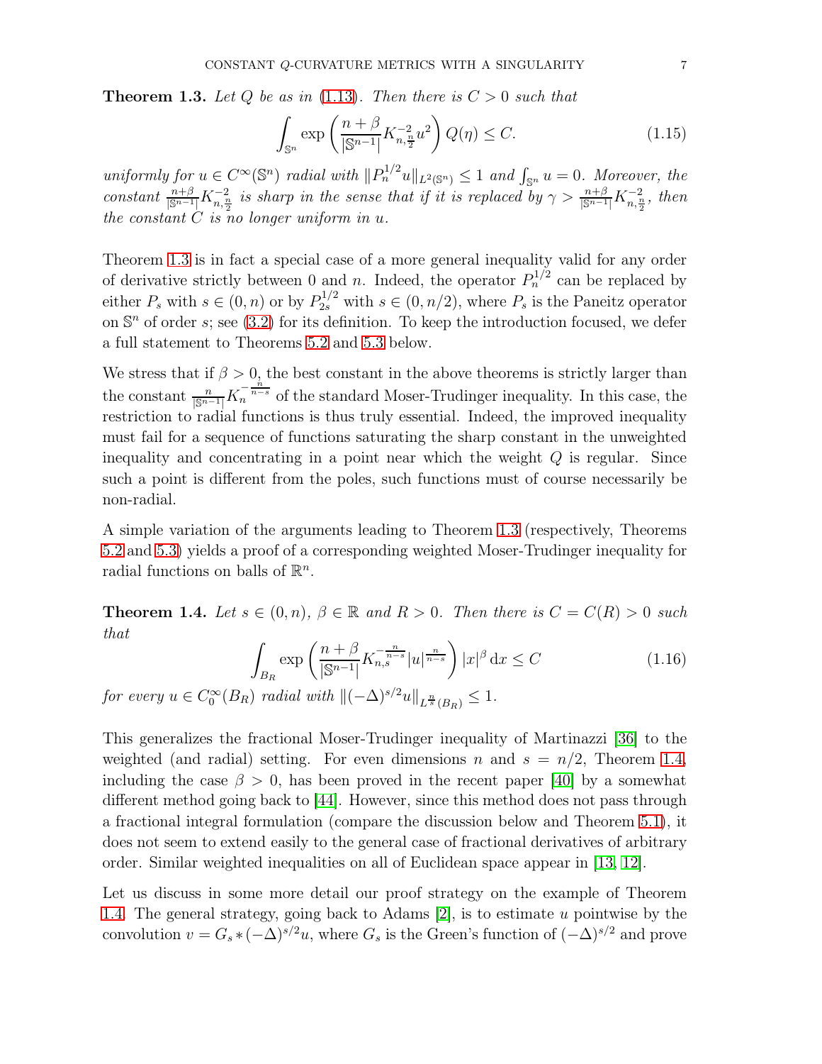**Theorem 1.3.** *Let $Q$ be as in (1.13). Then there is $C > 0$ such that*

$$\int_{\mathbb{S}^n} \exp\left(\frac{n+\beta}{|\mathbb{S}^{n-1}|} K_{n,\frac{n}{2}}^{-2} u^2\right) Q(\eta) \leq C. \tag{1.15}$$

*uniformly for $u \in C^\infty(\mathbb{S}^n)$ radial with $\|P_n^{1/2} u\|_{L^2(\mathbb{S}^n)} \leq 1$ and $\int_{\mathbb{S}^n} u = 0$. Moreover, the constant $\frac{n+\beta}{|\mathbb{S}^{n-1}|} K_{n,\frac{n}{2}}^{-2}$ is sharp in the sense that if it is replaced by $\gamma > \frac{n+\beta}{|\mathbb{S}^{n-1}|} K_{n,\frac{n}{2}}^{-2}$, then the constant $C$ is no longer uniform in $u$.*

Theorem 1.3 is in fact a special case of a more general inequality valid for any order of derivative strictly between 0 and $n$. Indeed, the operator $P_n^{1/2}$ can be replaced by either $P_s$ with $s \in (0, n)$ or by $P_{2s}^{1/2}$ with $s \in (0, n/2)$, where $P_s$ is the Paneitz operator on $\mathbb{S}^n$ of order $s$; see (3.2) for its definition. To keep the introduction focused, we defer a full statement to Theorems 5.2 and 5.3 below.

We stress that if $\beta > 0$, the best constant in the above theorems is strictly larger than the constant $\frac{n}{|\mathbb{S}^{n-1}|} K_n^{-\frac{n}{n-s}}$ of the standard Moser-Trudinger inequality. In this case, the restriction to radial functions is thus truly essential. Indeed, the improved inequality must fail for a sequence of functions saturating the sharp constant in the unweighted inequality and concentrating in a point near which the weight $Q$ is regular. Since such a point is different from the poles, such functions must of course necessarily be non-radial.

A simple variation of the arguments leading to Theorem 1.3 (respectively, Theorems 5.2 and 5.3) yields a proof of a corresponding weighted Moser-Trudinger inequality for radial functions on balls of $\mathbb{R}^n$.

**Theorem 1.4.** *Let $s \in (0, n)$, $\beta \in \mathbb{R}$ and $R > 0$. Then there is $C = C(R) > 0$ such that*

$$\int_{B_R} \exp\left(\frac{n+\beta}{|\mathbb{S}^{n-1}|} K_{n,s}^{-\frac{n}{n-s}} |u|^{\frac{n}{n-s}}\right) |x|^\beta \, \mathrm{d}x \leq C \tag{1.16}$$

*for every $u \in C_0^\infty(B_R)$ radial with $\|(-\Delta)^{s/2} u\|_{L^{\frac{n}{s}}(B_R)} \leq 1$.*

This generalizes the fractional Moser-Trudinger inequality of Martinazzi [36] to the weighted (and radial) setting. For even dimensions $n$ and $s = n/2$, Theorem 1.4, including the case $\beta > 0$, has been proved in the recent paper [40] by a somewhat different method going back to [44]. However, since this method does not pass through a fractional integral formulation (compare the discussion below and Theorem 5.1), it does not seem to extend easily to the general case of fractional derivatives of arbitrary order. Similar weighted inequalities on all of Euclidean space appear in [13, 12].

Let us discuss in some more detail our proof strategy on the example of Theorem 1.4. The general strategy, going back to Adams [2], is to estimate $u$ pointwise by the convolution $v = G_s * (-\Delta)^{s/2} u$, where $G_s$ is the Green's function of $(-\Delta)^{s/2}$ and prove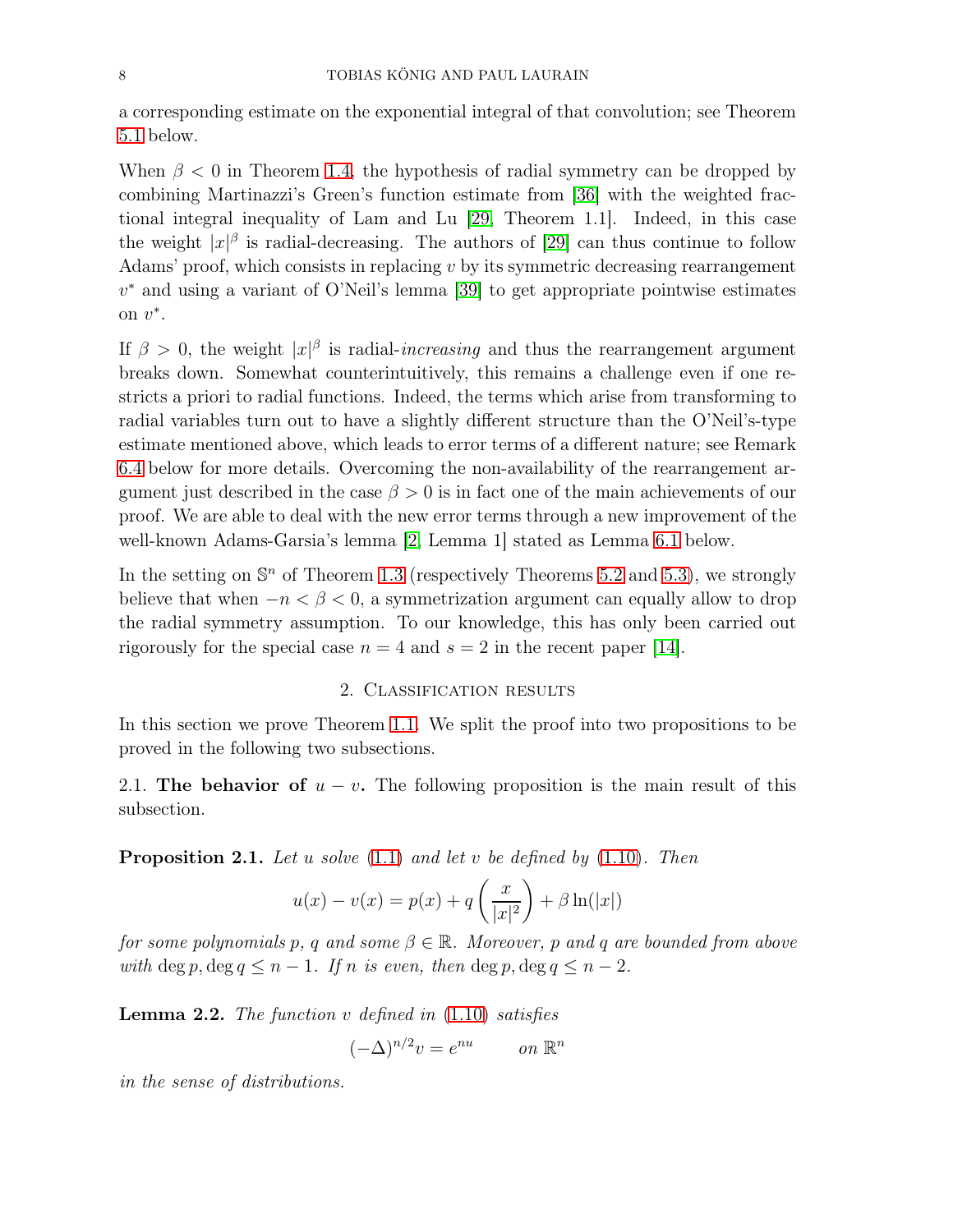a corresponding estimate on the exponential integral of that convolution; see Theorem 5.1 below.

When $\beta < 0$ in Theorem 1.4, the hypothesis of radial symmetry can be dropped by combining Martinazzi's Green's function estimate from [36] with the weighted fractional integral inequality of Lam and Lu [29, Theorem 1.1]. Indeed, in this case the weight $|x|^\beta$ is radial-decreasing. The authors of [29] can thus continue to follow Adams' proof, which consists in replacing $v$ by its symmetric decreasing rearrangement $v^*$ and using a variant of O'Neil's lemma [39] to get appropriate pointwise estimates on $v^*$.

If $\beta > 0$, the weight $|x|^\beta$ is radial-*increasing* and thus the rearrangement argument breaks down. Somewhat counterintuitively, this remains a challenge even if one restricts a priori to radial functions. Indeed, the terms which arise from transforming to radial variables turn out to have a slightly different structure than the O'Neil's-type estimate mentioned above, which leads to error terms of a different nature; see Remark 6.4 below for more details. Overcoming the non-availability of the rearrangement argument just described in the case $\beta > 0$ is in fact one of the main achievements of our proof. We are able to deal with the new error terms through a new improvement of the well-known Adams-Garsia's lemma [2, Lemma 1] stated as Lemma 6.1 below.

In the setting on $\mathbb{S}^n$ of Theorem 1.3 (respectively Theorems 5.2 and 5.3), we strongly believe that when $-n < \beta < 0$, a symmetrization argument can equally allow to drop the radial symmetry assumption. To our knowledge, this has only been carried out rigorously for the special case $n = 4$ and $s = 2$ in the recent paper [14].

## 2. Classification results

In this section we prove Theorem 1.1. We split the proof into two propositions to be proved in the following two subsections.

### 2.1. The behavior of $u - v$.

The following proposition is the main result of this subsection.

**Proposition 2.1.** *Let $u$ solve (1.1) and let $v$ be defined by (1.10). Then*

$$u(x) - v(x) = p(x) + q\left(\frac{x}{|x|^2}\right) + \beta \ln(|x|)$$

*for some polynomials $p$, $q$ and some $\beta \in \mathbb{R}$. Moreover, $p$ and $q$ are bounded from above with $\deg p, \deg q \leq n - 1$. If $n$ is even, then $\deg p, \deg q \leq n - 2$.*

**Lemma 2.2.** *The function $v$ defined in (1.10) satisfies*

$$(-\Delta)^{n/2} v = e^{nu} \qquad \text{on } \mathbb{R}^n$$

*in the sense of distributions.*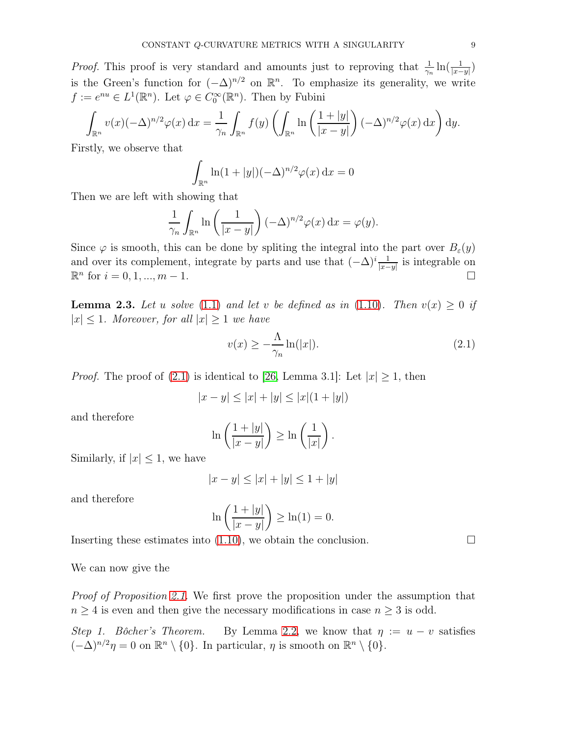*Proof.* This proof is very standard and amounts just to reproving that $\frac{1}{\gamma_n}\ln(\frac{1}{|x-y|})$ is the Green's function for $(-\Delta)^{n/2}$ on $\mathbb{R}^n$. To emphasize its generality, we write $f := e^{nu} \in L^1(\mathbb{R}^n)$. Let $\varphi \in C_0^\infty(\mathbb{R}^n)$. Then by Fubini

$$\int_{\mathbb{R}^n} v(x)(-\Delta)^{n/2}\varphi(x)\,\mathrm{d}x = \frac{1}{\gamma_n}\int_{\mathbb{R}^n} f(y)\left(\int_{\mathbb{R}^n} \ln\left(\frac{1+|y|}{|x-y|}\right)(-\Delta)^{n/2}\varphi(x)\,\mathrm{d}x\right)\mathrm{d}y.$$

Firstly, we observe that

$$\int_{\mathbb{R}^n} \ln(1+|y|)(-\Delta)^{n/2}\varphi(x)\,\mathrm{d}x = 0$$

Then we are left with showing that

$$\frac{1}{\gamma_n}\int_{\mathbb{R}^n} \ln\left(\frac{1}{|x-y|}\right)(-\Delta)^{n/2}\varphi(x)\,\mathrm{d}x = \varphi(y).$$

Since $\varphi$ is smooth, this can be done by spliting the integral into the part over $B_\varepsilon(y)$ and over its complement, integrate by parts and use that $(-\Delta)^i\frac{1}{|x-y|}$ is integrable on $\mathbb{R}^n$ for $i = 0, 1, ..., m-1$. $\square$

**Lemma 2.3.** *Let $u$ solve (1.1) and let $v$ be defined as in (1.10). Then $v(x) \geq 0$ if $|x| \leq 1$. Moreover, for all $|x| \geq 1$ we have*

$$v(x) \geq -\frac{\Lambda}{\gamma_n}\ln(|x|). \tag{2.1}$$

*Proof.* The proof of (2.1) is identical to [26, Lemma 3.1]: Let $|x| \geq 1$, then

$$|x-y| \leq |x| + |y| \leq |x|(1+|y|)$$

and therefore

$$\ln\left(\frac{1+|y|}{|x-y|}\right) \geq \ln\left(\frac{1}{|x|}\right).$$

Similarly, if $|x| \leq 1$, we have

$$|x-y| \leq |x| + |y| \leq 1 + |y|$$

and therefore

$$\ln\left(\frac{1+|y|}{|x-y|}\right) \geq \ln(1) = 0.$$

Inserting these estimates into (1.10), we obtain the conclusion. $\square$

We can now give the

*Proof of Proposition 2.1.* We first prove the proposition under the assumption that $n \geq 4$ is even and then give the necessary modifications in case $n \geq 3$ is odd.

*Step 1. Bôcher's Theorem.* By Lemma 2.2, we know that $\eta := u - v$ satisfies $(-\Delta)^{n/2}\eta = 0$ on $\mathbb{R}^n \setminus \{0\}$. In particular, $\eta$ is smooth on $\mathbb{R}^n \setminus \{0\}$.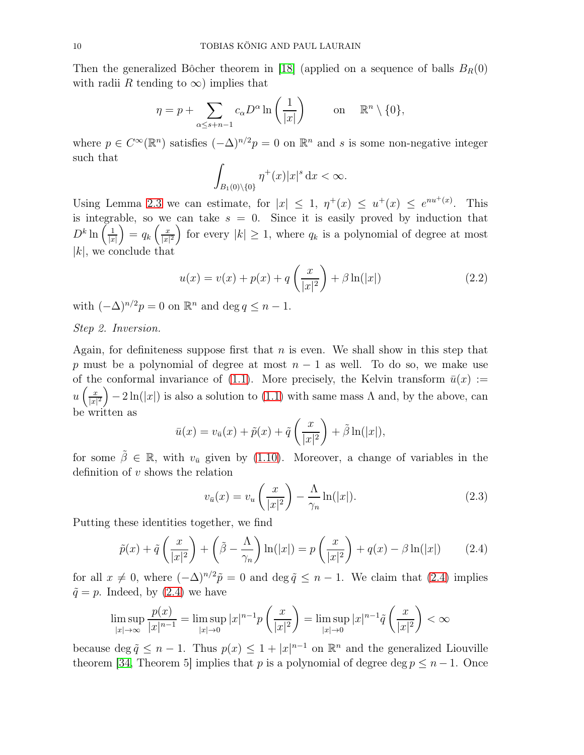Then the generalized Bôcher theorem in [18] (applied on a sequence of balls $B_R(0)$ with radii $R$ tending to $\infty$) implies that

$$\eta = p + \sum_{\alpha \leq s+n-1} c_\alpha D^\alpha \ln\left(\frac{1}{|x|}\right) \qquad \text{on} \quad \mathbb{R}^n \setminus \{0\},$$

where $p \in C^\infty(\mathbb{R}^n)$ satisfies $(-\Delta)^{n/2} p = 0$ on $\mathbb{R}^n$ and $s$ is some non-negative integer such that

$$\int_{B_1(0)\setminus\{0\}} \eta^+(x)|x|^s \, \mathrm{d}x < \infty.$$

Using Lemma 2.3 we can estimate, for $|x| \leq 1$, $\eta^+(x) \leq u^+(x) \leq e^{nu^+(x)}$. This is integrable, so we can take $s = 0$. Since it is easily proved by induction that $D^k \ln\left(\frac{1}{|x|}\right) = q_k\left(\frac{x}{|x|^2}\right)$ for every $|k| \geq 1$, where $q_k$ is a polynomial of degree at most $|k|$, we conclude that

$$u(x) = v(x) + p(x) + q\left(\frac{x}{|x|^2}\right) + \beta \ln(|x|) \tag{2.2}$$

with $(-\Delta)^{n/2} p = 0$ on $\mathbb{R}^n$ and $\deg q \leq n-1$.

*Step 2. Inversion.*

Again, for definiteness suppose first that $n$ is even. We shall show in this step that $p$ must be a polynomial of degree at most $n-1$ as well. To do so, we make use of the conformal invariance of (1.1). More precisely, the Kelvin transform $\bar{u}(x) := u\left(\frac{x}{|x|^2}\right) - 2\ln(|x|)$ is also a solution to (1.1) with same mass $\Lambda$ and, by the above, can be written as

$$\bar{u}(x) = v_{\bar{u}}(x) + \tilde{p}(x) + \tilde{q}\left(\frac{x}{|x|^2}\right) + \tilde{\beta}\ln(|x|),$$

for some $\tilde{\beta} \in \mathbb{R}$, with $v_{\bar{u}}$ given by (1.10). Moreover, a change of variables in the definition of $v$ shows the relation

$$v_{\bar{u}}(x) = v_u\left(\frac{x}{|x|^2}\right) - \frac{\Lambda}{\gamma_n}\ln(|x|). \tag{2.3}$$

Putting these identities together, we find

$$\tilde{p}(x) + \tilde{q}\left(\frac{x}{|x|^2}\right) + \left(\tilde{\beta} - \frac{\Lambda}{\gamma_n}\right)\ln(|x|) = p\left(\frac{x}{|x|^2}\right) + q(x) - \beta\ln(|x|) \tag{2.4}$$

for all $x \neq 0$, where $(-\Delta)^{n/2}\tilde{p} = 0$ and $\deg \tilde{q} \leq n-1$. We claim that (2.4) implies $\tilde{q} = p$. Indeed, by (2.4) we have

$$\limsup_{|x|\to\infty} \frac{p(x)}{|x|^{n-1}} = \limsup_{|x|\to 0} |x|^{n-1} p\left(\frac{x}{|x|^2}\right) = \limsup_{|x|\to 0} |x|^{n-1}\tilde{q}\left(\frac{x}{|x|^2}\right) < \infty$$

because $\deg \tilde{q} \leq n-1$. Thus $p(x) \leq 1 + |x|^{n-1}$ on $\mathbb{R}^n$ and the generalized Liouville theorem [34, Theorem 5] implies that $p$ is a polynomial of degree $\deg p \leq n-1$. Once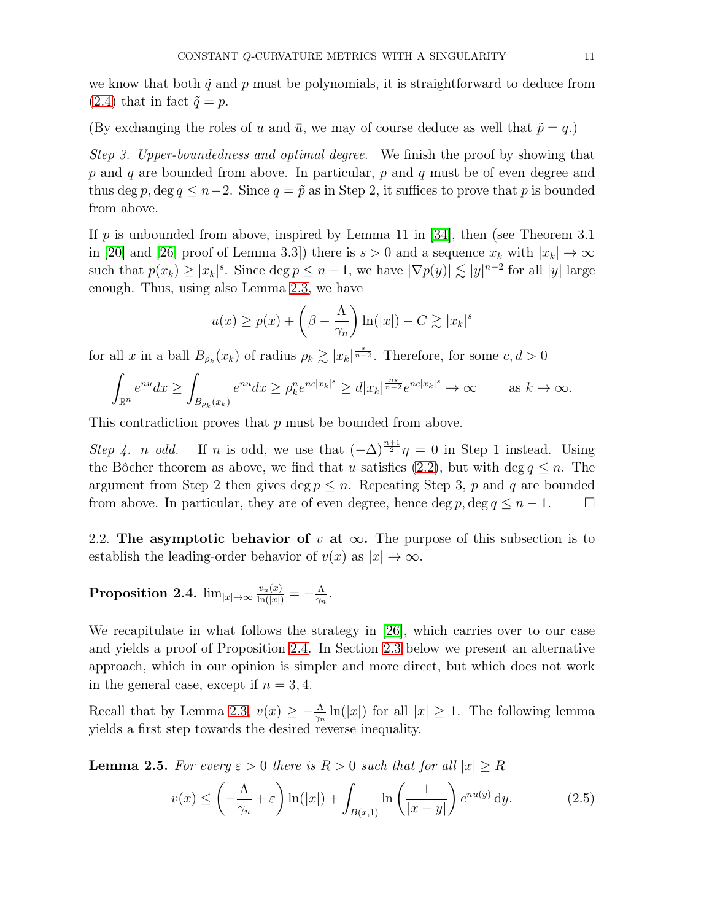we know that both $\tilde{q}$ and $p$ must be polynomials, it is straightforward to deduce from (2.4) that in fact $\tilde{q} = p$.

(By exchanging the roles of $u$ and $\bar{u}$, we may of course deduce as well that $\tilde{p} = q$.)

*Step 3. Upper-boundedness and optimal degree.* We finish the proof by showing that $p$ and $q$ are bounded from above. In particular, $p$ and $q$ must be of even degree and thus $\deg p, \deg q \leq n-2$. Since $q = \tilde{p}$ as in Step 2, it suffices to prove that $p$ is bounded from above.

If $p$ is unbounded from above, inspired by Lemma 11 in [34], then (see Theorem 3.1 in [20] and [26, proof of Lemma 3.3]) there is $s > 0$ and a sequence $x_k$ with $|x_k| \to \infty$ such that $p(x_k) \geq |x_k|^s$. Since $\deg p \leq n-1$, we have $|\nabla p(y)| \lesssim |y|^{n-2}$ for all $|y|$ large enough. Thus, using also Lemma 2.3, we have

$$u(x) \geq p(x) + \left(\beta - \frac{\Lambda}{\gamma_n}\right) \ln(|x|) - C \gtrsim |x_k|^s$$

for all $x$ in a ball $B_{\rho_k}(x_k)$ of radius $\rho_k \gtrsim |x_k|^{\frac{s}{n-2}}$. Therefore, for some $c, d > 0$

$$\int_{\mathbb{R}^n} e^{nu} dx \geq \int_{B_{\rho_k}(x_k)} e^{nu} dx \geq \rho_k^n e^{nc|x_k|^s} \geq d|x_k|^{\frac{ns}{n-2}} e^{nc|x_k|^s} \to \infty \qquad \text{as } k \to \infty.$$

This contradiction proves that $p$ must be bounded from above.

*Step 4. $n$ odd.* If $n$ is odd, we use that $(-\Delta)^{\frac{n+1}{2}} \eta = 0$ in Step 1 instead. Using the Bôcher theorem as above, we find that $u$ satisfies (2.2), but with $\deg q \leq n$. The argument from Step 2 then gives $\deg p \leq n$. Repeating Step 3, $p$ and $q$ are bounded from above. In particular, they are of even degree, hence $\deg p, \deg q \leq n-1$. $\square$

## 2.2. The asymptotic behavior of $v$ at $\infty$.

The purpose of this subsection is to establish the leading-order behavior of $v(x)$ as $|x| \to \infty$.

**Proposition 2.4.** $\lim_{|x| \to \infty} \frac{v_u(x)}{\ln(|x|)} = -\frac{\Lambda}{\gamma_n}$.

We recapitulate in what follows the strategy in [26], which carries over to our case and yields a proof of Proposition 2.4. In Section 2.3 below we present an alternative approach, which in our opinion is simpler and more direct, but which does not work in the general case, except if $n = 3, 4$.

Recall that by Lemma 2.3, $v(x) \geq -\frac{\Lambda}{\gamma_n} \ln(|x|)$ for all $|x| \geq 1$. The following lemma yields a first step towards the desired reverse inequality.

**Lemma 2.5.** *For every $\varepsilon > 0$ there is $R > 0$ such that for all $|x| \geq R$*

$$v(x) \leq \left(-\frac{\Lambda}{\gamma_n} + \varepsilon\right) \ln(|x|) + \int_{B(x,1)} \ln\left(\frac{1}{|x-y|}\right) e^{nu(y)} \, \mathrm{d}y. \tag{2.5}$$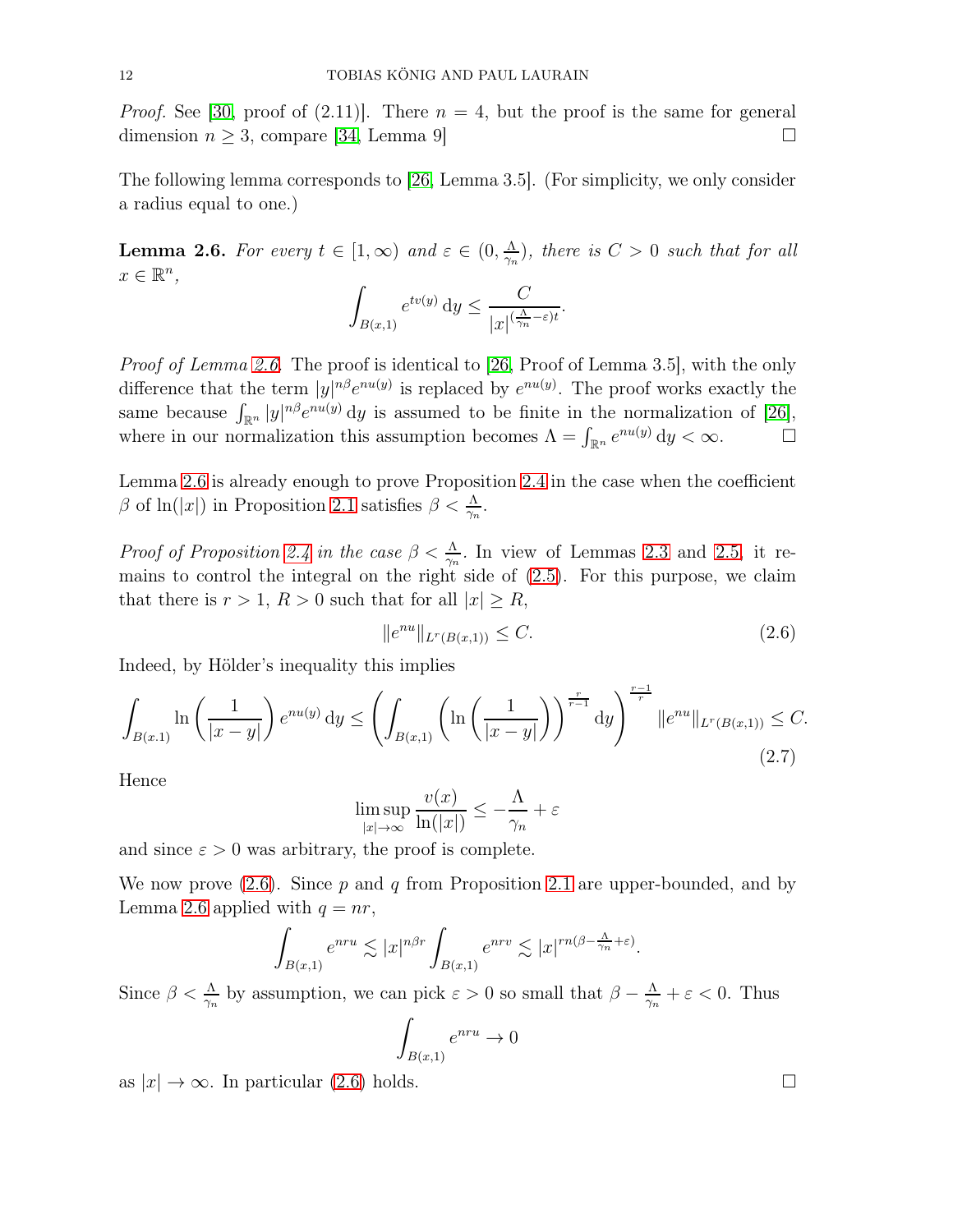*Proof.* See [30, proof of (2.11)]. There $n = 4$, but the proof is the same for general dimension $n \geq 3$, compare [34, Lemma 9] $\square$

The following lemma corresponds to [26, Lemma 3.5]. (For simplicity, we only consider a radius equal to one.)

**Lemma 2.6.** *For every $t \in [1, \infty)$ and $\varepsilon \in (0, \frac{\Lambda}{\gamma_n})$, there is $C > 0$ such that for all $x \in \mathbb{R}^n$,*

$$\int_{B(x,1)} e^{tv(y)} \, \mathrm{d}y \leq \frac{C}{|x|^{(\frac{\Lambda}{\gamma_n} - \varepsilon)t}}.$$

*Proof of Lemma 2.6.* The proof is identical to [26, Proof of Lemma 3.5], with the only difference that the term $|y|^{n\beta} e^{nu(y)}$ is replaced by $e^{nu(y)}$. The proof works exactly the same because $\int_{\mathbb{R}^n} |y|^{n\beta} e^{nu(y)} \, \mathrm{d}y$ is assumed to be finite in the normalization of [26], where in our normalization this assumption becomes $\Lambda = \int_{\mathbb{R}^n} e^{nu(y)} \, \mathrm{d}y < \infty$. $\square$

Lemma 2.6 is already enough to prove Proposition 2.4 in the case when the coefficient $\beta$ of $\ln(|x|)$ in Proposition 2.1 satisfies $\beta < \frac{\Lambda}{\gamma_n}$.

*Proof of Proposition 2.4 in the case $\beta < \frac{\Lambda}{\gamma_n}$.* In view of Lemmas 2.3 and 2.5, it remains to control the integral on the right side of (2.5). For this purpose, we claim that there is $r > 1$, $R > 0$ such that for all $|x| \geq R$,

$$\|e^{nu}\|_{L^r(B(x,1))} \leq C. \tag{2.6}$$

Indeed, by Hölder's inequality this implies

$$\int_{B(x.1)} \ln\left(\frac{1}{|x-y|}\right) e^{nu(y)} \, \mathrm{d}y \leq \left( \int_{B(x,1)} \left( \ln\left(\frac{1}{|x-y|}\right) \right)^{\frac{r}{r-1}} \mathrm{d}y \right)^{\frac{r-1}{r}} \|e^{nu}\|_{L^r(B(x,1))} \leq C. \tag{2.7}$$

Hence

$$\limsup_{|x|\to\infty} \frac{v(x)}{\ln(|x|)} \leq -\frac{\Lambda}{\gamma_n} + \varepsilon$$

and since $\varepsilon > 0$ was arbitrary, the proof is complete.

We now prove (2.6). Since $p$ and $q$ from Proposition 2.1 are upper-bounded, and by Lemma 2.6 applied with $q = nr$,

$$\int_{B(x,1)} e^{nru} \lesssim |x|^{n\beta r} \int_{B(x,1)} e^{nrv} \lesssim |x|^{rn(\beta - \frac{\Lambda}{\gamma_n} + \varepsilon)}.$$

Since $\beta < \frac{\Lambda}{\gamma_n}$ by assumption, we can pick $\varepsilon > 0$ so small that $\beta - \frac{\Lambda}{\gamma_n} + \varepsilon < 0$. Thus

$$\int_{B(x,1)} e^{nru} \to 0$$

as $|x| \to \infty$. In particular (2.6) holds. $\square$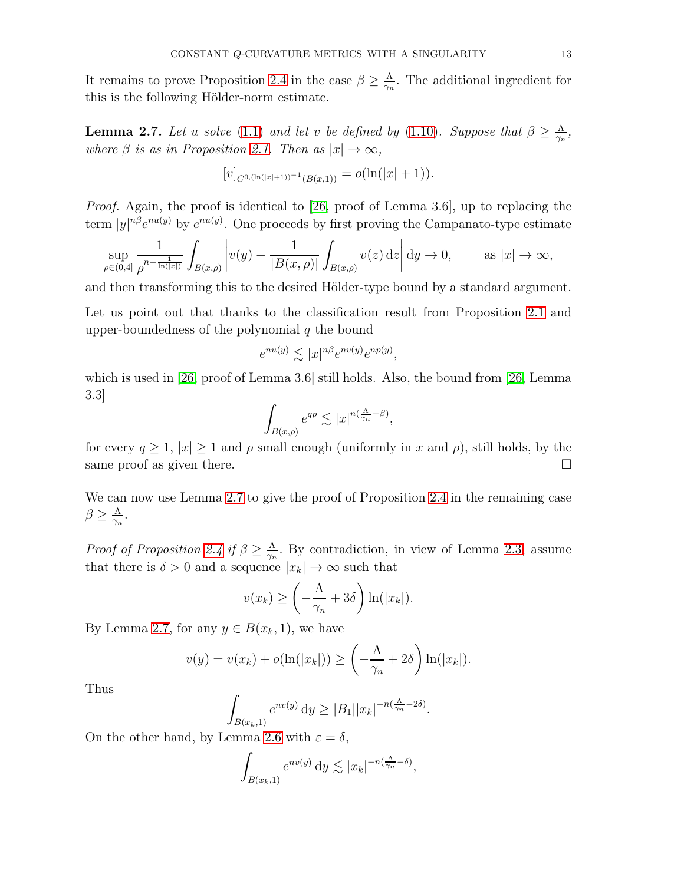It remains to prove Proposition 2.4 in the case $\beta \geq \frac{\Lambda}{\gamma_n}$. The additional ingredient for this is the following Hölder-norm estimate.

**Lemma 2.7.** *Let $u$ solve (1.1) and let $v$ be defined by (1.10). Suppose that $\beta \geq \frac{\Lambda}{\gamma_n}$, where $\beta$ is as in Proposition 2.1. Then as $|x| \to \infty$,*

$$[v]_{C^{0,(\ln(|x|+1))^{-1}}(B(x,1))} = o(\ln(|x|+1)).$$

*Proof.* Again, the proof is identical to [26, proof of Lemma 3.6], up to replacing the term $|y|^{n\beta}e^{nu(y)}$ by $e^{nu(y)}$. One proceeds by first proving the Campanato-type estimate

$$\sup_{\rho \in (0,4]} \frac{1}{\rho^{n+\frac{1}{\ln(|x|)}}} \int_{B(x,\rho)} \left| v(y) - \frac{1}{|B(x,\rho)|} \int_{B(x,\rho)} v(z)\, \mathrm{d}z \right| \mathrm{d}y \to 0, \qquad \text{as } |x| \to \infty,$$

and then transforming this to the desired Hölder-type bound by a standard argument.

Let us point out that thanks to the classification result from Proposition 2.1 and upper-boundedness of the polynomial $q$ the bound

$$e^{nu(y)} \lesssim |x|^{n\beta} e^{nv(y)} e^{np(y)},$$

which is used in [26, proof of Lemma 3.6] still holds. Also, the bound from [26, Lemma 3.3]

$$\int_{B(x,\rho)} e^{qp} \lesssim |x|^{n(\frac{\Lambda}{\gamma_n} - \beta)},$$

for every $q \geq 1$, $|x| \geq 1$ and $\rho$ small enough (uniformly in $x$ and $\rho$), still holds, by the same proof as given there. $\square$

We can now use Lemma 2.7 to give the proof of Proposition 2.4 in the remaining case $\beta \geq \frac{\Lambda}{\gamma_n}$.

*Proof of Proposition 2.4 if $\beta \geq \frac{\Lambda}{\gamma_n}$.* By contradiction, in view of Lemma 2.3, assume that there is $\delta > 0$ and a sequence $|x_k| \to \infty$ such that

$$v(x_k) \geq \left( -\frac{\Lambda}{\gamma_n} + 3\delta \right) \ln(|x_k|).$$

By Lemma 2.7, for any $y \in B(x_k, 1)$, we have

$$v(y) = v(x_k) + o(\ln(|x_k|)) \geq \left( -\frac{\Lambda}{\gamma_n} + 2\delta \right) \ln(|x_k|).$$

Thus

$$\int_{B(x_k,1)} e^{nv(y)}\, \mathrm{d}y \geq |B_1| |x_k|^{-n(\frac{\Lambda}{\gamma_n} - 2\delta)}.$$

On the other hand, by Lemma 2.6 with $\varepsilon = \delta$,

$$\int_{B(x_k,1)} e^{nv(y)}\, \mathrm{d}y \lesssim |x_k|^{-n(\frac{\Lambda}{\gamma_n} - \delta)},$$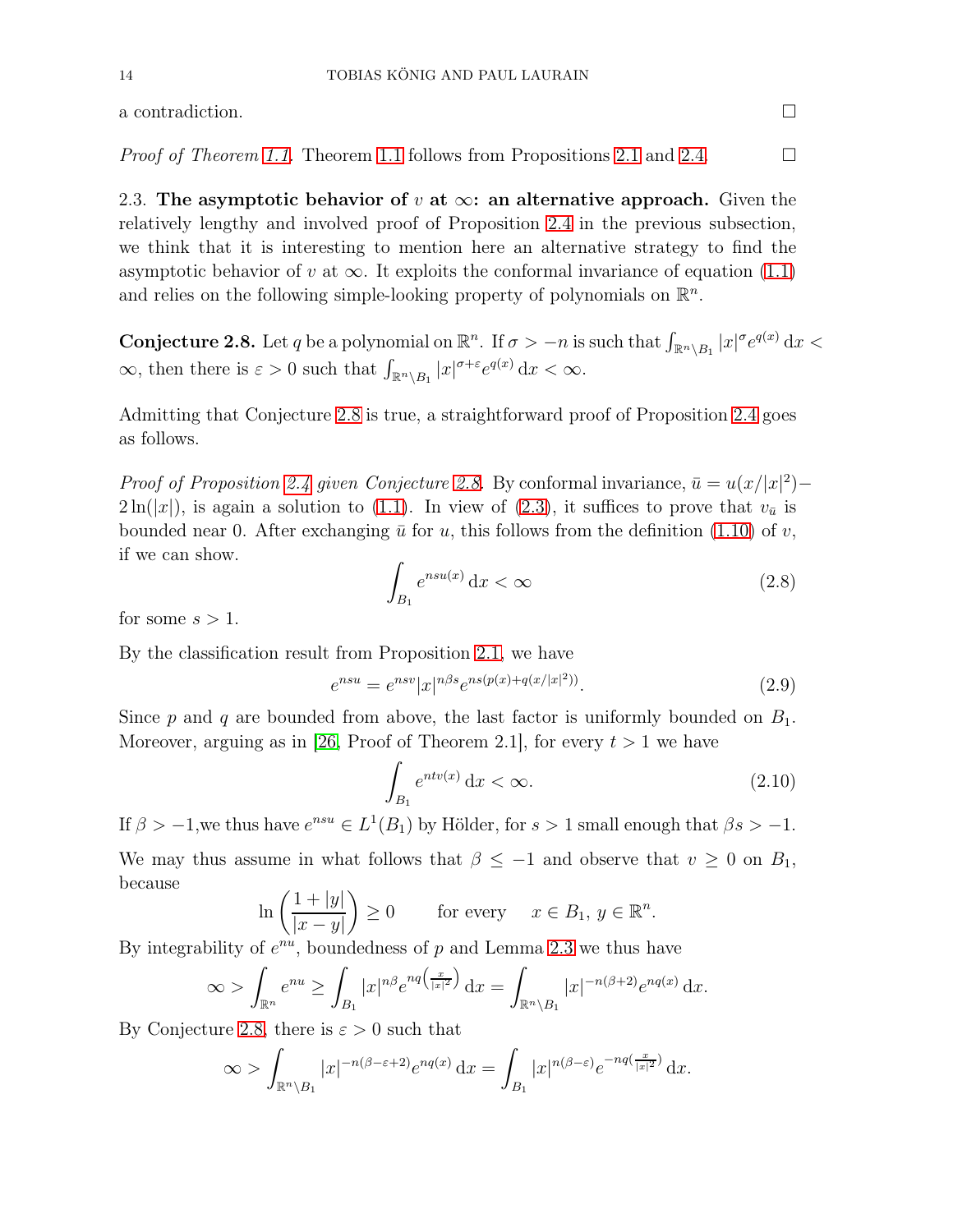a contradiction. □

*Proof of Theorem 1.1.* Theorem 1.1 follows from Propositions 2.1 and 2.4. □

2.3. **The asymptotic behavior of $v$ at $\infty$: an alternative approach.** Given the relatively lengthy and involved proof of Proposition 2.4 in the previous subsection, we think that it is interesting to mention here an alternative strategy to find the asymptotic behavior of $v$ at $\infty$. It exploits the conformal invariance of equation (1.1) and relies on the following simple-looking property of polynomials on $\mathbb{R}^n$.

**Conjecture 2.8.** Let $q$ be a polynomial on $\mathbb{R}^n$. If $\sigma > -n$ is such that $\int_{\mathbb{R}^n \setminus B_1} |x|^\sigma e^{q(x)} \, \mathrm{d}x < \infty$, then there is $\varepsilon > 0$ such that $\int_{\mathbb{R}^n \setminus B_1} |x|^{\sigma+\varepsilon} e^{q(x)} \, \mathrm{d}x < \infty$.

Admitting that Conjecture 2.8 is true, a straightforward proof of Proposition 2.4 goes as follows.

*Proof of Proposition 2.4 given Conjecture 2.8.* By conformal invariance, $\bar{u} = u(x/|x|^2) - 2\ln(|x|)$, is again a solution to (1.1). In view of (2.3), it suffices to prove that $v_{\bar{u}}$ is bounded near 0. After exchanging $\bar{u}$ for $u$, this follows from the definition (1.10) of $v$, if we can show.

$$\int_{B_1} e^{nsu(x)} \, \mathrm{d}x < \infty \tag{2.8}$$

for some $s > 1$.

By the classification result from Proposition 2.1, we have

$$e^{nsu} = e^{nsv} |x|^{n\beta s} e^{ns(p(x) + q(x/|x|^2))}. \tag{2.9}$$

Since $p$ and $q$ are bounded from above, the last factor is uniformly bounded on $B_1$. Moreover, arguing as in [26, Proof of Theorem 2.1], for every $t > 1$ we have

$$\int_{B_1} e^{ntv(x)} \, \mathrm{d}x < \infty. \tag{2.10}$$

If $\beta > -1$,we thus have $e^{nsu} \in L^1(B_1)$ by Hölder, for $s > 1$ small enough that $\beta s > -1$.

We may thus assume in what follows that $\beta \leq -1$ and observe that $v \geq 0$ on $B_1$, because

$$\ln\left(\frac{1 + |y|}{|x - y|}\right) \geq 0 \qquad \text{for every} \quad x \in B_1, \, y \in \mathbb{R}^n.$$

By integrability of $e^{nu}$, boundedness of $p$ and Lemma 2.3 we thus have

$$\infty > \int_{\mathbb{R}^n} e^{nu} \geq \int_{B_1} |x|^{n\beta} e^{nq\left(\frac{x}{|x|^2}\right)} \, \mathrm{d}x = \int_{\mathbb{R}^n \setminus B_1} |x|^{-n(\beta+2)} e^{nq(x)} \, \mathrm{d}x.$$

By Conjecture 2.8, there is $\varepsilon > 0$ such that

$$\infty > \int_{\mathbb{R}^n \setminus B_1} |x|^{-n(\beta - \varepsilon + 2)} e^{nq(x)} \, \mathrm{d}x = \int_{B_1} |x|^{n(\beta - \varepsilon)} e^{-nq\left(\frac{x}{|x|^2}\right)} \, \mathrm{d}x.$$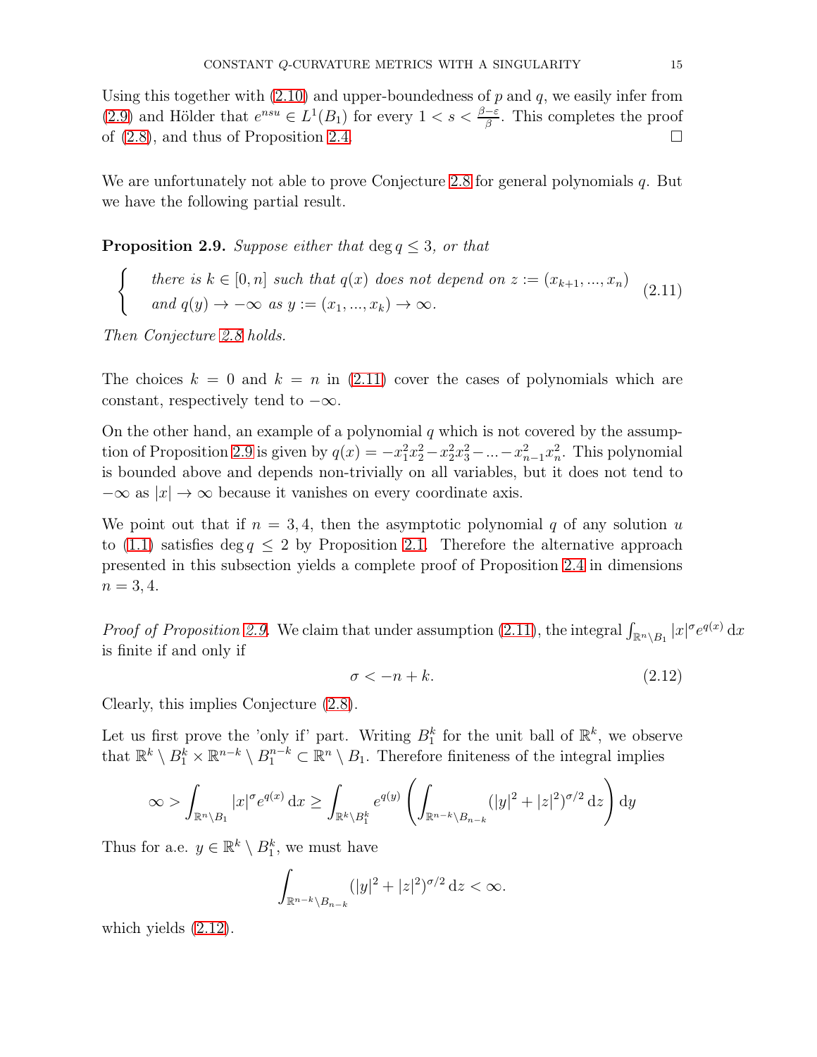Using this together with (2.10) and upper-boundedness of $p$ and $q$, we easily infer from (2.9) and Hölder that $e^{nsu} \in L^1(B_1)$ for every $1 < s < \frac{\beta - \varepsilon}{\beta}$. This completes the proof of (2.8), and thus of Proposition 2.4. ☐

We are unfortunately not able to prove Conjecture 2.8 for general polynomials $q$. But we have the following partial result.

**Proposition 2.9.** *Suppose either that* $\deg q \leq 3$*, or that*

$$\begin{cases} \text{there is } k \in [0,n] \text{ such that } q(x) \text{ does not depend on } z := (x_{k+1}, ..., x_n) \\ \text{and } q(y) \to -\infty \text{ as } y := (x_1, ..., x_k) \to \infty. \end{cases} \tag{2.11}$$

*Then Conjecture 2.8 holds.*

The choices $k = 0$ and $k = n$ in (2.11) cover the cases of polynomials which are constant, respectively tend to $-\infty$.

On the other hand, an example of a polynomial $q$ which is not covered by the assumption of Proposition 2.9 is given by $q(x) = -x_1^2 x_2^2 - x_2^2 x_3^2 - ... - x_{n-1}^2 x_n^2$. This polynomial is bounded above and depends non-trivially on all variables, but it does not tend to $-\infty$ as $|x| \to \infty$ because it vanishes on every coordinate axis.

We point out that if $n = 3, 4$, then the asymptotic polynomial $q$ of any solution $u$ to (1.1) satisfies $\deg q \leq 2$ by Proposition 2.1. Therefore the alternative approach presented in this subsection yields a complete proof of Proposition 2.4 in dimensions $n = 3, 4$.

*Proof of Proposition 2.9.* We claim that under assumption (2.11), the integral $\int_{\mathbb{R}^n \setminus B_1} |x|^\sigma e^{q(x)} \, \mathrm{d}x$ is finite if and only if

$$\sigma < -n + k. \tag{2.12}$$

Clearly, this implies Conjecture (2.8).

Let us first prove the 'only if' part. Writing $B_1^k$ for the unit ball of $\mathbb{R}^k$, we observe that $\mathbb{R}^k \setminus B_1^k \times \mathbb{R}^{n-k} \setminus B_1^{n-k} \subset \mathbb{R}^n \setminus B_1$. Therefore finiteness of the integral implies

$$\infty > \int_{\mathbb{R}^n \setminus B_1} |x|^\sigma e^{q(x)} \, \mathrm{d}x \geq \int_{\mathbb{R}^k \setminus B_1^k} e^{q(y)} \left( \int_{\mathbb{R}^{n-k} \setminus B_{n-k}} (|y|^2 + |z|^2)^{\sigma/2} \, \mathrm{d}z \right) \mathrm{d}y$$

Thus for a.e. $y \in \mathbb{R}^k \setminus B_1^k$, we must have

$$\int_{\mathbb{R}^{n-k} \setminus B_{n-k}} (|y|^2 + |z|^2)^{\sigma/2} \, \mathrm{d}z < \infty.$$

which yields (2.12).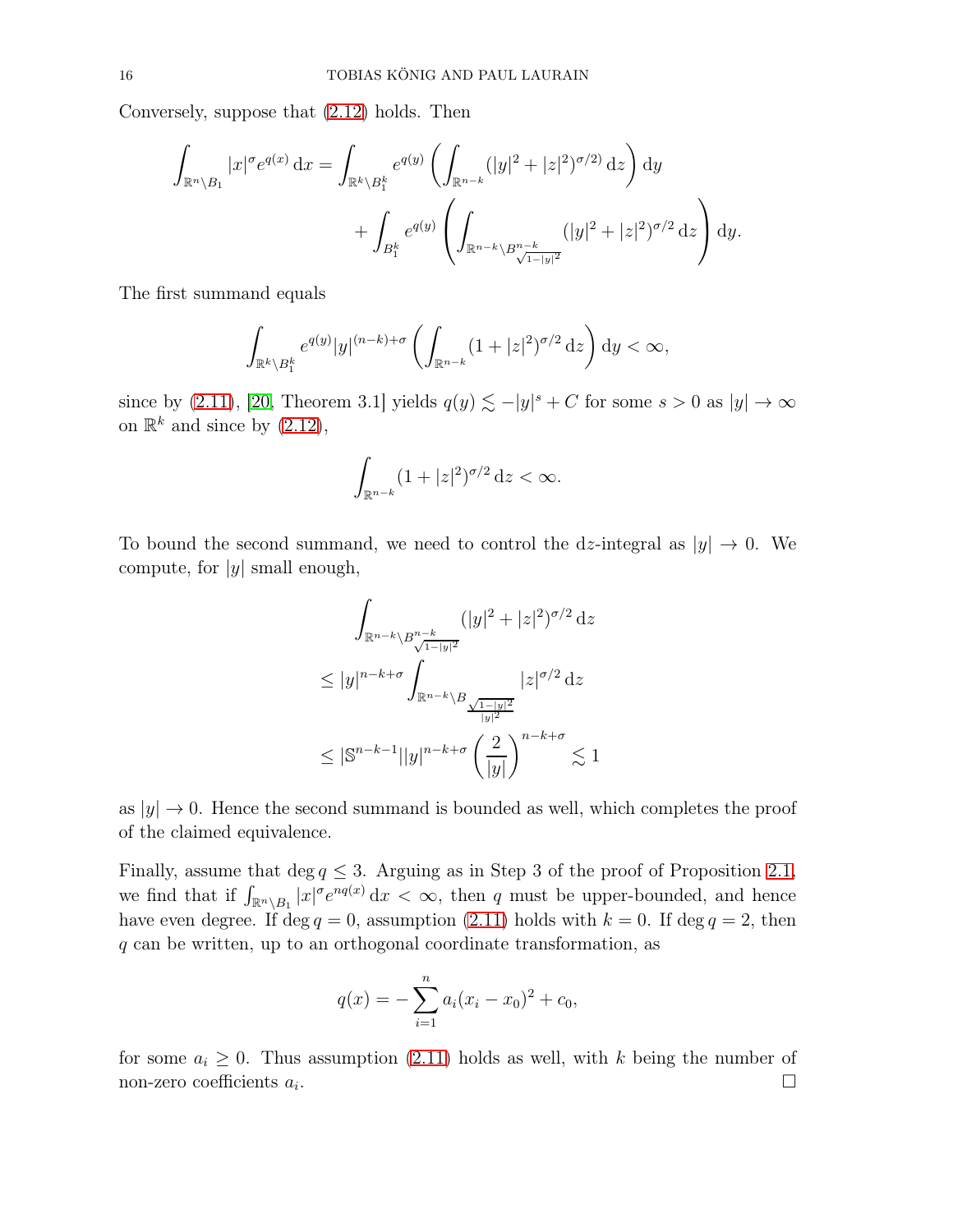Conversely, suppose that (2.12) holds. Then

$$
\int_{\mathbb{R}^n \setminus B_1} |x|^\sigma e^{q(x)} \, \mathrm{d}x = \int_{\mathbb{R}^k \setminus B_1^k} e^{q(y)} \left( \int_{\mathbb{R}^{n-k}} (|y|^2 + |z|^2)^{\sigma/2)} \, \mathrm{d}z \right) \mathrm{d}y
$$

$$
+ \int_{B_1^k} e^{q(y)} \left( \int_{\mathbb{R}^{n-k} \setminus B^{n-k}_{\sqrt{1-|y|^2}}} (|y|^2 + |z|^2)^{\sigma/2} \, \mathrm{d}z \right) \mathrm{d}y.
$$

The first summand equals

$$
\int_{\mathbb{R}^k \setminus B_1^k} e^{q(y)} |y|^{(n-k)+\sigma} \left( \int_{\mathbb{R}^{n-k}} (1 + |z|^2)^{\sigma/2} \, \mathrm{d}z \right) \mathrm{d}y < \infty,
$$

since by (2.11), [20, Theorem 3.1] yields $q(y) \lesssim -|y|^s + C$ for some $s > 0$ as $|y| \to \infty$ on $\mathbb{R}^k$ and since by (2.12),

$$
\int_{\mathbb{R}^{n-k}} (1 + |z|^2)^{\sigma/2} \, \mathrm{d}z < \infty.
$$

To bound the second summand, we need to control the $\mathrm{d}z$-integral as $|y| \to 0$. We compute, for $|y|$ small enough,

$$
\begin{aligned}
&\int_{\mathbb{R}^{n-k} \setminus B^{n-k}_{\sqrt{1-|y|^2}}} (|y|^2 + |z|^2)^{\sigma/2} \, \mathrm{d}z \\
&\leq |y|^{n-k+\sigma} \int_{\mathbb{R}^{n-k} \setminus B_{\frac{\sqrt{1-|y|^2}}{|y|^2}}} |z|^{\sigma/2} \, \mathrm{d}z \\
&\leq |\mathbb{S}^{n-k-1}| |y|^{n-k+\sigma} \left( \frac{2}{|y|} \right)^{n-k+\sigma} \lesssim 1
\end{aligned}
$$

as $|y| \to 0$. Hence the second summand is bounded as well, which completes the proof of the claimed equivalence.

Finally, assume that $\deg q \leq 3$. Arguing as in Step 3 of the proof of Proposition 2.1, we find that if $\int_{\mathbb{R}^n \setminus B_1} |x|^\sigma e^{nq(x)} \, \mathrm{d}x < \infty$, then $q$ must be upper-bounded, and hence have even degree. If $\deg q = 0$, assumption (2.11) holds with $k = 0$. If $\deg q = 2$, then $q$ can be written, up to an orthogonal coordinate transformation, as

$$
q(x) = -\sum_{i=1}^{n} a_i (x_i - x_0)^2 + c_0,
$$

for some $a_i \geq 0$. Thus assumption (2.11) holds as well, with $k$ being the number of non-zero coefficients $a_i$. $\square$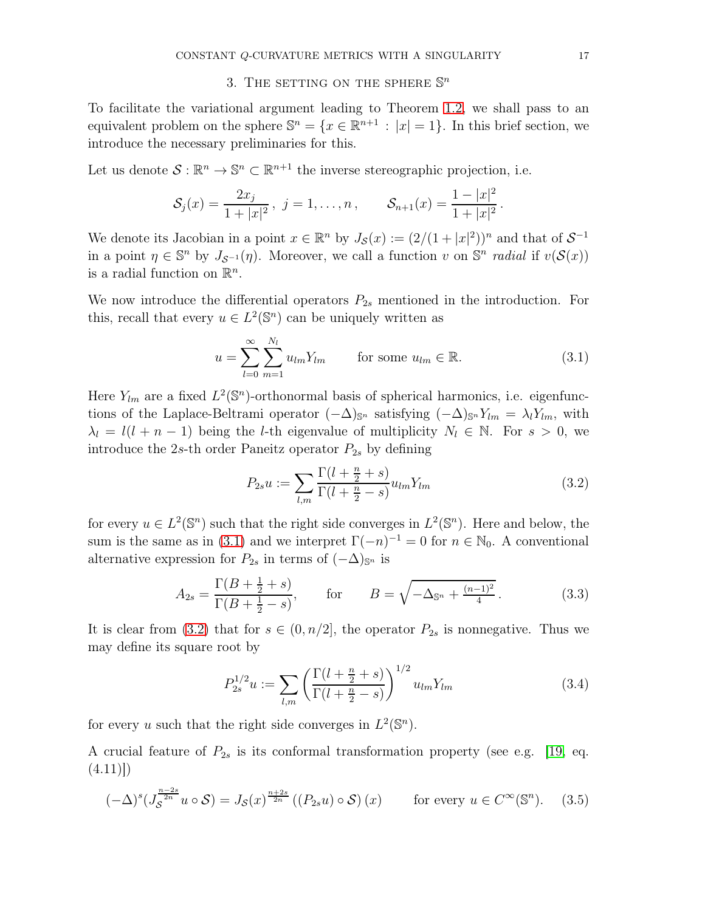## 3. The setting on the sphere $\mathbb{S}^n$

To facilitate the variational argument leading to Theorem 1.2, we shall pass to an equivalent problem on the sphere $\mathbb{S}^n = \{x \in \mathbb{R}^{n+1} : |x| = 1\}$. In this brief section, we introduce the necessary preliminaries for this.

Let us denote $\mathcal{S} : \mathbb{R}^n \to \mathbb{S}^n \subset \mathbb{R}^{n+1}$ the inverse stereographic projection, i.e.

$$\mathcal{S}_j(x) = \frac{2x_j}{1+|x|^2}\,,\ j = 1, \ldots, n\,, \qquad \mathcal{S}_{n+1}(x) = \frac{1-|x|^2}{1+|x|^2}\,.$$

We denote its Jacobian in a point $x \in \mathbb{R}^n$ by $J_{\mathcal{S}}(x) := (2/(1+|x|^2))^n$ and that of $\mathcal{S}^{-1}$ in a point $\eta \in \mathbb{S}^n$ by $J_{\mathcal{S}^{-1}}(\eta)$. Moreover, we call a function $v$ on $\mathbb{S}^n$ *radial* if $v(\mathcal{S}(x))$ is a radial function on $\mathbb{R}^n$.

We now introduce the differential operators $P_{2s}$ mentioned in the introduction. For this, recall that every $u \in L^2(\mathbb{S}^n)$ can be uniquely written as

$$u = \sum_{l=0}^{\infty} \sum_{m=1}^{N_l} u_{lm} Y_{lm} \qquad \text{for some } u_{lm} \in \mathbb{R}. \tag{3.1}$$

Here $Y_{lm}$ are a fixed $L^2(\mathbb{S}^n)$-orthonormal basis of spherical harmonics, i.e. eigenfunctions of the Laplace-Beltrami operator $(-\Delta)_{\mathbb{S}^n}$ satisfying $(-\Delta)_{\mathbb{S}^n} Y_{lm} = \lambda_l Y_{lm}$, with $\lambda_l = l(l+n-1)$ being the $l$-th eigenvalue of multiplicity $N_l \in \mathbb{N}$. For $s > 0$, we introduce the $2s$-th order Paneitz operator $P_{2s}$ by defining

$$P_{2s} u := \sum_{l,m} \frac{\Gamma(l + \frac{n}{2} + s)}{\Gamma(l + \frac{n}{2} - s)} u_{lm} Y_{lm} \tag{3.2}$$

for every $u \in L^2(\mathbb{S}^n)$ such that the right side converges in $L^2(\mathbb{S}^n)$. Here and below, the sum is the same as in (3.1) and we interpret $\Gamma(-n)^{-1} = 0$ for $n \in \mathbb{N}_0$. A conventional alternative expression for $P_{2s}$ in terms of $(-\Delta)_{\mathbb{S}^n}$ is

$$A_{2s} = \frac{\Gamma(B + \frac{1}{2} + s)}{\Gamma(B + \frac{1}{2} - s)}, \qquad \text{for} \qquad B = \sqrt{-\Delta_{\mathbb{S}^n} + \tfrac{(n-1)^2}{4}}\,. \tag{3.3}$$

It is clear from (3.2) that for $s \in (0, n/2]$, the operator $P_{2s}$ is nonnegative. Thus we may define its square root by

$$P_{2s}^{1/2} u := \sum_{l,m} \left( \frac{\Gamma(l + \frac{n}{2} + s)}{\Gamma(l + \frac{n}{2} - s)} \right)^{1/2} u_{lm} Y_{lm} \tag{3.4}$$

for every $u$ such that the right side converges in $L^2(\mathbb{S}^n)$.

A crucial feature of $P_{2s}$ is its conformal transformation property (see e.g. [19, eq. (4.11)])

$$(-\Delta)^s (J_{\mathcal{S}}^{\frac{n-2s}{2n}} u \circ \mathcal{S}) = J_{\mathcal{S}}(x)^{\frac{n+2s}{2n}} \left( (P_{2s} u) \circ \mathcal{S} \right)(x) \qquad \text{for every } u \in C^\infty(\mathbb{S}^n). \tag{3.5}$$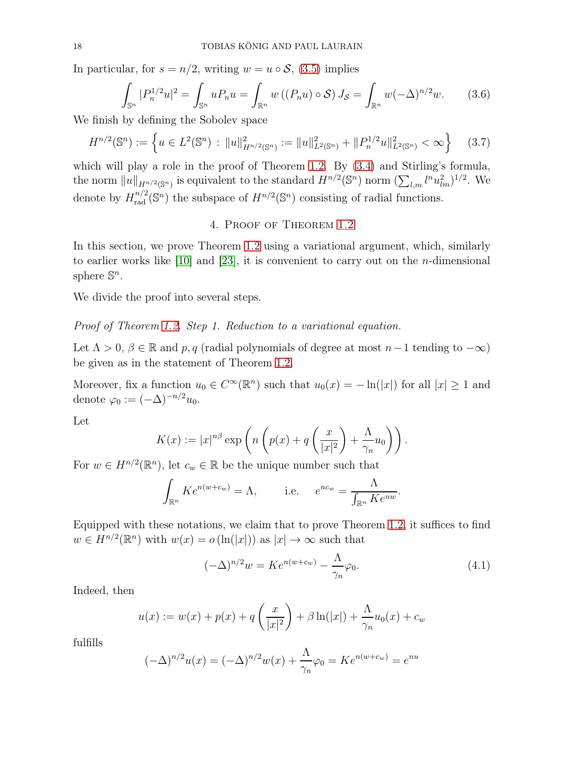In particular, for $s = n/2$, writing $w = u \circ \mathcal{S}$, (3.5) implies

$$\int_{\mathbb{S}^n} |P_n^{1/2} u|^2 = \int_{\mathbb{S}^n} u P_n u = \int_{\mathbb{R}^n} w \left( (P_n u) \circ \mathcal{S} \right) J_{\mathcal{S}} = \int_{\mathbb{R}^n} w (-\Delta)^{n/2} w. \tag{3.6}$$

We finish by defining the Sobolev space

$$H^{n/2}(\mathbb{S}^n) := \left\{ u \in L^2(\mathbb{S}^n) \, : \, \|u\|^2_{H^{n/2}(\mathbb{S}^n)} := \|u\|^2_{L^2(\mathbb{S}^n)} + \|P_n^{1/2} u\|^2_{L^2(\mathbb{S}^n)} < \infty \right\} \tag{3.7}$$

which will play a role in the proof of Theorem 1.2. By (3.4) and Stirling's formula, the norm $\|u\|_{H^{n/2}(\mathbb{S}^n)}$ is equivalent to the standard $H^{n/2}(\mathbb{S}^n)$ norm $(\sum_{l,m} l^n u_{lm}^2)^{1/2}$. We denote by $H^{n/2}_{\text{rad}}(\mathbb{S}^n)$ the subspace of $H^{n/2}(\mathbb{S}^n)$ consisting of radial functions.

## 4. Proof of Theorem 1.2

In this section, we prove Theorem 1.2 using a variational argument, which, similarly to earlier works like [10] and [23], it is convenient to carry out on the $n$-dimensional sphere $\mathbb{S}^n$.

We divide the proof into several steps.

*Proof of Theorem 1.2. Step 1. Reduction to a variational equation.*

Let $\Lambda > 0$, $\beta \in \mathbb{R}$ and $p, q$ (radial polynomials of degree at most $n-1$ tending to $-\infty$) be given as in the statement of Theorem 1.2.

Moreover, fix a function $u_0 \in C^\infty(\mathbb{R}^n)$ such that $u_0(x) = -\ln(|x|)$ for all $|x| \geq 1$ and denote $\varphi_0 := (-\Delta)^{-n/2} u_0$.

Let

$$K(x) := |x|^{n\beta} \exp\left( n \left( p(x) + q\left( \frac{x}{|x|^2} \right) + \frac{\Lambda}{\gamma_n} u_0 \right) \right).$$

For $w \in H^{n/2}(\mathbb{R}^n)$, let $c_w \in \mathbb{R}$ be the unique number such that

$$\int_{\mathbb{R}^n} K e^{n(w + c_w)} = \Lambda, \qquad \text{i.e.} \quad e^{n c_w} = \frac{\Lambda}{\int_{\mathbb{R}^n} K e^{nw}}.$$

Equipped with these notations, we claim that to prove Theorem 1.2, it suffices to find $w \in H^{n/2}(\mathbb{R}^n)$ with $w(x) = o(\ln(|x|))$ as $|x| \to \infty$ such that

$$(-\Delta)^{n/2} w = K e^{n(w + c_w)} - \frac{\Lambda}{\gamma_n} \varphi_0. \tag{4.1}$$

Indeed, then

$$u(x) := w(x) + p(x) + q\left( \frac{x}{|x|^2} \right) + \beta \ln(|x|) + \frac{\Lambda}{\gamma_n} u_0(x) + c_w$$

fulfills

$$(-\Delta)^{n/2} u(x) = (-\Delta)^{n/2} w(x) + \frac{\Lambda}{\gamma_n} \varphi_0 = K e^{n(w + c_w)} = e^{nu}$$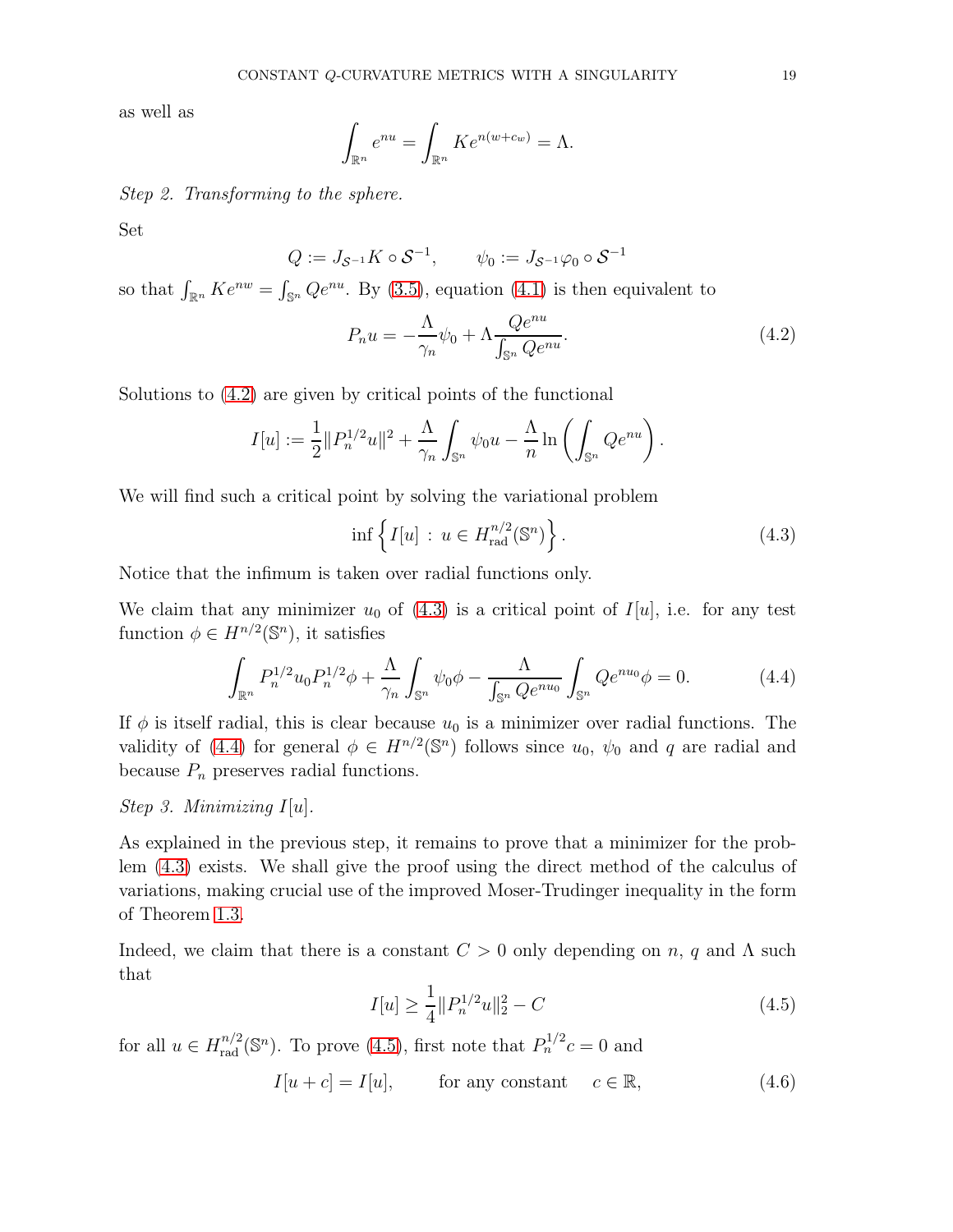as well as

$$\int_{\mathbb{R}^n} e^{nu} = \int_{\mathbb{R}^n} K e^{n(w+c_w)} = \Lambda.$$

*Step 2. Transforming to the sphere.*

Set

$$Q := J_{\mathcal{S}^{-1}} K \circ \mathcal{S}^{-1}, \qquad \psi_0 := J_{\mathcal{S}^{-1}} \varphi_0 \circ \mathcal{S}^{-1}$$

so that $\int_{\mathbb{R}^n} K e^{nw} = \int_{\mathbb{S}^n} Q e^{nu}$. By (3.5), equation (4.1) is then equivalent to

$$P_n u = -\frac{\Lambda}{\gamma_n} \psi_0 + \Lambda \frac{Q e^{nu}}{\int_{\mathbb{S}^n} Q e^{nu}}. \tag{4.2}$$

Solutions to (4.2) are given by critical points of the functional

$$I[u] := \frac{1}{2} \| P_n^{1/2} u \|^2 + \frac{\Lambda}{\gamma_n} \int_{\mathbb{S}^n} \psi_0 u - \frac{\Lambda}{n} \ln \left( \int_{\mathbb{S}^n} Q e^{nu} \right).$$

We will find such a critical point by solving the variational problem

$$\inf \left\{ I[u] \, : \, u \in H^{n/2}_{\text{rad}}(\mathbb{S}^n) \right\}. \tag{4.3}$$

Notice that the infimum is taken over radial functions only.

We claim that any minimizer $u_0$ of (4.3) is a critical point of $I[u]$, i.e. for any test function $\phi \in H^{n/2}(\mathbb{S}^n)$, it satisfies

$$\int_{\mathbb{R}^n} P_n^{1/2} u_0 P_n^{1/2} \phi + \frac{\Lambda}{\gamma_n} \int_{\mathbb{S}^n} \psi_0 \phi - \frac{\Lambda}{\int_{\mathbb{S}^n} Q e^{nu_0}} \int_{\mathbb{S}^n} Q e^{nu_0} \phi = 0. \tag{4.4}$$

If $\phi$ is itself radial, this is clear because $u_0$ is a minimizer over radial functions. The validity of (4.4) for general $\phi \in H^{n/2}(\mathbb{S}^n)$ follows since $u_0$, $\psi_0$ and $q$ are radial and because $P_n$ preserves radial functions.

*Step 3. Minimizing $I[u]$.*

As explained in the previous step, it remains to prove that a minimizer for the problem (4.3) exists. We shall give the proof using the direct method of the calculus of variations, making crucial use of the improved Moser-Trudinger inequality in the form of Theorem 1.3.

Indeed, we claim that there is a constant $C > 0$ only depending on $n$, $q$ and $\Lambda$ such that

$$I[u] \geq \frac{1}{4} \| P_n^{1/2} u \|_2^2 - C \tag{4.5}$$

for all $u \in H^{n/2}_{\text{rad}}(\mathbb{S}^n)$. To prove (4.5), first note that $P_n^{1/2} c = 0$ and

$$I[u + c] = I[u], \qquad \text{for any constant} \quad c \in \mathbb{R}, \tag{4.6}$$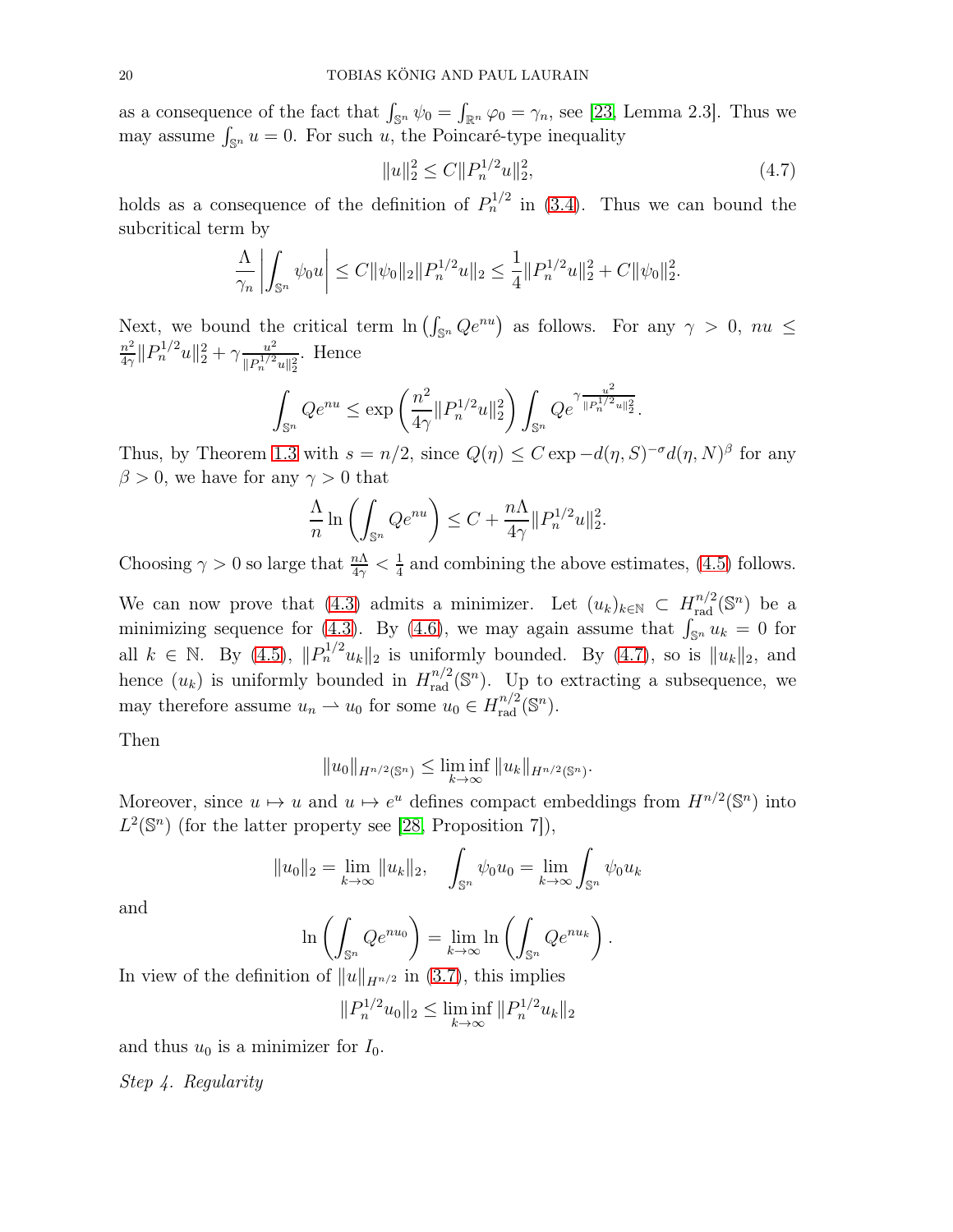as a consequence of the fact that $\int_{\mathbb{S}^n} \psi_0 = \int_{\mathbb{R}^n} \varphi_0 = \gamma_n$, see [23, Lemma 2.3]. Thus we may assume $\int_{\mathbb{S}^n} u = 0$. For such $u$, the Poincaré-type inequality

$$\|u\|_2^2 \leq C\|P_n^{1/2}u\|_2^2, \tag{4.7}$$

holds as a consequence of the definition of $P_n^{1/2}$ in (3.4). Thus we can bound the subcritical term by

$$\frac{\Lambda}{\gamma_n}\left|\int_{\mathbb{S}^n} \psi_0 u\right| \leq C\|\psi_0\|_2\|P_n^{1/2}u\|_2 \leq \frac{1}{4}\|P_n^{1/2}u\|_2^2 + C\|\psi_0\|_2^2.$$

Next, we bound the critical term $\ln\left(\int_{\mathbb{S}^n} Qe^{nu}\right)$ as follows. For any $\gamma > 0$, $nu \leq \frac{n^2}{4\gamma}\|P_n^{1/2}u\|_2^2 + \gamma\frac{u^2}{\|P_n^{1/2}u\|_2^2}$. Hence

$$\int_{\mathbb{S}^n} Qe^{nu} \leq \exp\left(\frac{n^2}{4\gamma}\|P_n^{1/2}u\|_2^2\right)\int_{\mathbb{S}^n} Qe^{\gamma\frac{u^2}{\|P_n^{1/2}u\|_2^2}}.$$

Thus, by Theorem 1.3 with $s = n/2$, since $Q(\eta) \leq C\exp -d(\eta,S)^{-\sigma}d(\eta,N)^\beta$ for any $\beta > 0$, we have for any $\gamma > 0$ that

$$\frac{\Lambda}{n}\ln\left(\int_{\mathbb{S}^n} Qe^{nu}\right) \leq C + \frac{n\Lambda}{4\gamma}\|P_n^{1/2}u\|_2^2.$$

Choosing $\gamma > 0$ so large that $\frac{n\Lambda}{4\gamma} < \frac{1}{4}$ and combining the above estimates, (4.5) follows.

We can now prove that (4.3) admits a minimizer. Let $(u_k)_{k\in\mathbb{N}} \subset H^{n/2}_{\text{rad}}(\mathbb{S}^n)$ be a minimizing sequence for (4.3). By (4.6), we may again assume that $\int_{\mathbb{S}^n} u_k = 0$ for all $k \in \mathbb{N}$. By (4.5), $\|P_n^{1/2}u_k\|_2$ is uniformly bounded. By (4.7), so is $\|u_k\|_2$, and hence $(u_k)$ is uniformly bounded in $H^{n/2}_{\text{rad}}(\mathbb{S}^n)$. Up to extracting a subsequence, we may therefore assume $u_n \rightharpoonup u_0$ for some $u_0 \in H^{n/2}_{\text{rad}}(\mathbb{S}^n)$.

Then

$$\|u_0\|_{H^{n/2}(\mathbb{S}^n)} \leq \liminf_{k\to\infty} \|u_k\|_{H^{n/2}(\mathbb{S}^n)}.$$

Moreover, since $u \mapsto u$ and $u \mapsto e^u$ defines compact embeddings from $H^{n/2}(\mathbb{S}^n)$ into $L^2(\mathbb{S}^n)$ (for the latter property see [28, Proposition 7]),

$$\|u_0\|_2 = \lim_{k\to\infty}\|u_k\|_2, \quad \int_{\mathbb{S}^n}\psi_0 u_0 = \lim_{k\to\infty}\int_{\mathbb{S}^n}\psi_0 u_k$$

and

$$\ln\left(\int_{\mathbb{S}^n} Qe^{nu_0}\right) = \lim_{k\to\infty}\ln\left(\int_{\mathbb{S}^n} Qe^{nu_k}\right).$$

In view of the definition of $\|u\|_{H^{n/2}}$ in (3.7), this implies

$$\|P_n^{1/2}u_0\|_2 \leq \liminf_{k\to\infty}\|P_n^{1/2}u_k\|_2$$

and thus $u_0$ is a minimizer for $I_0$.

*Step 4. Regularity*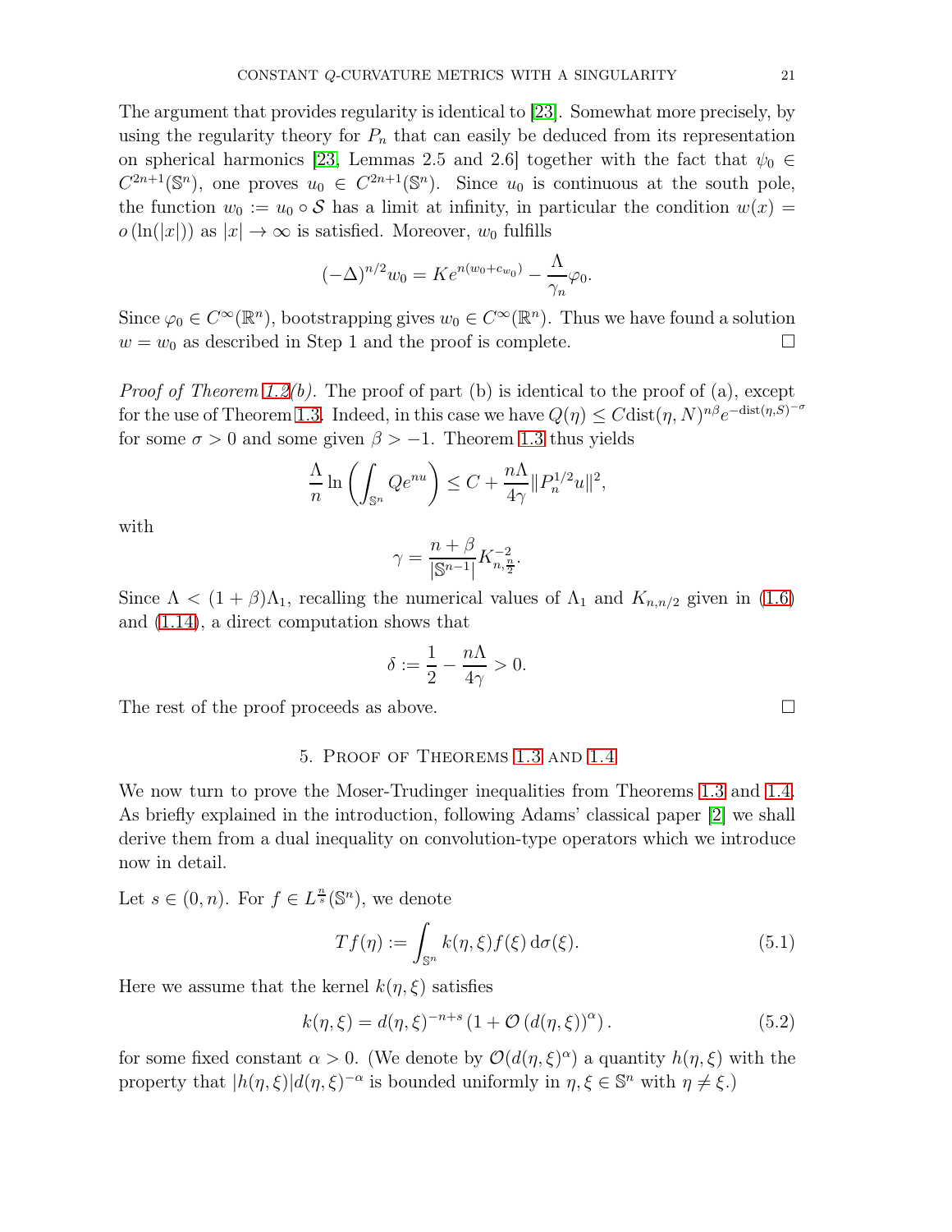The argument that provides regularity is identical to [23]. Somewhat more precisely, by using the regularity theory for $P_n$ that can easily be deduced from its representation on spherical harmonics [23, Lemmas 2.5 and 2.6] together with the fact that $\psi_0 \in C^{2n+1}(\mathbb{S}^n)$, one proves $u_0 \in C^{2n+1}(\mathbb{S}^n)$. Since $u_0$ is continuous at the south pole, the function $w_0 := u_0 \circ \mathcal{S}$ has a limit at infinity, in particular the condition $w(x) = o(\ln(|x|))$ as $|x| \to \infty$ is satisfied. Moreover, $w_0$ fulfills

$$(-\Delta)^{n/2} w_0 = K e^{n(w_0 + c_{w_0})} - \frac{\Lambda}{\gamma_n} \varphi_0.$$

Since $\varphi_0 \in C^\infty(\mathbb{R}^n)$, bootstrapping gives $w_0 \in C^\infty(\mathbb{R}^n)$. Thus we have found a solution $w = w_0$ as described in Step 1 and the proof is complete. □

*Proof of Theorem 1.2(b).* The proof of part (b) is identical to the proof of (a), except for the use of Theorem 1.3. Indeed, in this case we have $Q(\eta) \leq C \mathrm{dist}(\eta, N)^{n\beta} e^{-\mathrm{dist}(\eta, S)^{-\sigma}}$ for some $\sigma > 0$ and some given $\beta > -1$. Theorem 1.3 thus yields

$$\frac{\Lambda}{n} \ln \left( \int_{\mathbb{S}^n} Q e^{nu} \right) \leq C + \frac{n\Lambda}{4\gamma} \| P_n^{1/2} u \|^2,$$

with

$$\gamma = \frac{n + \beta}{|\mathbb{S}^{n-1}|} K_{n, \frac{n}{2}}^{-2}.$$

Since $\Lambda < (1 + \beta)\Lambda_1$, recalling the numerical values of $\Lambda_1$ and $K_{n,n/2}$ given in (1.6) and (1.14), a direct computation shows that

$$\delta := \frac{1}{2} - \frac{n\Lambda}{4\gamma} > 0.$$

The rest of the proof proceeds as above. □

## 5. Proof of Theorems 1.3 and 1.4

We now turn to prove the Moser-Trudinger inequalities from Theorems 1.3 and 1.4. As briefly explained in the introduction, following Adams' classical paper [2] we shall derive them from a dual inequality on convolution-type operators which we introduce now in detail.

Let $s \in (0, n)$. For $f \in L^{\frac{n}{s}}(\mathbb{S}^n)$, we denote

$$Tf(\eta) := \int_{\mathbb{S}^n} k(\eta, \xi) f(\xi) \, \mathrm{d}\sigma(\xi). \tag{5.1}$$

Here we assume that the kernel $k(\eta, \xi)$ satisfies

$$k(\eta, \xi) = d(\eta, \xi)^{-n+s} \left(1 + \mathcal{O}\left(d(\eta, \xi)\right)^\alpha\right). \tag{5.2}$$

for some fixed constant $\alpha > 0$. (We denote by $\mathcal{O}(d(\eta, \xi)^\alpha)$ a quantity $h(\eta, \xi)$ with the property that $|h(\eta, \xi)| d(\eta, \xi)^{-\alpha}$ is bounded uniformly in $\eta, \xi \in \mathbb{S}^n$ with $\eta \neq \xi$.)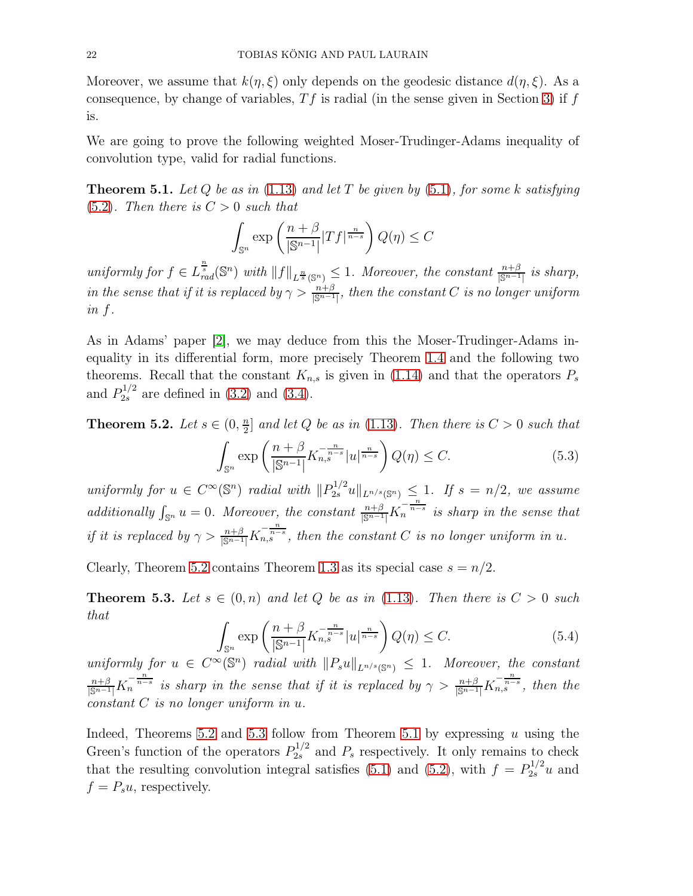Moreover, we assume that $k(\eta, \xi)$ only depends on the geodesic distance $d(\eta, \xi)$. As a consequence, by change of variables, $Tf$ is radial (in the sense given in Section 3) if $f$ is.

We are going to prove the following weighted Moser-Trudinger-Adams inequality of convolution type, valid for radial functions.

**Theorem 5.1.** *Let $Q$ be as in (1.13) and let $T$ be given by (5.1), for some $k$ satisfying (5.2). Then there is $C > 0$ such that*

$$\int_{\mathbb{S}^n} \exp\left(\frac{n+\beta}{|\mathbb{S}^{n-1}|}|Tf|^{\frac{n}{n-s}}\right) Q(\eta) \leq C$$

*uniformly for $f \in L^{\frac{n}{s}}_{rad}(\mathbb{S}^n)$ with $\|f\|_{L^{\frac{n}{s}}(\mathbb{S}^n)} \leq 1$. Moreover, the constant $\frac{n+\beta}{|\mathbb{S}^{n-1}|}$ is sharp, in the sense that if it is replaced by $\gamma > \frac{n+\beta}{|\mathbb{S}^{n-1}|}$, then the constant $C$ is no longer uniform in $f$.*

As in Adams' paper [2], we may deduce from this the Moser-Trudinger-Adams inequality in its differential form, more precisely Theorem 1.4 and the following two theorems. Recall that the constant $K_{n,s}$ is given in (1.14) and that the operators $P_s$ and $P_{2s}^{1/2}$ are defined in (3.2) and (3.4).

**Theorem 5.2.** *Let $s \in (0, \frac{n}{2}]$ and let $Q$ be as in (1.13). Then there is $C > 0$ such that*

$$\int_{\mathbb{S}^n} \exp\left(\frac{n+\beta}{|\mathbb{S}^{n-1}|}K_{n,s}^{-\frac{n}{n-s}}|u|^{\frac{n}{n-s}}\right) Q(\eta) \leq C. \tag{5.3}$$

*uniformly for $u \in C^\infty(\mathbb{S}^n)$ radial with $\|P_{2s}^{1/2}u\|_{L^{n/s}(\mathbb{S}^n)} \leq 1$. If $s = n/2$, we assume additionally $\int_{\mathbb{S}^n} u = 0$. Moreover, the constant $\frac{n+\beta}{|\mathbb{S}^{n-1}|}K_n^{-\frac{n}{n-s}}$ is sharp in the sense that if it is replaced by $\gamma > \frac{n+\beta}{|\mathbb{S}^{n-1}|}K_{n,s}^{-\frac{n}{n-s}}$, then the constant $C$ is no longer uniform in $u$.*

Clearly, Theorem 5.2 contains Theorem 1.3 as its special case $s = n/2$.

**Theorem 5.3.** *Let $s \in (0, n)$ and let $Q$ be as in (1.13). Then there is $C > 0$ such that*

$$\int_{\mathbb{S}^n} \exp\left(\frac{n+\beta}{|\mathbb{S}^{n-1}|}K_{n,s}^{-\frac{n}{n-s}}|u|^{\frac{n}{n-s}}\right) Q(\eta) \leq C. \tag{5.4}$$

*uniformly for $u \in C^\infty(\mathbb{S}^n)$ radial with $\|P_s u\|_{L^{n/s}(\mathbb{S}^n)} \leq 1$. Moreover, the constant $\frac{n+\beta}{|\mathbb{S}^{n-1}|}K_n^{-\frac{n}{n-s}}$ is sharp in the sense that if it is replaced by $\gamma > \frac{n+\beta}{|\mathbb{S}^{n-1}|}K_{n,s}^{-\frac{n}{n-s}}$, then the constant $C$ is no longer uniform in $u$.*

Indeed, Theorems 5.2 and 5.3 follow from Theorem 5.1 by expressing $u$ using the Green's function of the operators $P_{2s}^{1/2}$ and $P_s$ respectively. It only remains to check that the resulting convolution integral satisfies (5.1) and (5.2), with $f = P_{2s}^{1/2}u$ and $f = P_s u$, respectively.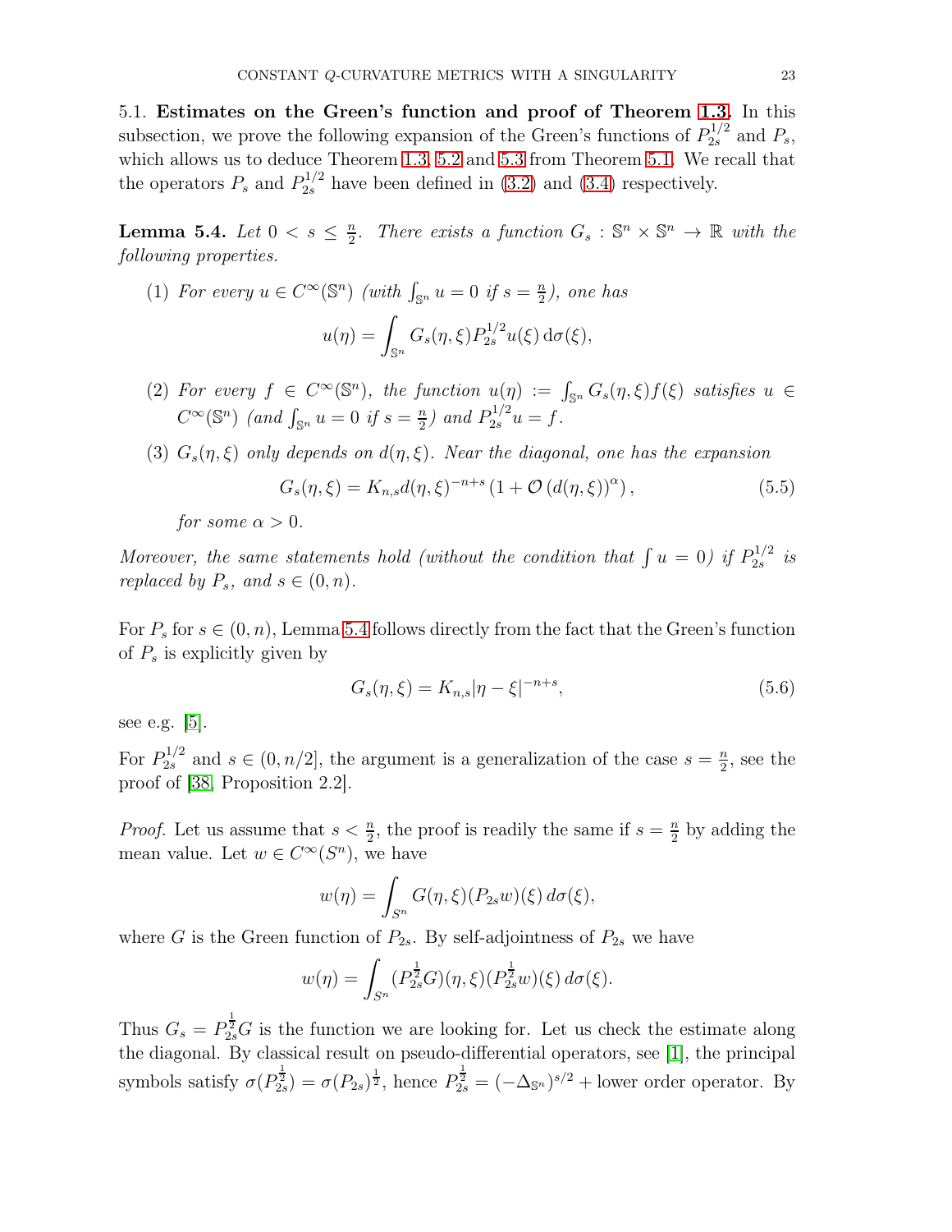5.1. **Estimates on the Green's function and proof of Theorem 1.3.** In this subsection, we prove the following expansion of the Green's functions of $P_{2s}^{1/2}$ and $P_s$, which allows us to deduce Theorem 1.3, 5.2 and 5.3 from Theorem 5.1. We recall that the operators $P_s$ and $P_{2s}^{1/2}$ have been defined in (3.2) and (3.4) respectively.

**Lemma 5.4.** *Let $0 < s \leq \frac{n}{2}$. There exists a function $G_s : \mathbb{S}^n \times \mathbb{S}^n \to \mathbb{R}$ with the following properties.*

1. *For every $u \in C^\infty(\mathbb{S}^n)$ (with $\int_{\mathbb{S}^n} u = 0$ if $s = \frac{n}{2}$), one has*
$$u(\eta) = \int_{\mathbb{S}^n} G_s(\eta, \xi) P_{2s}^{1/2} u(\xi) \, \mathrm{d}\sigma(\xi),$$
2. *For every $f \in C^\infty(\mathbb{S}^n)$, the function $u(\eta) := \int_{\mathbb{S}^n} G_s(\eta, \xi) f(\xi)$ satisfies $u \in C^\infty(\mathbb{S}^n)$ (and $\int_{\mathbb{S}^n} u = 0$ if $s = \frac{n}{2}$) and $P_{2s}^{1/2} u = f$.*
3. *$G_s(\eta, \xi)$ only depends on $d(\eta, \xi)$. Near the diagonal, one has the expansion*
$$G_s(\eta, \xi) = K_{n,s} d(\eta, \xi)^{-n+s} \left(1 + \mathcal{O}\left(d(\eta, \xi)\right)^\alpha\right), \tag{5.5}$$
*for some $\alpha > 0$.*

*Moreover, the same statements hold (without the condition that $\int u = 0$) if $P_{2s}^{1/2}$ is replaced by $P_s$, and $s \in (0, n)$.*

For $P_s$ for $s \in (0, n)$, Lemma 5.4 follows directly from the fact that the Green's function of $P_s$ is explicitly given by
$$G_s(\eta, \xi) = K_{n,s} |\eta - \xi|^{-n+s}, \tag{5.6}$$
see e.g. [5].

For $P_{2s}^{1/2}$ and $s \in (0, n/2]$, the argument is a generalization of the case $s = \frac{n}{2}$, see the proof of [38, Proposition 2.2].

*Proof.* Let us assume that $s < \frac{n}{2}$, the proof is readily the same if $s = \frac{n}{2}$ by adding the mean value. Let $w \in C^\infty(S^n)$, we have
$$w(\eta) = \int_{S^n} G(\eta, \xi)(P_{2s} w)(\xi) \, d\sigma(\xi),$$
where $G$ is the Green function of $P_{2s}$. By self-adjointness of $P_{2s}$ we have
$$w(\eta) = \int_{S^n} (P_{2s}^{\frac{1}{2}} G)(\eta, \xi)(P_{2s}^{\frac{1}{2}} w)(\xi) \, d\sigma(\xi).$$
Thus $G_s = P_{2s}^{\frac{1}{2}} G$ is the function we are looking for. Let us check the estimate along the diagonal. By classical result on pseudo-differential operators, see [1], the principal symbols satisfy $\sigma(P_{2s}^{\frac{1}{2}}) = \sigma(P_{2s})^{\frac{1}{2}}$, hence $P_{2s}^{\frac{1}{2}} = (-\Delta_{\mathbb{S}^n})^{s/2} +$ lower order operator. By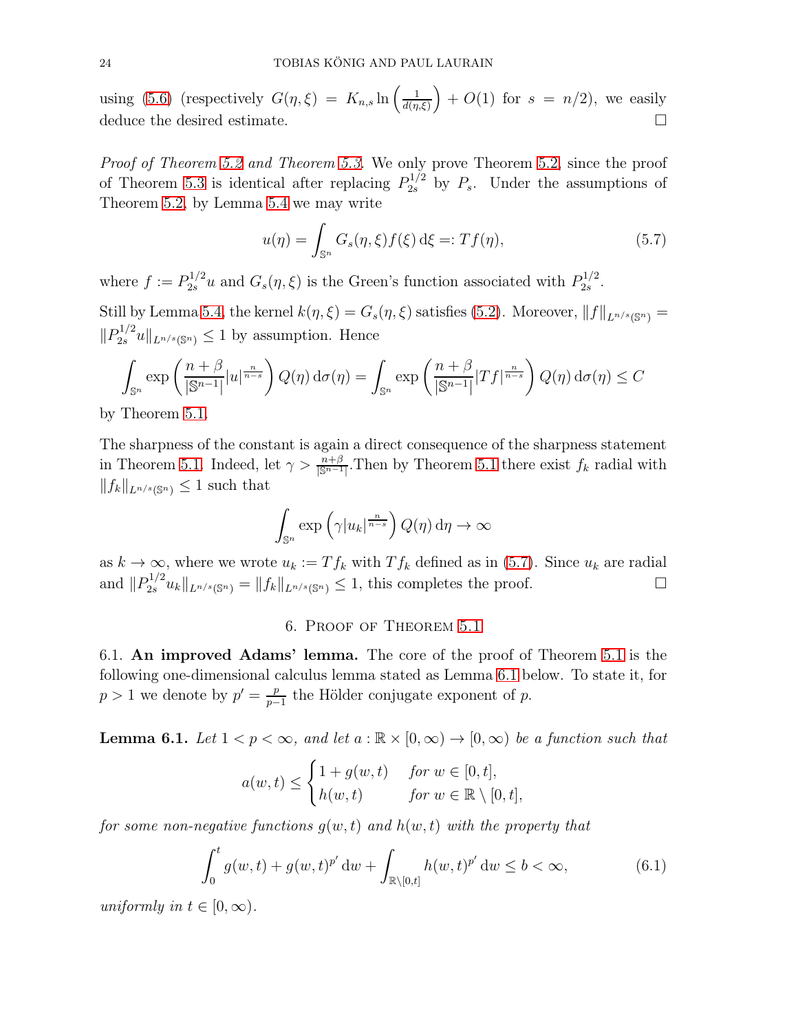using (5.6) (respectively $G(\eta,\xi) = K_{n,s} \ln\left(\frac{1}{d(\eta,\xi)}\right) + O(1)$ for $s = n/2$), we easily deduce the desired estimate. $\square$

*Proof of Theorem 5.2 and Theorem 5.3.* We only prove Theorem 5.2, since the proof of Theorem 5.3 is identical after replacing $P_{2s}^{1/2}$ by $P_s$. Under the assumptions of Theorem 5.2, by Lemma 5.4 we may write

$$u(\eta) = \int_{\mathbb{S}^n} G_s(\eta,\xi) f(\xi)\,\mathrm{d}\xi =: Tf(\eta), \tag{5.7}$$

where $f := P_{2s}^{1/2} u$ and $G_s(\eta,\xi)$ is the Green's function associated with $P_{2s}^{1/2}$.

Still by Lemma 5.4, the kernel $k(\eta,\xi) = G_s(\eta,\xi)$ satisfies (5.2). Moreover, $\|f\|_{L^{n/s}(\mathbb{S}^n)} = \|P_{2s}^{1/2} u\|_{L^{n/s}(\mathbb{S}^n)} \leq 1$ by assumption. Hence

$$\int_{\mathbb{S}^n} \exp\left(\frac{n+\beta}{|\mathbb{S}^{n-1}|}|u|^{\frac{n}{n-s}}\right) Q(\eta)\,\mathrm{d}\sigma(\eta) = \int_{\mathbb{S}^n} \exp\left(\frac{n+\beta}{|\mathbb{S}^{n-1}|}|Tf|^{\frac{n}{n-s}}\right) Q(\eta)\,\mathrm{d}\sigma(\eta) \leq C$$

by Theorem 5.1.

The sharpness of the constant is again a direct consequence of the sharpness statement in Theorem 5.1. Indeed, let $\gamma > \frac{n+\beta}{|\mathbb{S}^{n-1}|}$.Then by Theorem 5.1 there exist $f_k$ radial with $\|f_k\|_{L^{n/s}(\mathbb{S}^n)} \leq 1$ such that

$$\int_{\mathbb{S}^n} \exp\left(\gamma |u_k|^{\frac{n}{n-s}}\right) Q(\eta)\,\mathrm{d}\eta \to \infty$$

as $k \to \infty$, where we wrote $u_k := Tf_k$ with $Tf_k$ defined as in (5.7). Since $u_k$ are radial and $\|P_{2s}^{1/2} u_k\|_{L^{n/s}(\mathbb{S}^n)} = \|f_k\|_{L^{n/s}(\mathbb{S}^n)} \leq 1$, this completes the proof. $\square$

## 6. Proof of Theorem 5.1

6.1. **An improved Adams' lemma.** The core of the proof of Theorem 5.1 is the following one-dimensional calculus lemma stated as Lemma 6.1 below. To state it, for $p > 1$ we denote by $p' = \frac{p}{p-1}$ the Hölder conjugate exponent of $p$.

**Lemma 6.1.** *Let $1 < p < \infty$, and let $a : \mathbb{R} \times [0,\infty) \to [0,\infty)$ be a function such that*

$$a(w,t) \leq \begin{cases} 1 + g(w,t) & \text{for } w \in [0,t], \\ h(w,t) & \text{for } w \in \mathbb{R} \setminus [0,t], \end{cases}$$

*for some non-negative functions $g(w,t)$ and $h(w,t)$ with the property that*

$$\int_0^t g(w,t) + g(w,t)^{p'}\,\mathrm{d}w + \int_{\mathbb{R}\setminus[0,t]} h(w,t)^{p'}\,\mathrm{d}w \leq b < \infty, \tag{6.1}$$

*uniformly in $t \in [0,\infty)$.*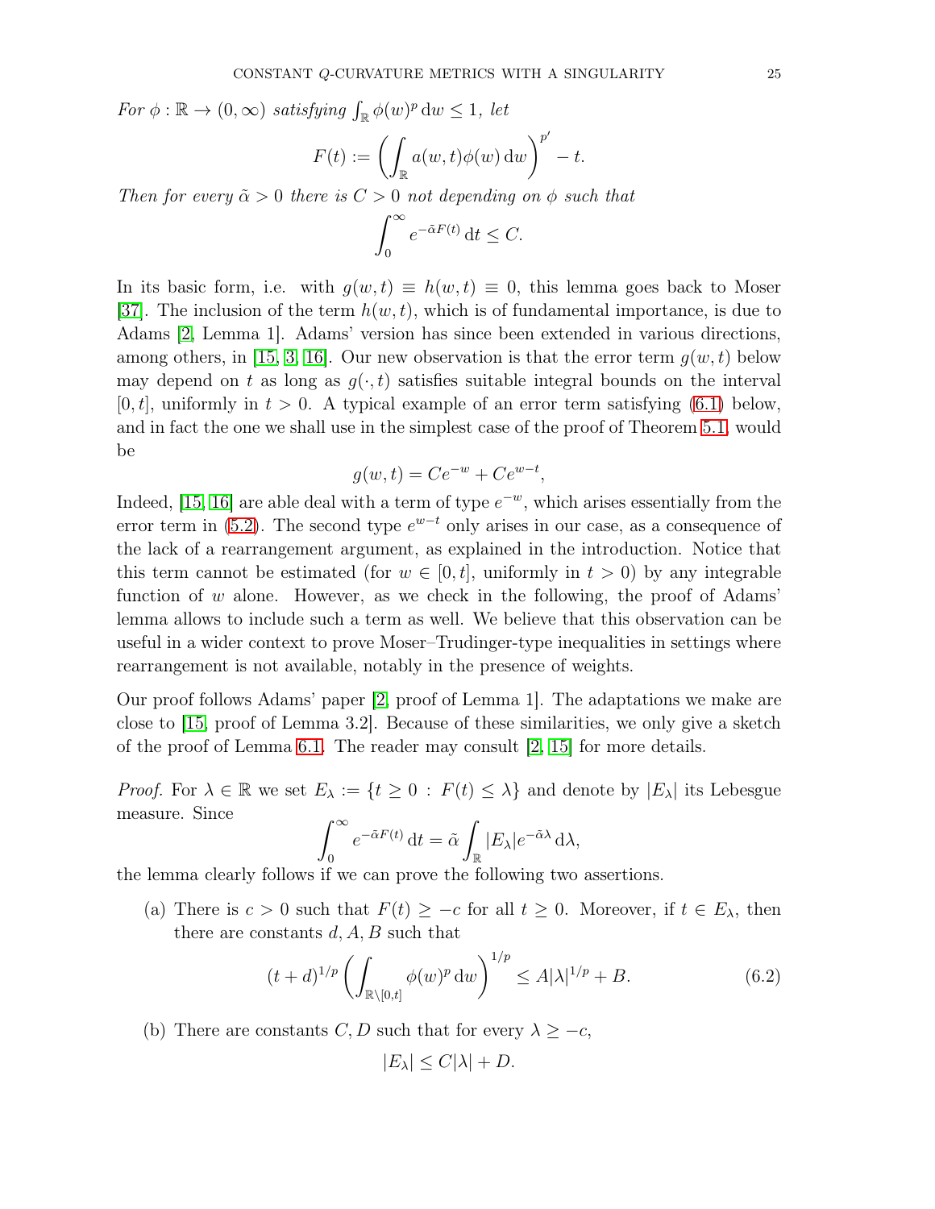*For $\phi : \mathbb{R} \to (0, \infty)$ satisfying $\int_{\mathbb{R}} \phi(w)^p \, \mathrm{d}w \le 1$, let*

$$F(t) := \left( \int_{\mathbb{R}} a(w,t) \phi(w) \, \mathrm{d}w \right)^{p'} - t.$$

*Then for every $\tilde{\alpha} > 0$ there is $C > 0$ not depending on $\phi$ such that*

$$\int_0^\infty e^{-\tilde{\alpha} F(t)} \, \mathrm{d}t \le C.$$

In its basic form, i.e. with $g(w,t) \equiv h(w,t) \equiv 0$, this lemma goes back to Moser [37]. The inclusion of the term $h(w,t)$, which is of fundamental importance, is due to Adams [2, Lemma 1]. Adams' version has since been extended in various directions, among others, in [15, 3, 16]. Our new observation is that the error term $g(w,t)$ below may depend on $t$ as long as $g(\cdot, t)$ satisfies suitable integral bounds on the interval $[0,t]$, uniformly in $t > 0$. A typical example of an error term satisfying (6.1) below, and in fact the one we shall use in the simplest case of the proof of Theorem 5.1, would be

$$g(w,t) = Ce^{-w} + Ce^{w-t},$$

Indeed, [15, 16] are able deal with a term of type $e^{-w}$, which arises essentially from the error term in (5.2). The second type $e^{w-t}$ only arises in our case, as a consequence of the lack of a rearrangement argument, as explained in the introduction. Notice that this term cannot be estimated (for $w \in [0,t]$, uniformly in $t > 0$) by any integrable function of $w$ alone. However, as we check in the following, the proof of Adams' lemma allows to include such a term as well. We believe that this observation can be useful in a wider context to prove Moser–Trudinger-type inequalities in settings where rearrangement is not available, notably in the presence of weights.

Our proof follows Adams' paper [2, proof of Lemma 1]. The adaptations we make are close to [15, proof of Lemma 3.2]. Because of these similarities, we only give a sketch of the proof of Lemma 6.1. The reader may consult [2, 15] for more details.

*Proof.* For $\lambda \in \mathbb{R}$ we set $E_\lambda := \{t \ge 0 \, : \, F(t) \le \lambda\}$ and denote by $|E_\lambda|$ its Lebesgue measure. Since

$$\int_0^\infty e^{-\tilde{\alpha} F(t)} \, \mathrm{d}t = \tilde{\alpha} \int_{\mathbb{R}} |E_\lambda| e^{-\tilde{\alpha}\lambda} \, \mathrm{d}\lambda,$$

the lemma clearly follows if we can prove the following two assertions.

(a) There is $c > 0$ such that $F(t) \ge -c$ for all $t \ge 0$. Moreover, if $t \in E_\lambda$, then there are constants $d, A, B$ such that

$$(t+d)^{1/p} \left( \int_{\mathbb{R} \setminus [0,t]} \phi(w)^p \, \mathrm{d}w \right)^{1/p} \le A |\lambda|^{1/p} + B. \tag{6.2}$$

(b) There are constants $C, D$ such that for every $\lambda \ge -c$,

$$|E_\lambda| \le C|\lambda| + D.$$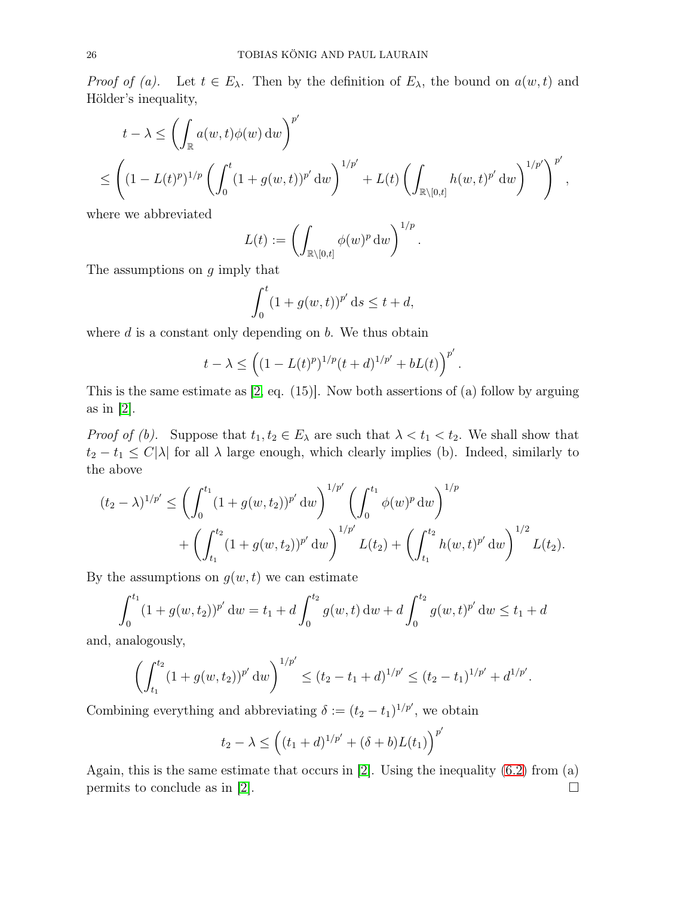*Proof of (a).* Let $t \in E_\lambda$. Then by the definition of $E_\lambda$, the bound on $a(w,t)$ and Hölder's inequality,

$$
\begin{aligned}
&t - \lambda \leq \left( \int_{\mathbb{R}} a(w,t) \phi(w) \, \mathrm{d}w \right)^{p'} \\
&\leq \left( (1 - L(t)^p)^{1/p} \left( \int_0^t (1 + g(w,t))^{p'} \, \mathrm{d}w \right)^{1/p'} + L(t) \left( \int_{\mathbb{R} \setminus [0,t]} h(w,t)^{p'} \, \mathrm{d}w \right)^{1/p'} \right)^{p'},
\end{aligned}
$$

where we abbreviated

$$
L(t) := \left( \int_{\mathbb{R} \setminus [0,t]} \phi(w)^p \, \mathrm{d}w \right)^{1/p}.
$$

The assumptions on $g$ imply that

$$
\int_0^t (1 + g(w,t))^{p'} \, \mathrm{d}s \leq t + d,
$$

where $d$ is a constant only depending on $b$. We thus obtain

$$
t - \lambda \leq \left( (1 - L(t)^p)^{1/p} (t + d)^{1/p'} + bL(t) \right)^{p'}.
$$

This is the same estimate as [2, eq. (15)]. Now both assertions of (a) follow by arguing as in [2].

*Proof of (b).* Suppose that $t_1, t_2 \in E_\lambda$ are such that $\lambda < t_1 < t_2$. We shall show that $t_2 - t_1 \leq C|\lambda|$ for all $\lambda$ large enough, which clearly implies (b). Indeed, similarly to the above

$$
\begin{aligned}
(t_2 - \lambda)^{1/p'} \leq &\left( \int_0^{t_1} (1 + g(w,t_2))^{p'} \, \mathrm{d}w \right)^{1/p'} \left( \int_0^{t_1} \phi(w)^p \, \mathrm{d}w \right)^{1/p} \\
&+ \left( \int_{t_1}^{t_2} (1 + g(w,t_2))^{p'} \, \mathrm{d}w \right)^{1/p'} L(t_2) + \left( \int_{t_1}^{t_2} h(w,t)^{p'} \, \mathrm{d}w \right)^{1/2} L(t_2).
\end{aligned}
$$

By the assumptions on $g(w,t)$ we can estimate

$$
\int_0^{t_1} (1 + g(w,t_2))^{p'} \, \mathrm{d}w = t_1 + d \int_0^{t_2} g(w,t) \, \mathrm{d}w + d \int_0^{t_2} g(w,t)^{p'} \, \mathrm{d}w \leq t_1 + d
$$

and, analogously,

$$
\left( \int_{t_1}^{t_2} (1 + g(w,t_2))^{p'} \, \mathrm{d}w \right)^{1/p'} \leq (t_2 - t_1 + d)^{1/p'} \leq (t_2 - t_1)^{1/p'} + d^{1/p'}.
$$

Combining everything and abbreviating $\delta := (t_2 - t_1)^{1/p'}$, we obtain

$$
t_2 - \lambda \leq \left( (t_1 + d)^{1/p'} + (\delta + b) L(t_1) \right)^{p'}
$$

Again, this is the same estimate that occurs in [2]. Using the inequality (6.2) from (a) permits to conclude as in [2]. □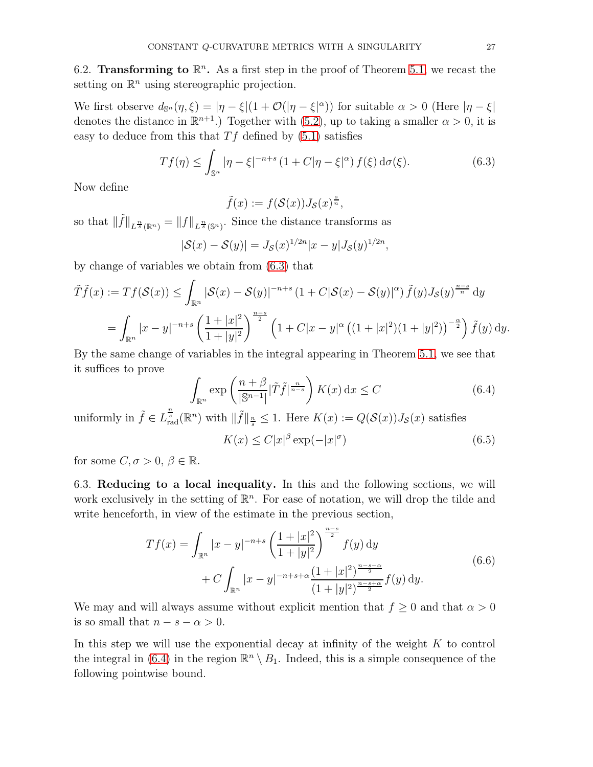6.2. **Transforming to $\mathbb{R}^n$.** As a first step in the proof of Theorem 5.1, we recast the setting on $\mathbb{R}^n$ using stereographic projection.

We first observe $d_{\mathbb{S}^n}(\eta,\xi) = |\eta - \xi|(1 + \mathcal{O}(|\eta-\xi|^\alpha))$ for suitable $\alpha > 0$ (Here $|\eta - \xi|$ denotes the distance in $\mathbb{R}^{n+1}$.) Together with (5.2), up to taking a smaller $\alpha > 0$, it is easy to deduce from this that $Tf$ defined by (5.1) satisfies

$$Tf(\eta) \le \int_{\mathbb{S}^n} |\eta - \xi|^{-n+s} \left(1 + C|\eta - \xi|^\alpha\right) f(\xi) \, \mathrm{d}\sigma(\xi). \tag{6.3}$$

Now define

$$\tilde{f}(x) := f(\mathcal{S}(x)) J_{\mathcal{S}}(x)^{\frac{s}{n}},$$

so that $\|\tilde{f}\|_{L^{\frac{n}{s}}(\mathbb{R}^n)} = \|f\|_{L^{\frac{n}{s}}(\mathbb{S}^n)}$. Since the distance transforms as

$$|\mathcal{S}(x) - \mathcal{S}(y)| = J_{\mathcal{S}}(x)^{1/2n}|x - y| J_{\mathcal{S}}(y)^{1/2n},$$

by change of variables we obtain from (6.3) that

$$\begin{aligned}
\tilde{T}\tilde{f}(x) := Tf(\mathcal{S}(x)) &\le \int_{\mathbb{R}^n} |\mathcal{S}(x) - \mathcal{S}(y)|^{-n+s} \left(1 + C|\mathcal{S}(x) - \mathcal{S}(y)|^\alpha\right) \tilde{f}(y) J_{\mathcal{S}}(y)^{\frac{n-s}{n}} \, \mathrm{d}y \\
&= \int_{\mathbb{R}^n} |x-y|^{-n+s} \left(\frac{1+|x|^2}{1+|y|^2}\right)^{\frac{n-s}{2}} \left(1 + C|x-y|^\alpha \left((1+|x|^2)(1+|y|^2)\right)^{-\frac{\alpha}{2}}\right) \tilde{f}(y) \, \mathrm{d}y.
\end{aligned}$$

By the same change of variables in the integral appearing in Theorem 5.1, we see that it suffices to prove

$$\int_{\mathbb{R}^n} \exp\left(\frac{n+\beta}{|\mathbb{S}^{n-1}|} |\tilde{T}\tilde{f}|^{\frac{n}{n-s}}\right) K(x) \, \mathrm{d}x \le C \tag{6.4}$$

uniformly in $\tilde{f} \in L^{\frac{n}{s}}_{\mathrm{rad}}(\mathbb{R}^n)$ with $\|\tilde{f}\|_{\frac{n}{s}} \le 1$. Here $K(x) := Q(\mathcal{S}(x)) J_{\mathcal{S}}(x)$ satisfies

$$K(x) \le C|x|^\beta \exp(-|x|^\sigma) \tag{6.5}$$

for some $C, \sigma > 0$, $\beta \in \mathbb{R}$.

6.3. **Reducing to a local inequality.** In this and the following sections, we will work exclusively in the setting of $\mathbb{R}^n$. For ease of notation, we will drop the tilde and write henceforth, in view of the estimate in the previous section,

$$\begin{aligned}
Tf(x) = &\int_{\mathbb{R}^n} |x-y|^{-n+s} \left(\frac{1+|x|^2}{1+|y|^2}\right)^{\frac{n-s}{2}} f(y) \, \mathrm{d}y \\
&+ C \int_{\mathbb{R}^n} |x-y|^{-n+s+\alpha} \frac{(1+|x|^2)^{\frac{n-s-\alpha}{2}}}{(1+|y|^2)^{\frac{n-s+\alpha}{2}}} f(y) \, \mathrm{d}y.
\end{aligned} \tag{6.6}$$

We may and will always assume without explicit mention that $f \ge 0$ and that $\alpha > 0$ is so small that $n - s - \alpha > 0$.

In this step we will use the exponential decay at infinity of the weight $K$ to control the integral in (6.4) in the region $\mathbb{R}^n \setminus B_1$. Indeed, this is a simple consequence of the following pointwise bound.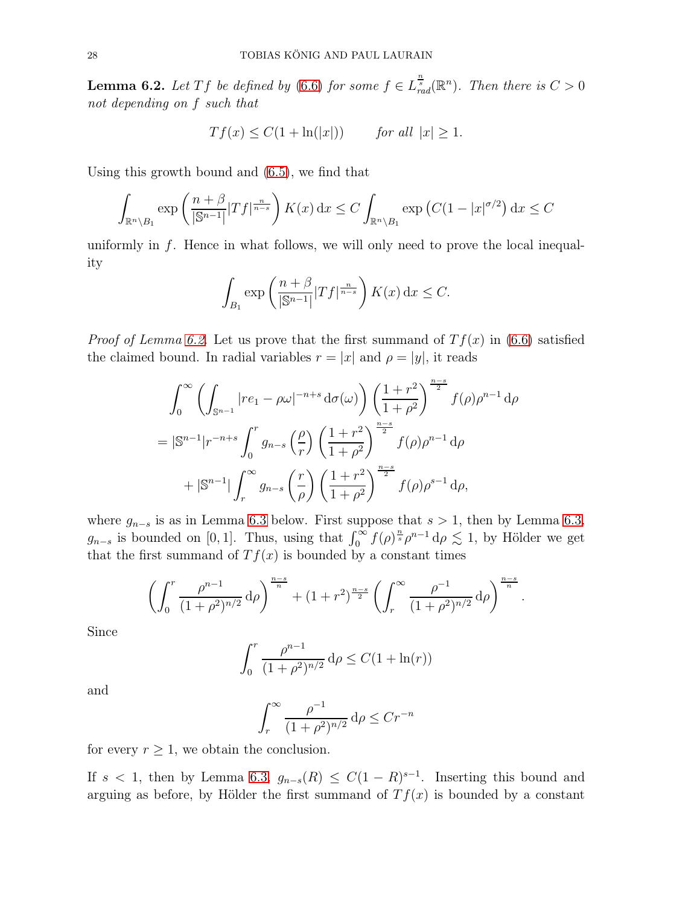**Lemma 6.2.** *Let $Tf$ be defined by (6.6) for some $f \in L^{\frac{n}{s}}_{rad}(\mathbb{R}^n)$. Then there is $C > 0$ not depending on $f$ such that*

$$Tf(x) \leq C(1 + \ln(|x|)) \qquad \textit{for all } |x| \geq 1.$$

Using this growth bound and (6.5), we find that

$$\int_{\mathbb{R}^n \setminus B_1} \exp\left( \frac{n+\beta}{|\mathbb{S}^{n-1}|} |Tf|^{\frac{n}{n-s}} \right) K(x) \, \mathrm{d}x \leq C \int_{\mathbb{R}^n \setminus B_1} \exp\left( C(1 - |x|^{\sigma/2} \right) \mathrm{d}x \leq C$$

uniformly in $f$. Hence in what follows, we will only need to prove the local inequality

$$\int_{B_1} \exp\left( \frac{n+\beta}{|\mathbb{S}^{n-1}|} |Tf|^{\frac{n}{n-s}} \right) K(x) \, \mathrm{d}x \leq C.$$

*Proof of Lemma 6.2.* Let us prove that the first summand of $Tf(x)$ in (6.6) satisfied the claimed bound. In radial variables $r = |x|$ and $\rho = |y|$, it reads

$$\begin{aligned}
&\int_0^\infty \left( \int_{\mathbb{S}^{n-1}} |re_1 - \rho\omega|^{-n+s} \, \mathrm{d}\sigma(\omega) \right) \left( \frac{1+r^2}{1+\rho^2} \right)^{\frac{n-s}{2}} f(\rho) \rho^{n-1} \, \mathrm{d}\rho \\
&= |\mathbb{S}^{n-1}| r^{-n+s} \int_0^r g_{n-s}\left( \frac{\rho}{r} \right) \left( \frac{1+r^2}{1+\rho^2} \right)^{\frac{n-s}{2}} f(\rho) \rho^{n-1} \, \mathrm{d}\rho \\
&\quad + |\mathbb{S}^{n-1}| \int_r^\infty g_{n-s}\left( \frac{r}{\rho} \right) \left( \frac{1+r^2}{1+\rho^2} \right)^{\frac{n-s}{2}} f(\rho) \rho^{s-1} \, \mathrm{d}\rho,
\end{aligned}$$

where $g_{n-s}$ is as in Lemma 6.3 below. First suppose that $s > 1$, then by Lemma 6.3, $g_{n-s}$ is bounded on $[0, 1]$. Thus, using that $\int_0^\infty f(\rho)^{\frac{n}{s}} \rho^{n-1} \, \mathrm{d}\rho \lesssim 1$, by Hölder we get that the first summand of $Tf(x)$ is bounded by a constant times

$$\left( \int_0^r \frac{\rho^{n-1}}{(1+\rho^2)^{n/2}} \, \mathrm{d}\rho \right)^{\frac{n-s}{n}} + (1+r^2)^{\frac{n-s}{2}} \left( \int_r^\infty \frac{\rho^{-1}}{(1+\rho^2)^{n/2}} \, \mathrm{d}\rho \right)^{\frac{n-s}{n}}.$$

Since

$$\int_0^r \frac{\rho^{n-1}}{(1+\rho^2)^{n/2}} \, \mathrm{d}\rho \leq C(1 + \ln(r))$$

and

$$\int_r^\infty \frac{\rho^{-1}}{(1+\rho^2)^{n/2}} \, \mathrm{d}\rho \leq C r^{-n}$$

for every $r \geq 1$, we obtain the conclusion.

If $s < 1$, then by Lemma 6.3, $g_{n-s}(R) \leq C(1-R)^{s-1}$. Inserting this bound and arguing as before, by Hölder the first summand of $Tf(x)$ is bounded by a constant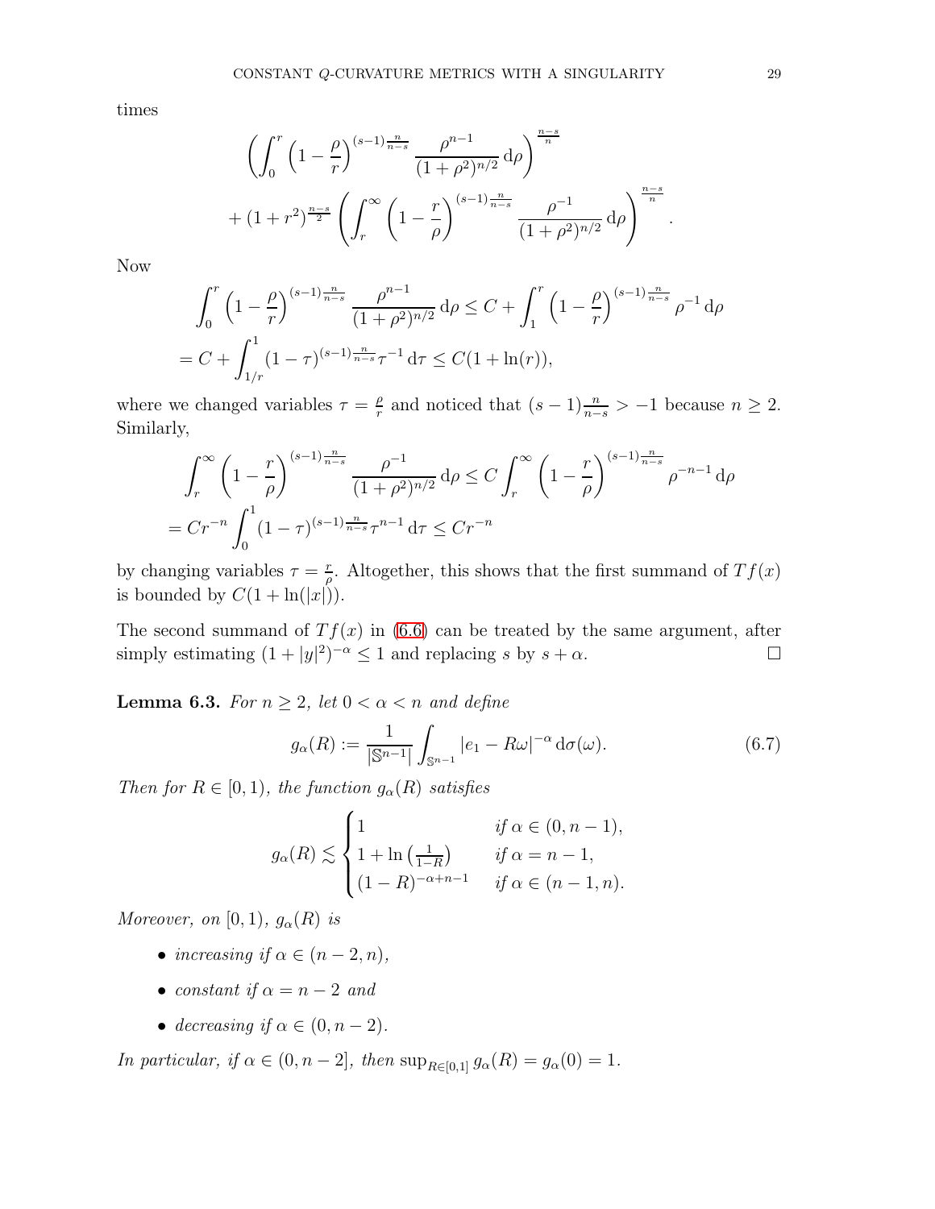times

$$
\left( \int_0^r \left(1 - \frac{\rho}{r}\right)^{(s-1)\frac{n}{n-s}} \frac{\rho^{n-1}}{(1+\rho^2)^{n/2}} \, \mathrm{d}\rho \right)^{\frac{n-s}{n}}
$$

$$
+ (1+r^2)^{\frac{n-s}{2}} \left( \int_r^\infty \left(1 - \frac{r}{\rho}\right)^{(s-1)\frac{n}{n-s}} \frac{\rho^{-1}}{(1+\rho^2)^{n/2}} \, \mathrm{d}\rho \right)^{\frac{n-s}{n}}.
$$

Now

$$
\int_0^r \left(1 - \frac{\rho}{r}\right)^{(s-1)\frac{n}{n-s}} \frac{\rho^{n-1}}{(1+\rho^2)^{n/2}} \, \mathrm{d}\rho \le C + \int_1^r \left(1 - \frac{\rho}{r}\right)^{(s-1)\frac{n}{n-s}} \rho^{-1} \, \mathrm{d}\rho
$$

$$
= C + \int_{1/r}^1 (1-\tau)^{(s-1)\frac{n}{n-s}} \tau^{-1} \, \mathrm{d}\tau \le C(1 + \ln(r)),
$$

where we changed variables $\tau = \frac{\rho}{r}$ and noticed that $(s-1)\frac{n}{n-s} > -1$ because $n \ge 2$. Similarly,

$$
\int_r^\infty \left(1 - \frac{r}{\rho}\right)^{(s-1)\frac{n}{n-s}} \frac{\rho^{-1}}{(1+\rho^2)^{n/2}} \, \mathrm{d}\rho \le C \int_r^\infty \left(1 - \frac{r}{\rho}\right)^{(s-1)\frac{n}{n-s}} \rho^{-n-1} \, \mathrm{d}\rho
$$

$$
= C r^{-n} \int_0^1 (1-\tau)^{(s-1)\frac{n}{n-s}} \tau^{n-1} \, \mathrm{d}\tau \le C r^{-n}
$$

by changing variables $\tau = \frac{r}{\rho}$. Altogether, this shows that the first summand of $Tf(x)$ is bounded by $C(1 + \ln(|x|))$.

The second summand of $Tf(x)$ in (6.6) can be treated by the same argument, after simply estimating $(1+|y|^2)^{-\alpha} \le 1$ and replacing $s$ by $s + \alpha$. $\square$

**Lemma 6.3.** *For $n \ge 2$, let $0 < \alpha < n$ and define*

$$
g_\alpha(R) := \frac{1}{|\mathbb{S}^{n-1}|} \int_{\mathbb{S}^{n-1}} |e_1 - R\omega|^{-\alpha} \, \mathrm{d}\sigma(\omega). \tag{6.7}
$$

*Then for $R \in [0, 1)$, the function $g_\alpha(R)$ satisfies*

$$
g_\alpha(R) \lesssim \begin{cases} 1 & \text{if } \alpha \in (0, n-1), \\ 1 + \ln\left(\frac{1}{1-R}\right) & \text{if } \alpha = n-1, \\ (1-R)^{-\alpha+n-1} & \text{if } \alpha \in (n-1, n). \end{cases}
$$

*Moreover, on $[0, 1)$, $g_\alpha(R)$ is*

- *increasing if $\alpha \in (n-2, n)$,*
- *constant if $\alpha = n-2$ and*
- *decreasing if $\alpha \in (0, n-2)$.*

*In particular, if $\alpha \in (0, n-2]$, then $\sup_{R \in [0,1]} g_\alpha(R) = g_\alpha(0) = 1$.*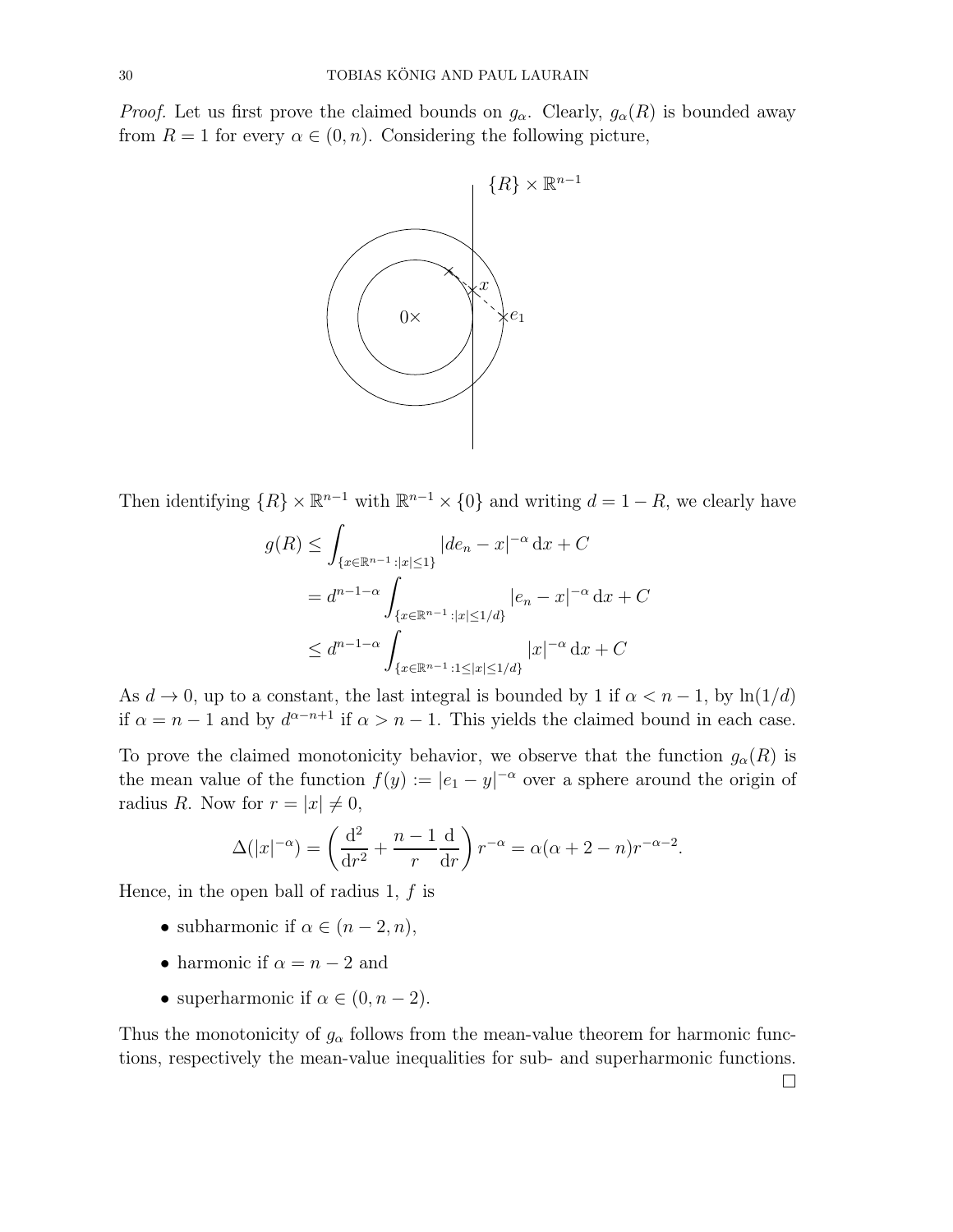*Proof.* Let us first prove the claimed bounds on $g_\alpha$. Clearly, $g_\alpha(R)$ is bounded away from $R = 1$ for every $\alpha \in (0, n)$. Considering the following picture,

Then identifying $\{R\} \times \mathbb{R}^{n-1}$ with $\mathbb{R}^{n-1} \times \{0\}$ and writing $d = 1 - R$, we clearly have

$$
\begin{aligned}
g(R) &\leq \int_{\{x \in \mathbb{R}^{n-1} : |x| \leq 1\}} |de_n - x|^{-\alpha} \, \mathrm{d}x + C \\
&= d^{n-1-\alpha} \int_{\{x \in \mathbb{R}^{n-1} : |x| \leq 1/d\}} |e_n - x|^{-\alpha} \, \mathrm{d}x + C \\
&\leq d^{n-1-\alpha} \int_{\{x \in \mathbb{R}^{n-1} : 1 \leq |x| \leq 1/d\}} |x|^{-\alpha} \, \mathrm{d}x + C
\end{aligned}
$$

As $d \to 0$, up to a constant, the last integral is bounded by 1 if $\alpha < n - 1$, by $\ln(1/d)$ if $\alpha = n - 1$ and by $d^{\alpha - n + 1}$ if $\alpha > n - 1$. This yields the claimed bound in each case.

To prove the claimed monotonicity behavior, we observe that the function $g_\alpha(R)$ is the mean value of the function $f(y) := |e_1 - y|^{-\alpha}$ over a sphere around the origin of radius $R$. Now for $r = |x| \neq 0$,

$$
\Delta(|x|^{-\alpha}) = \left( \frac{\mathrm{d}^2}{\mathrm{d}r^2} + \frac{n-1}{r} \frac{\mathrm{d}}{\mathrm{d}r} \right) r^{-\alpha} = \alpha(\alpha + 2 - n) r^{-\alpha - 2}.
$$

Hence, in the open ball of radius 1, $f$ is

- subharmonic if $\alpha \in (n - 2, n)$,
- harmonic if $\alpha = n - 2$ and
- superharmonic if $\alpha \in (0, n - 2)$.

Thus the monotonicity of $g_\alpha$ follows from the mean-value theorem for harmonic functions, respectively the mean-value inequalities for sub- and superharmonic functions. □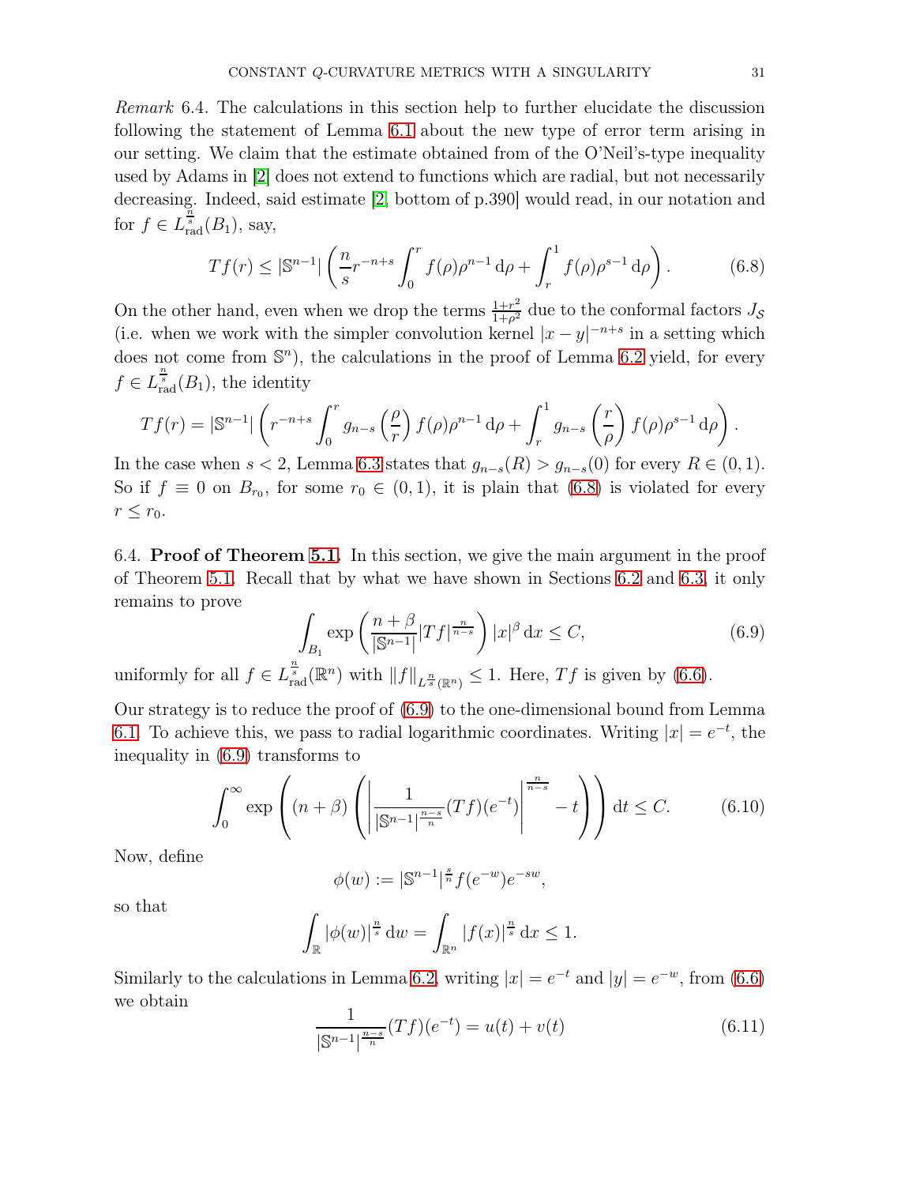*Remark* 6.4. The calculations in this section help to further elucidate the discussion following the statement of Lemma 6.1 about the new type of error term arising in our setting. We claim that the estimate obtained from of the O'Neil's-type inequality used by Adams in [2] does not extend to functions which are radial, but not necessarily decreasing. Indeed, said estimate [2, bottom of p.390] would read, in our notation and for $f \in L^{\frac{n}{s}}_{\text{rad}}(B_1)$, say,

$$Tf(r) \leq |\mathbb{S}^{n-1}| \left( \frac{n}{s} r^{-n+s} \int_0^r f(\rho)\rho^{n-1}\,\mathrm{d}\rho + \int_r^1 f(\rho)\rho^{s-1}\,\mathrm{d}\rho \right). \tag{6.8}$$

On the other hand, even when we drop the terms $\frac{1+r^2}{1+\rho^2}$ due to the conformal factors $J_{\mathcal{S}}$ (i.e. when we work with the simpler convolution kernel $|x-y|^{-n+s}$ in a setting which does not come from $\mathbb{S}^n$), the calculations in the proof of Lemma 6.2 yield, for every $f \in L^{\frac{n}{s}}_{\text{rad}}(B_1)$, the identity

$$Tf(r) = |\mathbb{S}^{n-1}| \left( r^{-n+s} \int_0^r g_{n-s}\left(\frac{\rho}{r}\right) f(\rho)\rho^{n-1}\,\mathrm{d}\rho + \int_r^1 g_{n-s}\left(\frac{r}{\rho}\right) f(\rho)\rho^{s-1}\,\mathrm{d}\rho \right).$$

In the case when $s < 2$, Lemma 6.3 states that $g_{n-s}(R) > g_{n-s}(0)$ for every $R \in (0,1)$. So if $f \equiv 0$ on $B_{r_0}$, for some $r_0 \in (0,1)$, it is plain that (6.8) is violated for every $r \leq r_0$.

6.4. **Proof of Theorem 5.1.** In this section, we give the main argument in the proof of Theorem 5.1. Recall that by what we have shown in Sections 6.2 and 6.3, it only remains to prove

$$\int_{B_1} \exp\left( \frac{n+\beta}{|\mathbb{S}^{n-1}|} |Tf|^{\frac{n}{n-s}} \right) |x|^\beta \,\mathrm{d}x \leq C, \tag{6.9}$$

uniformly for all $f \in L^{\frac{n}{s}}_{\text{rad}}(\mathbb{R}^n)$ with $\|f\|_{L^{\frac{n}{s}}(\mathbb{R}^n)} \leq 1$. Here, $Tf$ is given by (6.6).

Our strategy is to reduce the proof of (6.9) to the one-dimensional bound from Lemma 6.1. To achieve this, we pass to radial logarithmic coordinates. Writing $|x| = e^{-t}$, the inequality in (6.9) transforms to

$$\int_0^\infty \exp\left( (n+\beta) \left( \left| \frac{1}{|\mathbb{S}^{n-1}|^{\frac{n-s}{n}}} (Tf)(e^{-t}) \right|^{\frac{n}{n-s}} - t \right) \right) \mathrm{d}t \leq C. \tag{6.10}$$

Now, define

$$\phi(w) := |\mathbb{S}^{n-1}|^{\frac{s}{n}} f(e^{-w}) e^{-sw},$$

so that

$$\int_{\mathbb{R}} |\phi(w)|^{\frac{n}{s}}\,\mathrm{d}w = \int_{\mathbb{R}^n} |f(x)|^{\frac{n}{s}}\,\mathrm{d}x \leq 1.$$

Similarly to the calculations in Lemma 6.2, writing $|x| = e^{-t}$ and $|y| = e^{-w}$, from (6.6) we obtain

$$\frac{1}{|\mathbb{S}^{n-1}|^{\frac{n-s}{n}}} (Tf)(e^{-t}) = u(t) + v(t) \tag{6.11}$$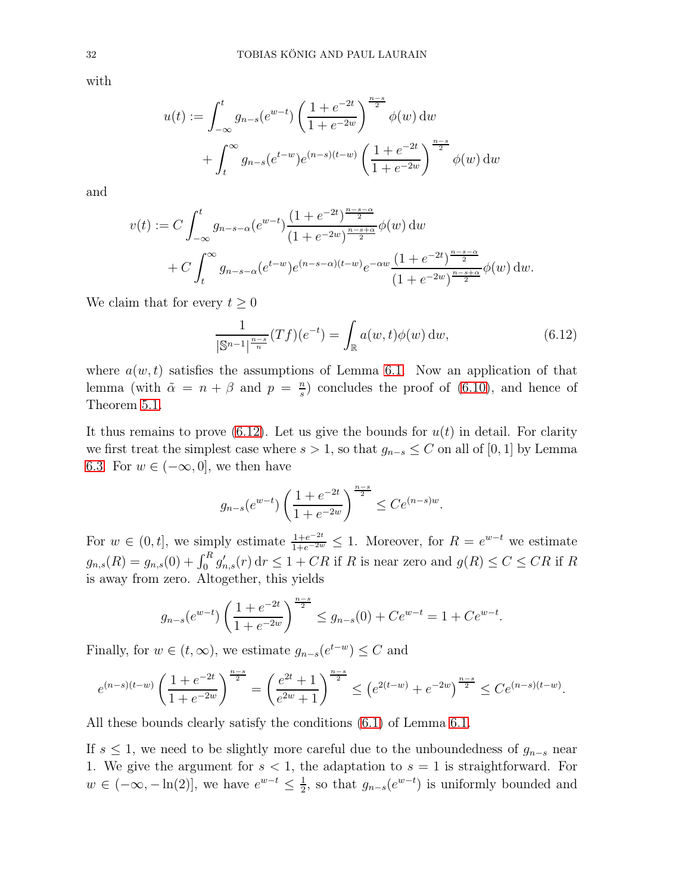with

$$u(t) := \int_{-\infty}^{t} g_{n-s}(e^{w-t}) \left( \frac{1+e^{-2t}}{1+e^{-2w}} \right)^{\frac{n-s}{2}} \phi(w)\,\mathrm{d}w$$
$$+ \int_{t}^{\infty} g_{n-s}(e^{t-w}) e^{(n-s)(t-w)} \left( \frac{1+e^{-2t}}{1+e^{-2w}} \right)^{\frac{n-s}{2}} \phi(w)\,\mathrm{d}w$$

and

$$v(t) := C \int_{-\infty}^{t} g_{n-s-\alpha}(e^{w-t}) \frac{(1+e^{-2t})^{\frac{n-s-\alpha}{2}}}{(1+e^{-2w})^{\frac{n-s+\alpha}{2}}} \phi(w)\,\mathrm{d}w$$
$$+ C \int_{t}^{\infty} g_{n-s-\alpha}(e^{t-w}) e^{(n-s-\alpha)(t-w)} e^{-\alpha w} \frac{(1+e^{-2t})^{\frac{n-s-\alpha}{2}}}{(1+e^{-2w})^{\frac{n-s+\alpha}{2}}} \phi(w)\,\mathrm{d}w.$$

We claim that for every $t \geq 0$

$$\frac{1}{|\mathbb{S}^{n-1}|^{\frac{n-s}{n}}} (Tf)(e^{-t}) = \int_{\mathbb{R}} a(w,t)\phi(w)\,\mathrm{d}w, \tag{6.12}$$

where $a(w,t)$ satisfies the assumptions of Lemma 6.1. Now an application of that lemma (with $\tilde{\alpha} = n + \beta$ and $p = \frac{n}{s}$) concludes the proof of (6.10), and hence of Theorem 5.1.

It thus remains to prove (6.12). Let us give the bounds for $u(t)$ in detail. For clarity we first treat the simplest case where $s > 1$, so that $g_{n-s} \leq C$ on all of $[0,1]$ by Lemma 6.3. For $w \in (-\infty, 0]$, we then have

$$g_{n-s}(e^{w-t}) \left( \frac{1+e^{-2t}}{1+e^{-2w}} \right)^{\frac{n-s}{2}} \leq C e^{(n-s)w}.$$

For $w \in (0,t]$, we simply estimate $\frac{1+e^{-2t}}{1+e^{-2w}} \leq 1$. Moreover, for $R = e^{w-t}$ we estimate $g_{n,s}(R) = g_{n,s}(0) + \int_0^R g_{n,s}'(r)\,\mathrm{d}r \leq 1 + CR$ if $R$ is near zero and $g(R) \leq C \leq CR$ if $R$ is away from zero. Altogether, this yields

$$g_{n-s}(e^{w-t}) \left( \frac{1+e^{-2t}}{1+e^{-2w}} \right)^{\frac{n-s}{2}} \leq g_{n-s}(0) + Ce^{w-t} = 1 + Ce^{w-t}.$$

Finally, for $w \in (t, \infty)$, we estimate $g_{n-s}(e^{t-w}) \leq C$ and

$$e^{(n-s)(t-w)} \left( \frac{1+e^{-2t}}{1+e^{-2w}} \right)^{\frac{n-s}{2}} = \left( \frac{e^{2t}+1}{e^{2w}+1} \right)^{\frac{n-s}{2}} \leq \left( e^{2(t-w)} + e^{-2w} \right)^{\frac{n-s}{2}} \leq C e^{(n-s)(t-w)}.$$

All these bounds clearly satisfy the conditions (6.1) of Lemma 6.1.

If $s \leq 1$, we need to be slightly more careful due to the unboundedness of $g_{n-s}$ near 1. We give the argument for $s < 1$, the adaptation to $s = 1$ is straightforward. For $w \in (-\infty, -\ln(2)]$, we have $e^{w-t} \leq \frac{1}{2}$, so that $g_{n-s}(e^{w-t})$ is uniformly bounded and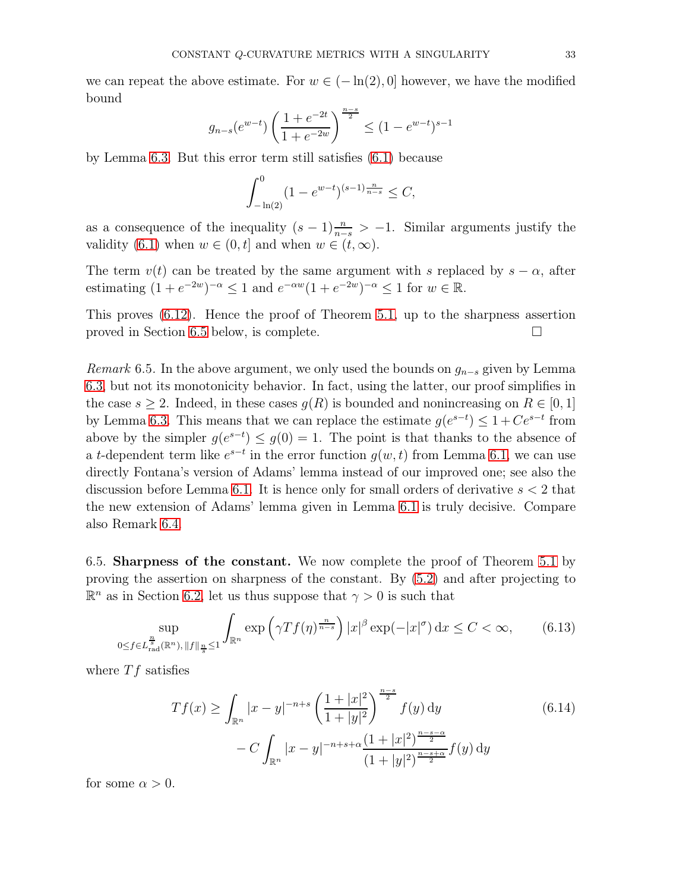we can repeat the above estimate. For $w \in (-\ln(2), 0]$ however, we have the modified bound

$$g_{n-s}(e^{w-t}) \left( \frac{1+e^{-2t}}{1+e^{-2w}} \right)^{\frac{n-s}{2}} \leq (1-e^{w-t})^{s-1}$$

by Lemma 6.3. But this error term still satisfies (6.1) because

$$\int_{-\ln(2)}^0 (1-e^{w-t})^{(s-1)\frac{n}{n-s}} \leq C,$$

as a consequence of the inequality $(s-1)\frac{n}{n-s} > -1$. Similar arguments justify the validity (6.1) when $w \in (0, t]$ and when $w \in (t, \infty)$.

The term $v(t)$ can be treated by the same argument with $s$ replaced by $s - \alpha$, after estimating $(1 + e^{-2w})^{-\alpha} \leq 1$ and $e^{-\alpha w}(1 + e^{-2w})^{-\alpha} \leq 1$ for $w \in \mathbb{R}$.

This proves (6.12). Hence the proof of Theorem 5.1, up to the sharpness assertion proved in Section 6.5 below, is complete. □

*Remark* 6.5. In the above argument, we only used the bounds on $g_{n-s}$ given by Lemma 6.3, but not its monotonicity behavior. In fact, using the latter, our proof simplifies in the case $s \geq 2$. Indeed, in these cases $g(R)$ is bounded and nonincreasing on $R \in [0, 1]$ by Lemma 6.3. This means that we can replace the estimate $g(e^{s-t}) \leq 1 + Ce^{s-t}$ from above by the simpler $g(e^{s-t}) \leq g(0) = 1$. The point is that thanks to the absence of a $t$-dependent term like $e^{s-t}$ in the error function $g(w, t)$ from Lemma 6.1, we can use directly Fontana's version of Adams' lemma instead of our improved one; see also the discussion before Lemma 6.1. It is hence only for small orders of derivative $s < 2$ that the new extension of Adams' lemma given in Lemma 6.1 is truly decisive. Compare also Remark 6.4.

6.5. **Sharpness of the constant.** We now complete the proof of Theorem 5.1 by proving the assertion on sharpness of the constant. By (5.2) and after projecting to $\mathbb{R}^n$ as in Section 6.2, let us thus suppose that $\gamma > 0$ is such that

$$\sup_{0 \leq f \in L^{\frac{n}{s}}_{\text{rad}}(\mathbb{R}^n),\, \|f\|_{\frac{n}{s}} \leq 1} \int_{\mathbb{R}^n} \exp\left(\gamma Tf(\eta)^{\frac{n}{n-s}}\right) |x|^\beta \exp(-|x|^\sigma) \, \mathrm{d}x \leq C < \infty, \tag{6.13}$$

where $Tf$ satisfies

$$\begin{aligned} Tf(x) \geq &\int_{\mathbb{R}^n} |x-y|^{-n+s} \left( \frac{1+|x|^2}{1+|y|^2} \right)^{\frac{n-s}{2}} f(y) \, \mathrm{d}y \\ &- C \int_{\mathbb{R}^n} |x-y|^{-n+s+\alpha} \frac{(1+|x|^2)^{\frac{n-s-\alpha}{2}}}{(1+|y|^2)^{\frac{n-s+\alpha}{2}}} f(y) \, \mathrm{d}y \end{aligned} \tag{6.14}$$

for some $\alpha > 0$.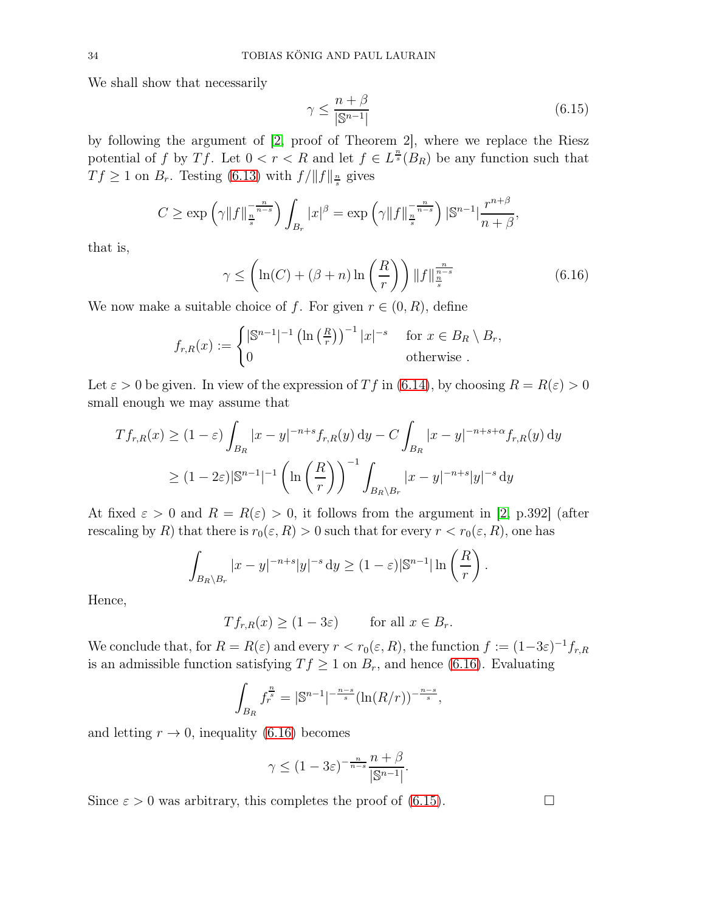We shall show that necessarily

$$\gamma \leq \frac{n+\beta}{|\mathbb{S}^{n-1}|} \tag{6.15}$$

by following the argument of [2, proof of Theorem 2], where we replace the Riesz potential of $f$ by $Tf$. Let $0 < r < R$ and let $f \in L^{\frac{n}{s}}(B_R)$ be any function such that $Tf \geq 1$ on $B_r$. Testing (6.13) with $f/\|f\|_{\frac{n}{s}}$ gives

$$C \geq \exp\left(\gamma \|f\|_{\frac{n}{s}}^{-\frac{n}{n-s}}\right) \int_{B_r} |x|^\beta = \exp\left(\gamma \|f\|_{\frac{n}{s}}^{-\frac{n}{n-s}}\right) |\mathbb{S}^{n-1}| \frac{r^{n+\beta}}{n+\beta},$$

that is,

$$\gamma \leq \left(\ln(C) + (\beta+n)\ln\left(\frac{R}{r}\right)\right) \|f\|_{\frac{n}{s}}^{\frac{n}{n-s}} \tag{6.16}$$

We now make a suitable choice of $f$. For given $r \in (0,R)$, define

$$f_{r,R}(x) := \begin{cases} |\mathbb{S}^{n-1}|^{-1} \left(\ln\left(\frac{R}{r}\right)\right)^{-1} |x|^{-s} & \text{for } x \in B_R \setminus B_r, \\ 0 & \text{otherwise} . \end{cases}$$

Let $\varepsilon > 0$ be given. In view of the expression of $Tf$ in (6.14), by choosing $R = R(\varepsilon) > 0$ small enough we may assume that

$$\begin{aligned} Tf_{r,R}(x) &\geq (1-\varepsilon) \int_{B_R} |x-y|^{-n+s} f_{r,R}(y) \, \mathrm{d}y - C \int_{B_R} |x-y|^{-n+s+\alpha} f_{r,R}(y) \, \mathrm{d}y \\ &\geq (1-2\varepsilon) |\mathbb{S}^{n-1}|^{-1} \left(\ln\left(\frac{R}{r}\right)\right)^{-1} \int_{B_R \setminus B_r} |x-y|^{-n+s} |y|^{-s} \, \mathrm{d}y \end{aligned}$$

At fixed $\varepsilon > 0$ and $R = R(\varepsilon) > 0$, it follows from the argument in [2, p.392] (after rescaling by $R$) that there is $r_0(\varepsilon, R) > 0$ such that for every $r < r_0(\varepsilon, R)$, one has

$$\int_{B_R \setminus B_r} |x-y|^{-n+s} |y|^{-s} \, \mathrm{d}y \geq (1-\varepsilon) |\mathbb{S}^{n-1}| \ln\left(\frac{R}{r}\right).$$

Hence,

$$Tf_{r,R}(x) \geq (1-3\varepsilon) \qquad \text{for all } x \in B_r.$$

We conclude that, for $R = R(\varepsilon)$ and every $r < r_0(\varepsilon, R)$, the function $f := (1-3\varepsilon)^{-1} f_{r,R}$ is an admissible function satisfying $Tf \geq 1$ on $B_r$, and hence (6.16). Evaluating

$$\int_{B_R} f_r^{\frac{n}{s}} = |\mathbb{S}^{n-1}|^{-\frac{n-s}{s}} (\ln(R/r))^{-\frac{n-s}{s}},$$

and letting $r \to 0$, inequality (6.16) becomes

$$\gamma \leq (1-3\varepsilon)^{-\frac{n}{n-s}} \frac{n+\beta}{|\mathbb{S}^{n-1}|}.$$

Since $\varepsilon > 0$ was arbitrary, this completes the proof of (6.15). $\square$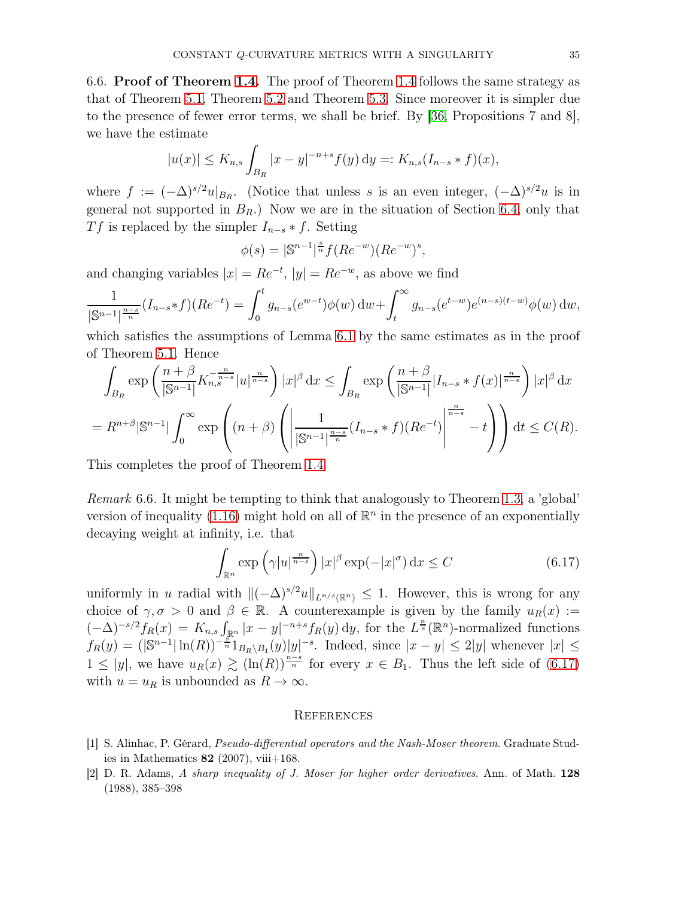6.6. **Proof of Theorem 1.4.** The proof of Theorem 1.4 follows the same strategy as that of Theorem 5.1, Theorem 5.2 and Theorem 5.3. Since moreover it is simpler due to the presence of fewer error terms, we shall be brief. By [36, Propositions 7 and 8], we have the estimate

$$|u(x)| \leq K_{n,s} \int_{B_R} |x-y|^{-n+s} f(y)\,\mathrm{d}y =: K_{n,s}(I_{n-s} * f)(x),$$

where $f := (-\Delta)^{s/2} u|_{B_R}$. (Notice that unless $s$ is an even integer, $(-\Delta)^{s/2}u$ is in general not supported in $B_R$.) Now we are in the situation of Section 6.4, only that $Tf$ is replaced by the simpler $I_{n-s} * f$. Setting

$$\phi(s) = |\mathbb{S}^{n-1}|^{\frac{s}{n}} f(Re^{-w})(Re^{-w})^s,$$

and changing variables $|x| = Re^{-t}$, $|y| = Re^{-w}$, as above we find

$$\frac{1}{|\mathbb{S}^{n-1}|^{\frac{n-s}{n}}}(I_{n-s} * f)(Re^{-t}) = \int_0^t g_{n-s}(e^{w-t})\phi(w)\,\mathrm{d}w + \int_t^\infty g_{n-s}(e^{t-w})e^{(n-s)(t-w)}\phi(w)\,\mathrm{d}w,$$

which satisfies the assumptions of Lemma 6.1 by the same estimates as in the proof of Theorem 5.1. Hence

$$\int_{B_R} \exp\left(\frac{n+\beta}{|\mathbb{S}^{n-1}|} K_{n,s}^{-\frac{n}{n-s}} |u|^{\frac{n}{n-s}}\right) |x|^\beta \,\mathrm{d}x \leq \int_{B_R} \exp\left(\frac{n+\beta}{|\mathbb{S}^{n-1}|} |I_{n-s} * f(x)|^{\frac{n}{n-s}}\right) |x|^\beta \,\mathrm{d}x$$

$$= R^{n+\beta}|\mathbb{S}^{n-1}| \int_0^\infty \exp\left((n+\beta)\left(\left|\frac{1}{|\mathbb{S}^{n-1}|^{\frac{n-s}{n}}}(I_{n-s} * f)(Re^{-t})\right|^{\frac{n}{n-s}} - t\right)\right)\mathrm{d}t \leq C(R).$$

This completes the proof of Theorem 1.4.

*Remark* 6.6. It might be tempting to think that analogously to Theorem 1.3, a 'global' version of inequality (1.16) might hold on all of $\mathbb{R}^n$ in the presence of an exponentially decaying weight at infinity, i.e. that

$$\int_{\mathbb{R}^n} \exp\left(\gamma |u|^{\frac{n}{n-s}}\right) |x|^\beta \exp(-|x|^\sigma)\,\mathrm{d}x \leq C \tag{6.17}$$

uniformly in $u$ radial with $\|(-\Delta)^{s/2}u\|_{L^{n/s}(\mathbb{R}^n)} \leq 1$. However, this is wrong for any choice of $\gamma, \sigma > 0$ and $\beta \in \mathbb{R}$. A counterexample is given by the family $u_R(x) := (-\Delta)^{-s/2} f_R(x) = K_{n,s}\int_{\mathbb{R}^n} |x-y|^{-n+s} f_R(y)\,\mathrm{d}y$, for the $L^{\frac{n}{s}}(\mathbb{R}^n)$-normalized functions $f_R(y) = (|\mathbb{S}^{n-1}|\ln(R))^{-\frac{s}{n}} 1_{B_R \setminus B_1}(y)|y|^{-s}$. Indeed, since $|x-y| \leq 2|y|$ whenever $|x| \leq 1 \leq |y|$, we have $u_R(x) \gtrsim (\ln(R))^{\frac{n-s}{n}}$ for every $x \in B_1$. Thus the left side of (6.17) with $u = u_R$ is unbounded as $R \to \infty$.

## References

[1] S. Alinhac, P. Gérard, *Pseudo-differential operators and the Nash-Moser theorem*. Graduate Studies in Mathematics **82** (2007), viii+168.

[2] D. R. Adams, *A sharp inequality of J. Moser for higher order derivatives*. Ann. of Math. **128** (1988), 385–398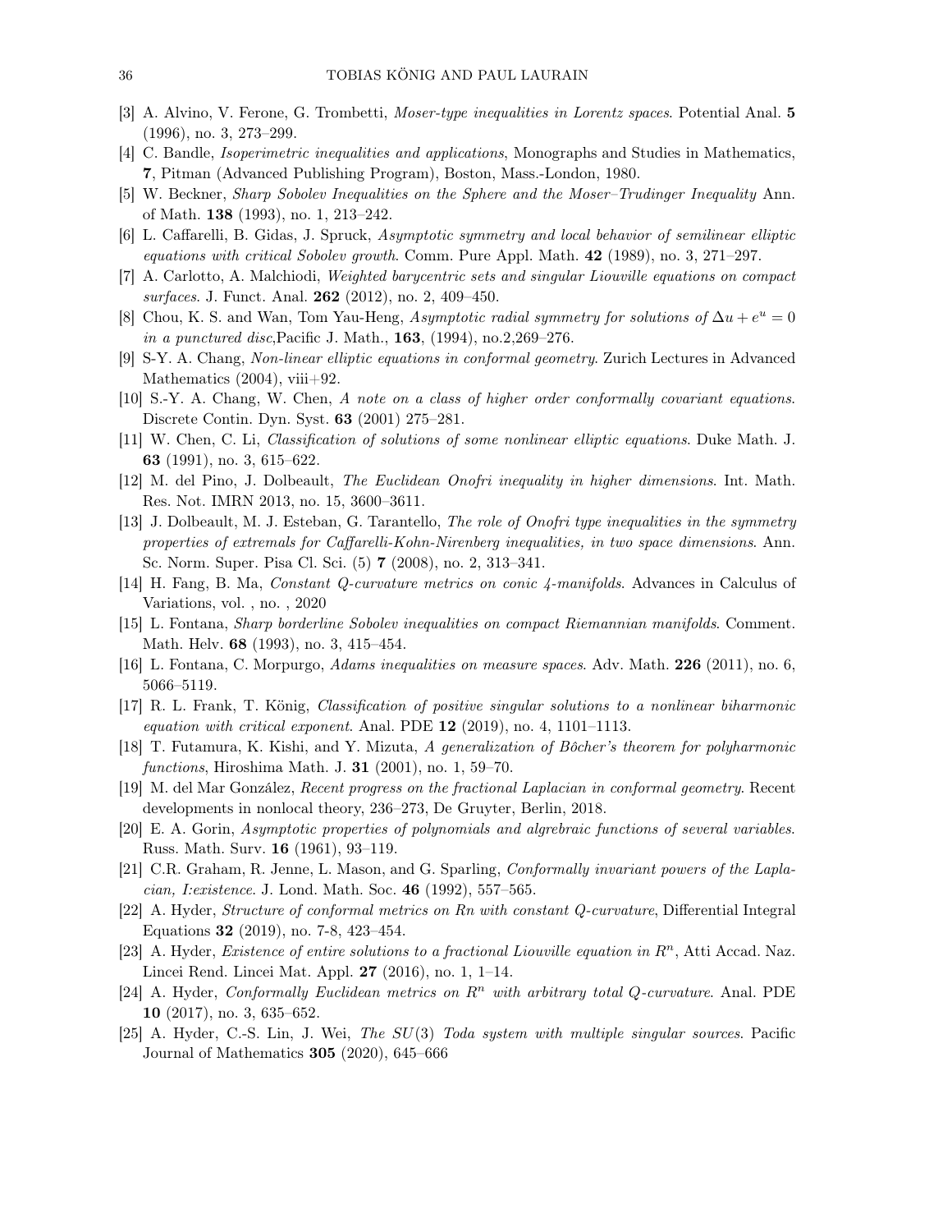[3] A. Alvino, V. Ferone, G. Trombetti, *Moser-type inequalities in Lorentz spaces*. Potential Anal. **5** (1996), no. 3, 273–299.

[4] C. Bandle, *Isoperimetric inequalities and applications*, Monographs and Studies in Mathematics, **7**, Pitman (Advanced Publishing Program), Boston, Mass.-London, 1980.

[5] W. Beckner, *Sharp Sobolev Inequalities on the Sphere and the Moser–Trudinger Inequality* Ann. of Math. **138** (1993), no. 1, 213–242.

[6] L. Caffarelli, B. Gidas, J. Spruck, *Asymptotic symmetry and local behavior of semilinear elliptic equations with critical Sobolev growth*. Comm. Pure Appl. Math. **42** (1989), no. 3, 271–297.

[7] A. Carlotto, A. Malchiodi, *Weighted barycentric sets and singular Liouville equations on compact surfaces*. J. Funct. Anal. **262** (2012), no. 2, 409–450.

[8] Chou, K. S. and Wan, Tom Yau-Heng, *Asymptotic radial symmetry for solutions of $\Delta u + e^u = 0$ in a punctured disc*,Pacific J. Math., **163**, (1994), no.2,269–276.

[9] S-Y. A. Chang, *Non-linear elliptic equations in conformal geometry*. Zurich Lectures in Advanced Mathematics (2004), viii+92.

[10] S.-Y. A. Chang, W. Chen, *A note on a class of higher order conformally covariant equations*. Discrete Contin. Dyn. Syst. **63** (2001) 275–281.

[11] W. Chen, C. Li, *Classification of solutions of some nonlinear elliptic equations*. Duke Math. J. **63** (1991), no. 3, 615–622.

[12] M. del Pino, J. Dolbeault, *The Euclidean Onofri inequality in higher dimensions*. Int. Math. Res. Not. IMRN 2013, no. 15, 3600–3611.

[13] J. Dolbeault, M. J. Esteban, G. Tarantello, *The role of Onofri type inequalities in the symmetry properties of extremals for Caffarelli-Kohn-Nirenberg inequalities, in two space dimensions*. Ann. Sc. Norm. Super. Pisa Cl. Sci. (5) **7** (2008), no. 2, 313–341.

[14] H. Fang, B. Ma, *Constant Q-curvature metrics on conic 4-manifolds*. Advances in Calculus of Variations, vol. , no. , 2020

[15] L. Fontana, *Sharp borderline Sobolev inequalities on compact Riemannian manifolds*. Comment. Math. Helv. **68** (1993), no. 3, 415–454.

[16] L. Fontana, C. Morpurgo, *Adams inequalities on measure spaces*. Adv. Math. **226** (2011), no. 6, 5066–5119.

[17] R. L. Frank, T. König, *Classification of positive singular solutions to a nonlinear biharmonic equation with critical exponent*. Anal. PDE **12** (2019), no. 4, 1101–1113.

[18] T. Futamura, K. Kishi, and Y. Mizuta, *A generalization of Bôcher's theorem for polyharmonic functions*, Hiroshima Math. J. **31** (2001), no. 1, 59–70.

[19] M. del Mar González, *Recent progress on the fractional Laplacian in conformal geometry*. Recent developments in nonlocal theory, 236–273, De Gruyter, Berlin, 2018.

[20] E. A. Gorin, *Asymptotic properties of polynomials and algrebraic functions of several variables*. Russ. Math. Surv. **16** (1961), 93–119.

[21] C.R. Graham, R. Jenne, L. Mason, and G. Sparling, *Conformally invariant powers of the Laplacian, I:existence*. J. Lond. Math. Soc. **46** (1992), 557–565.

[22] A. Hyder, *Structure of conformal metrics on Rn with constant Q-curvature*, Differential Integral Equations **32** (2019), no. 7-8, 423–454.

[23] A. Hyder, *Existence of entire solutions to a fractional Liouville equation in $R^n$*, Atti Accad. Naz. Lincei Rend. Lincei Mat. Appl. **27** (2016), no. 1, 1–14.

[24] A. Hyder, *Conformally Euclidean metrics on $R^n$ with arbitrary total Q-curvature*. Anal. PDE **10** (2017), no. 3, 635–652.

[25] A. Hyder, C.-S. Lin, J. Wei, *The $SU(3)$ Toda system with multiple singular sources*. Pacific Journal of Mathematics **305** (2020), 645–666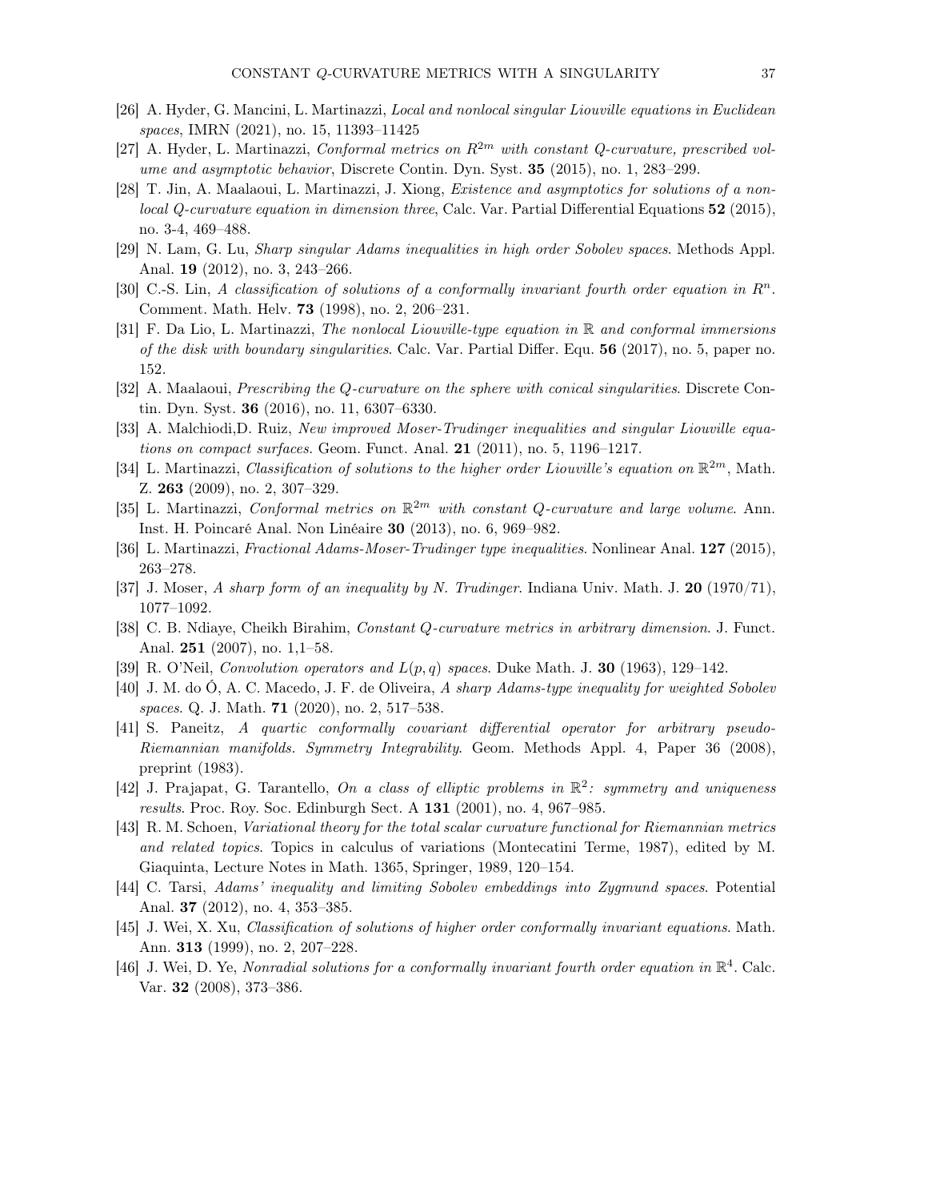[26] A. Hyder, G. Mancini, L. Martinazzi, *Local and nonlocal singular Liouville equations in Euclidean spaces*, IMRN (2021), no. 15, 11393–11425

[27] A. Hyder, L. Martinazzi, *Conformal metrics on $R^{2m}$ with constant Q-curvature, prescribed volume and asymptotic behavior*, Discrete Contin. Dyn. Syst. **35** (2015), no. 1, 283–299.

[28] T. Jin, A. Maalaoui, L. Martinazzi, J. Xiong, *Existence and asymptotics for solutions of a nonlocal Q-curvature equation in dimension three*, Calc. Var. Partial Differential Equations **52** (2015), no. 3-4, 469–488.

[29] N. Lam, G. Lu, *Sharp singular Adams inequalities in high order Sobolev spaces*. Methods Appl. Anal. **19** (2012), no. 3, 243–266.

[30] C.-S. Lin, *A classification of solutions of a conformally invariant fourth order equation in $R^n$*. Comment. Math. Helv. **73** (1998), no. 2, 206–231.

[31] F. Da Lio, L. Martinazzi, *The nonlocal Liouville-type equation in $\mathbb{R}$ and conformal immersions of the disk with boundary singularities*. Calc. Var. Partial Differ. Equ. **56** (2017), no. 5, paper no. 152.

[32] A. Maalaoui, *Prescribing the Q-curvature on the sphere with conical singularities*. Discrete Contin. Dyn. Syst. **36** (2016), no. 11, 6307–6330.

[33] A. Malchiodi,D. Ruiz, *New improved Moser-Trudinger inequalities and singular Liouville equations on compact surfaces.* Geom. Funct. Anal. **21** (2011), no. 5, 1196–1217.

[34] L. Martinazzi, *Classification of solutions to the higher order Liouville's equation on $\mathbb{R}^{2m}$*, Math. Z. **263** (2009), no. 2, 307–329.

[35] L. Martinazzi, *Conformal metrics on $\mathbb{R}^{2m}$ with constant Q-curvature and large volume*. Ann. Inst. H. Poincaré Anal. Non Linéaire **30** (2013), no. 6, 969–982.

[36] L. Martinazzi, *Fractional Adams-Moser-Trudinger type inequalities*. Nonlinear Anal. **127** (2015), 263–278.

[37] J. Moser, *A sharp form of an inequality by N. Trudinger*. Indiana Univ. Math. J. **20** (1970/71), 1077–1092.

[38] C. B. Ndiaye, Cheikh Birahim, *Constant Q-curvature metrics in arbitrary dimension*. J. Funct. Anal. **251** (2007), no. 1,1–58.

[39] R. O'Neil, *Convolution operators and $L(p, q)$ spaces*. Duke Math. J. **30** (1963), 129–142.

[40] J. M. do Ó, A. C. Macedo, J. F. de Oliveira, *A sharp Adams-type inequality for weighted Sobolev spaces*. Q. J. Math. **71** (2020), no. 2, 517–538.

[41] S. Paneitz, *A quartic conformally covariant differential operator for arbitrary pseudo-Riemannian manifolds. Symmetry Integrability*. Geom. Methods Appl. 4, Paper 36 (2008), preprint (1983).

[42] J. Prajapat, G. Tarantello, *On a class of elliptic problems in $\mathbb{R}^2$: symmetry and uniqueness results*. Proc. Roy. Soc. Edinburgh Sect. A **131** (2001), no. 4, 967–985.

[43] R. M. Schoen, *Variational theory for the total scalar curvature functional for Riemannian metrics and related topics*. Topics in calculus of variations (Montecatini Terme, 1987), edited by M. Giaquinta, Lecture Notes in Math. 1365, Springer, 1989, 120–154.

[44] C. Tarsi, *Adams' inequality and limiting Sobolev embeddings into Zygmund spaces*. Potential Anal. **37** (2012), no. 4, 353–385.

[45] J. Wei, X. Xu, *Classification of solutions of higher order conformally invariant equations*. Math. Ann. **313** (1999), no. 2, 207–228.

[46] J. Wei, D. Ye, *Nonradial solutions for a conformally invariant fourth order equation in $\mathbb{R}^4$*. Calc. Var. **32** (2008), 373–386.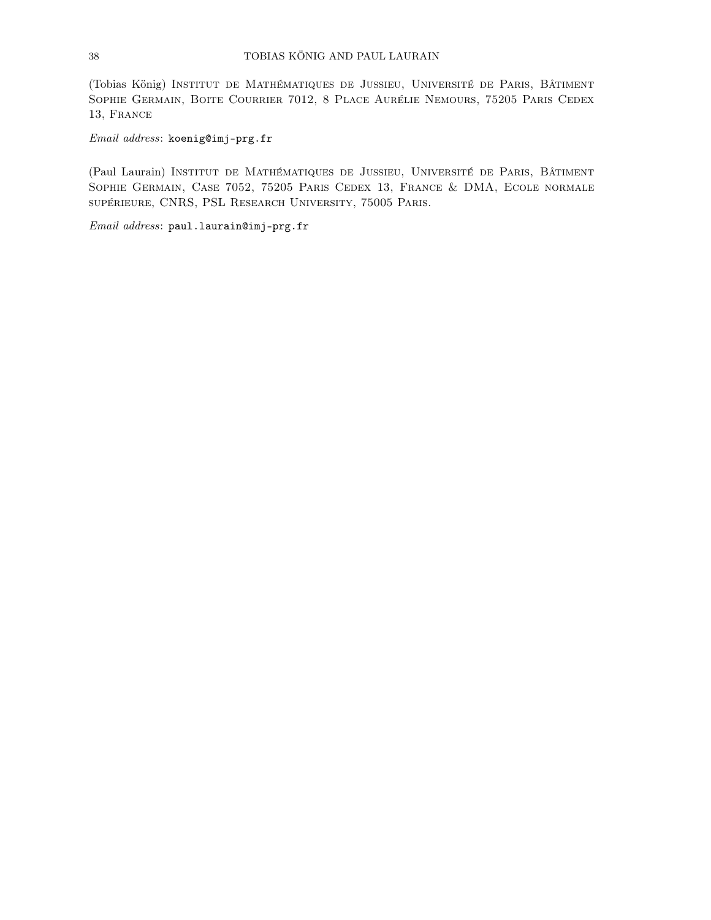(Tobias König) Institut de Mathématiques de Jussieu, Université de Paris, Bâtiment Sophie Germain, Boite Courrier 7012, 8 Place Aurélie Nemours, 75205 Paris Cedex 13, France

*Email address*: koenig@imj-prg.fr

(Paul Laurain) Institut de Mathématiques de Jussieu, Université de Paris, Bâtiment Sophie Germain, Case 7052, 75205 Paris Cedex 13, France & DMA, Ecole normale supérieure, CNRS, PSL Research University, 75005 Paris.

*Email address*: paul.laurain@imj-prg.fr